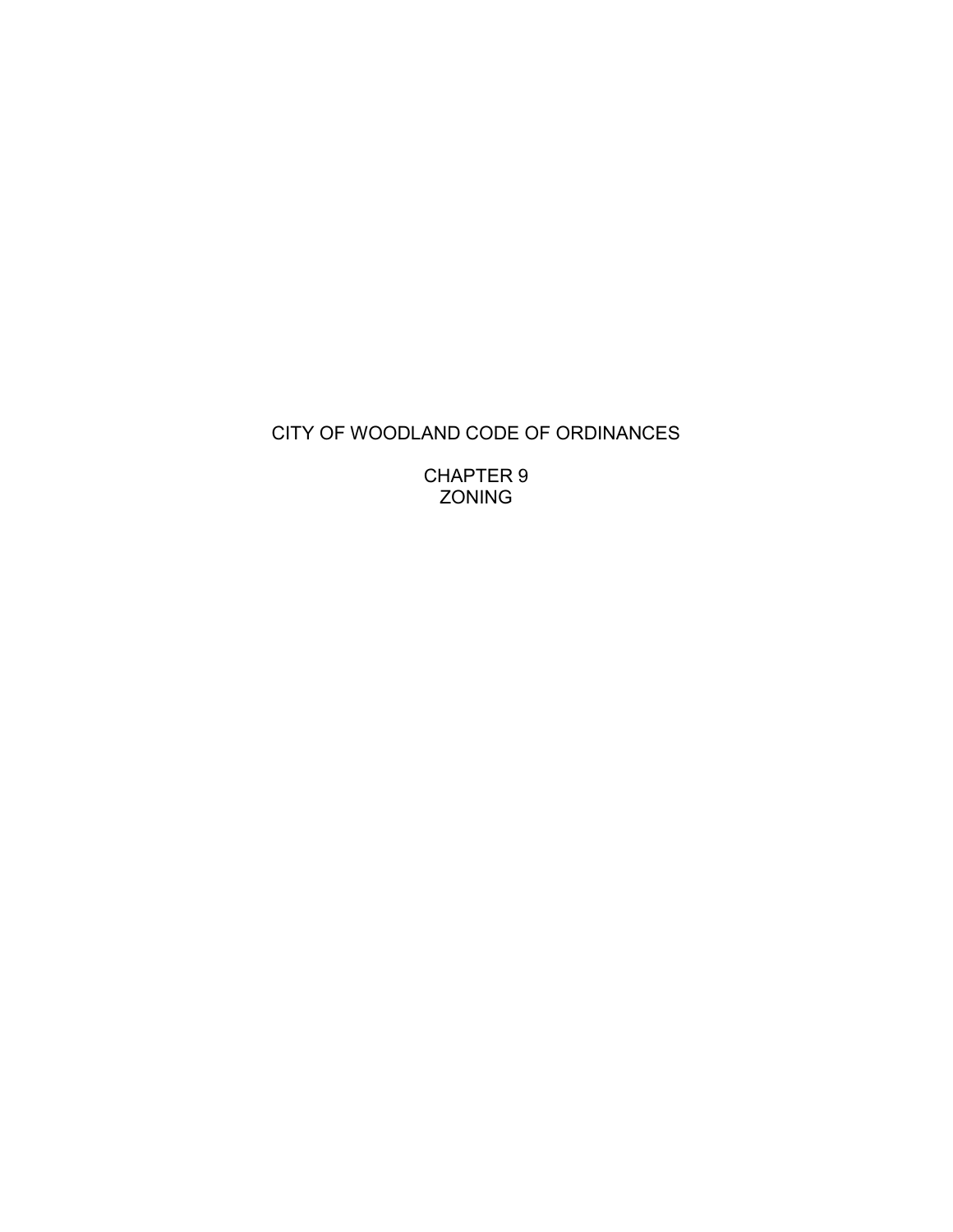# CITY OF WOODLAND CODE OF ORDINANCES

## CHAPTER 9
## ZONING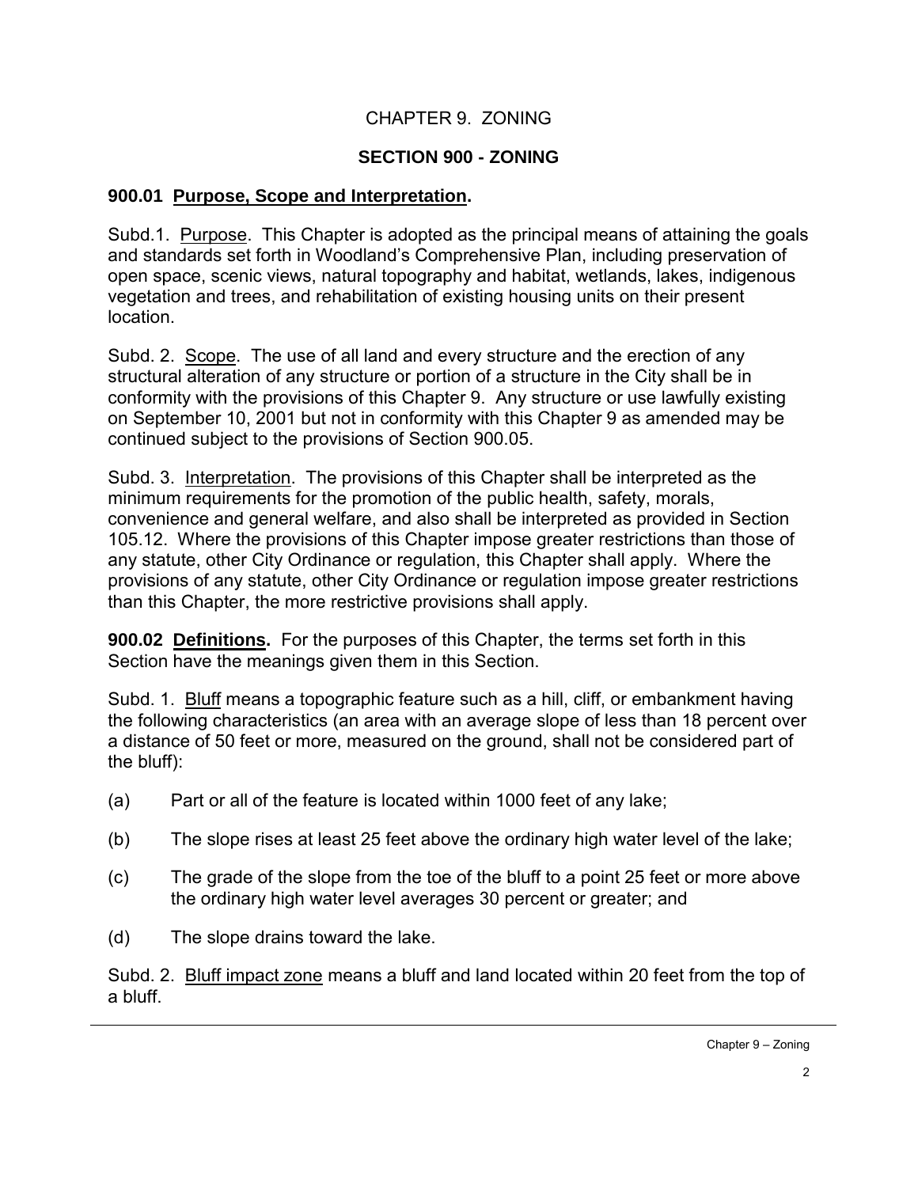# CHAPTER 9. ZONING

## SECTION 900 - ZONING

### 900.01 Purpose, Scope and Interpretation.

Subd.1. Purpose. This Chapter is adopted as the principal means of attaining the goals and standards set forth in Woodland's Comprehensive Plan, including preservation of open space, scenic views, natural topography and habitat, wetlands, lakes, indigenous vegetation and trees, and rehabilitation of existing housing units on their present location.

Subd. 2. Scope. The use of all land and every structure and the erection of any structural alteration of any structure or portion of a structure in the City shall be in conformity with the provisions of this Chapter 9. Any structure or use lawfully existing on September 10, 2001 but not in conformity with this Chapter 9 as amended may be continued subject to the provisions of Section 900.05.

Subd. 3. Interpretation. The provisions of this Chapter shall be interpreted as the minimum requirements for the promotion of the public health, safety, morals, convenience and general welfare, and also shall be interpreted as provided in Section 105.12. Where the provisions of this Chapter impose greater restrictions than those of any statute, other City Ordinance or regulation, this Chapter shall apply. Where the provisions of any statute, other City Ordinance or regulation impose greater restrictions than this Chapter, the more restrictive provisions shall apply.

**900.02 Definitions.** For the purposes of this Chapter, the terms set forth in this Section have the meanings given them in this Section.

Subd. 1. Bluff means a topographic feature such as a hill, cliff, or embankment having the following characteristics (an area with an average slope of less than 18 percent over a distance of 50 feet or more, measured on the ground, shall not be considered part of the bluff):

(a) Part or all of the feature is located within 1000 feet of any lake;

(b) The slope rises at least 25 feet above the ordinary high water level of the lake;

(c) The grade of the slope from the toe of the bluff to a point 25 feet or more above the ordinary high water level averages 30 percent or greater; and

(d) The slope drains toward the lake.

Subd. 2. Bluff impact zone means a bluff and land located within 20 feet from the top of a bluff.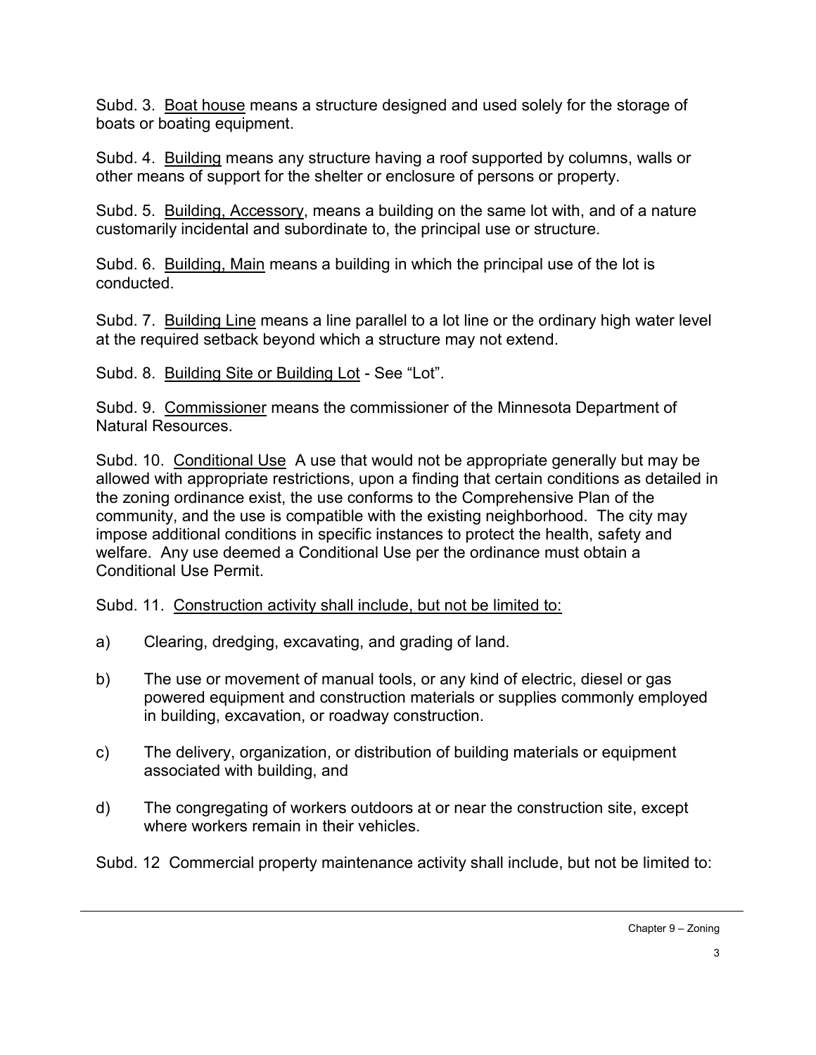Subd. 3. <u>Boat house</u> means a structure designed and used solely for the storage of boats or boating equipment.

Subd. 4. <u>Building</u> means any structure having a roof supported by columns, walls or other means of support for the shelter or enclosure of persons or property.

Subd. 5. <u>Building, Accessory</u>, means a building on the same lot with, and of a nature customarily incidental and subordinate to, the principal use or structure.

Subd. 6. <u>Building, Main</u> means a building in which the principal use of the lot is conducted.

Subd. 7. <u>Building Line</u> means a line parallel to a lot line or the ordinary high water level at the required setback beyond which a structure may not extend.

Subd. 8. <u>Building Site or Building Lot</u> - See "Lot".

Subd. 9. <u>Commissioner</u> means the commissioner of the Minnesota Department of Natural Resources.

Subd. 10. <u>Conditional Use</u> A use that would not be appropriate generally but may be allowed with appropriate restrictions, upon a finding that certain conditions as detailed in the zoning ordinance exist, the use conforms to the Comprehensive Plan of the community, and the use is compatible with the existing neighborhood. The city may impose additional conditions in specific instances to protect the health, safety and welfare. Any use deemed a Conditional Use per the ordinance must obtain a Conditional Use Permit.

Subd. 11. <u>Construction activity shall include, but not be limited to:</u>

a) Clearing, dredging, excavating, and grading of land.

b) The use or movement of manual tools, or any kind of electric, diesel or gas powered equipment and construction materials or supplies commonly employed in building, excavation, or roadway construction.

c) The delivery, organization, or distribution of building materials or equipment associated with building, and

d) The congregating of workers outdoors at or near the construction site, except where workers remain in their vehicles.

Subd. 12 Commercial property maintenance activity shall include, but not be limited to: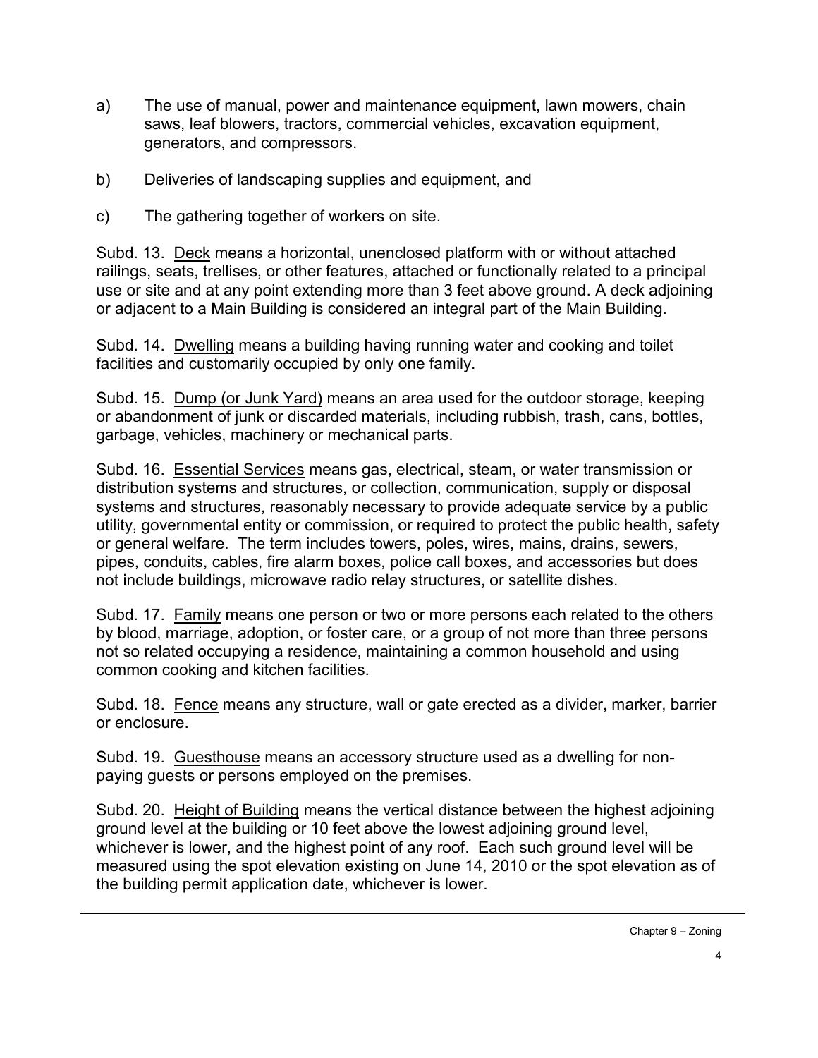a) The use of manual, power and maintenance equipment, lawn mowers, chain saws, leaf blowers, tractors, commercial vehicles, excavation equipment, generators, and compressors.

b) Deliveries of landscaping supplies and equipment, and

c) The gathering together of workers on site.

Subd. 13. <u>Deck</u> means a horizontal, unenclosed platform with or without attached railings, seats, trellises, or other features, attached or functionally related to a principal use or site and at any point extending more than 3 feet above ground. A deck adjoining or adjacent to a Main Building is considered an integral part of the Main Building.

Subd. 14. <u>Dwelling</u> means a building having running water and cooking and toilet facilities and customarily occupied by only one family.

Subd. 15. <u>Dump (or Junk Yard)</u> means an area used for the outdoor storage, keeping or abandonment of junk or discarded materials, including rubbish, trash, cans, bottles, garbage, vehicles, machinery or mechanical parts.

Subd. 16. <u>Essential Services</u> means gas, electrical, steam, or water transmission or distribution systems and structures, or collection, communication, supply or disposal systems and structures, reasonably necessary to provide adequate service by a public utility, governmental entity or commission, or required to protect the public health, safety or general welfare. The term includes towers, poles, wires, mains, drains, sewers, pipes, conduits, cables, fire alarm boxes, police call boxes, and accessories but does not include buildings, microwave radio relay structures, or satellite dishes.

Subd. 17. <u>Family</u> means one person or two or more persons each related to the others by blood, marriage, adoption, or foster care, or a group of not more than three persons not so related occupying a residence, maintaining a common household and using common cooking and kitchen facilities.

Subd. 18. <u>Fence</u> means any structure, wall or gate erected as a divider, marker, barrier or enclosure.

Subd. 19. <u>Guesthouse</u> means an accessory structure used as a dwelling for non-paying guests or persons employed on the premises.

Subd. 20. <u>Height of Building</u> means the vertical distance between the highest adjoining ground level at the building or 10 feet above the lowest adjoining ground level, whichever is lower, and the highest point of any roof. Each such ground level will be measured using the spot elevation existing on June 14, 2010 or the spot elevation as of the building permit application date, whichever is lower.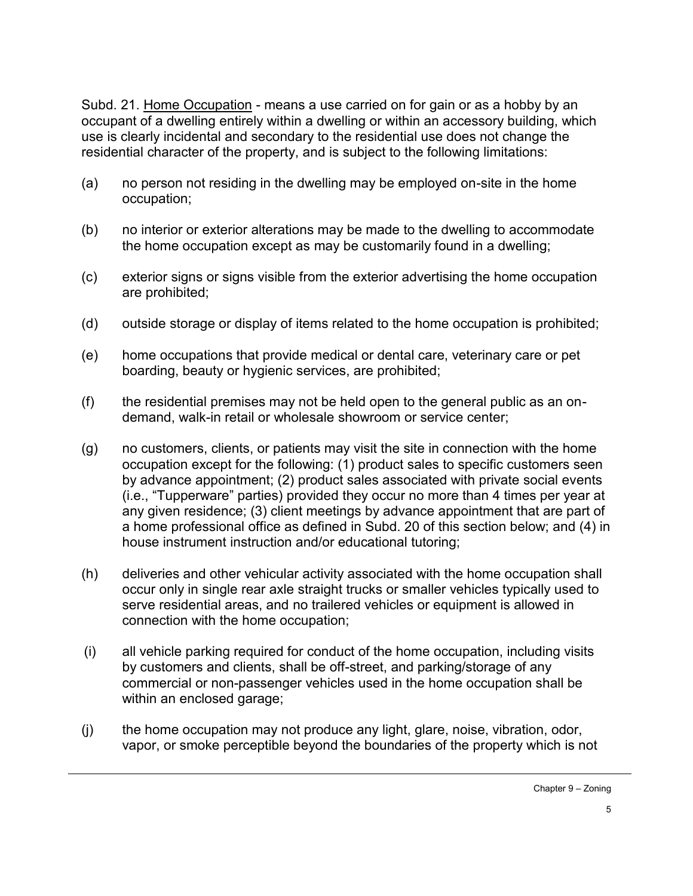Subd. 21. <u>Home Occupation</u> - means a use carried on for gain or as a hobby by an occupant of a dwelling entirely within a dwelling or within an accessory building, which use is clearly incidental and secondary to the residential use does not change the residential character of the property, and is subject to the following limitations:

(a) no person not residing in the dwelling may be employed on-site in the home occupation;

(b) no interior or exterior alterations may be made to the dwelling to accommodate the home occupation except as may be customarily found in a dwelling;

(c) exterior signs or signs visible from the exterior advertising the home occupation are prohibited;

(d) outside storage or display of items related to the home occupation is prohibited;

(e) home occupations that provide medical or dental care, veterinary care or pet boarding, beauty or hygienic services, are prohibited;

(f) the residential premises may not be held open to the general public as an on-demand, walk-in retail or wholesale showroom or service center;

(g) no customers, clients, or patients may visit the site in connection with the home occupation except for the following: (1) product sales to specific customers seen by advance appointment; (2) product sales associated with private social events (i.e., "Tupperware" parties) provided they occur no more than 4 times per year at any given residence; (3) client meetings by advance appointment that are part of a home professional office as defined in Subd. 20 of this section below; and (4) in house instrument instruction and/or educational tutoring;

(h) deliveries and other vehicular activity associated with the home occupation shall occur only in single rear axle straight trucks or smaller vehicles typically used to serve residential areas, and no trailered vehicles or equipment is allowed in connection with the home occupation;

(i) all vehicle parking required for conduct of the home occupation, including visits by customers and clients, shall be off-street, and parking/storage of any commercial or non-passenger vehicles used in the home occupation shall be within an enclosed garage;

(j) the home occupation may not produce any light, glare, noise, vibration, odor, vapor, or smoke perceptible beyond the boundaries of the property which is not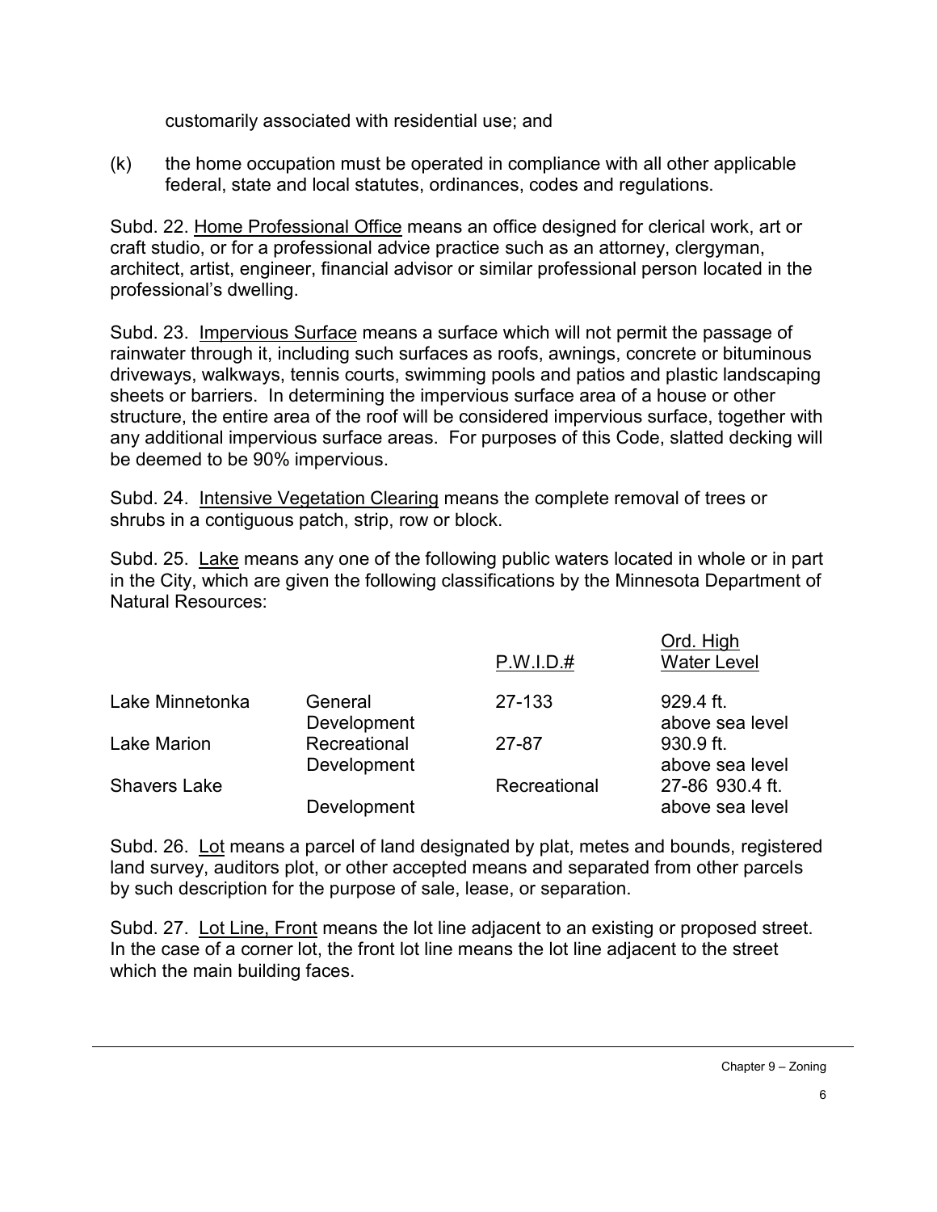customarily associated with residential use; and

(k) the home occupation must be operated in compliance with all other applicable federal, state and local statutes, ordinances, codes and regulations.

Subd. 22. Home Professional Office means an office designed for clerical work, art or craft studio, or for a professional advice practice such as an attorney, clergyman, architect, artist, engineer, financial advisor or similar professional person located in the professional's dwelling.

Subd. 23. Impervious Surface means a surface which will not permit the passage of rainwater through it, including such surfaces as roofs, awnings, concrete or bituminous driveways, walkways, tennis courts, swimming pools and patios and plastic landscaping sheets or barriers. In determining the impervious surface area of a house or other structure, the entire area of the roof will be considered impervious surface, together with any additional impervious surface areas. For purposes of this Code, slatted decking will be deemed to be 90% impervious.

Subd. 24. Intensive Vegetation Clearing means the complete removal of trees or shrubs in a contiguous patch, strip, row or block.

Subd. 25. Lake means any one of the following public waters located in whole or in part in the City, which are given the following classifications by the Minnesota Department of Natural Resources:

| | | P.W.I.D.# | Ord. High Water Level |
|---|---|---|---|
| Lake Minnetonka | General Development | 27-133 | 929.4 ft. above sea level |
| Lake Marion | Recreational Development | 27-87 | 930.9 ft. above sea level |
| Shavers Lake | Development | Recreational | 27-86 930.4 ft. above sea level |

Subd. 26. Lot means a parcel of land designated by plat, metes and bounds, registered land survey, auditors plot, or other accepted means and separated from other parcels by such description for the purpose of sale, lease, or separation.

Subd. 27. Lot Line, Front means the lot line adjacent to an existing or proposed street. In the case of a corner lot, the front lot line means the lot line adjacent to the street which the main building faces.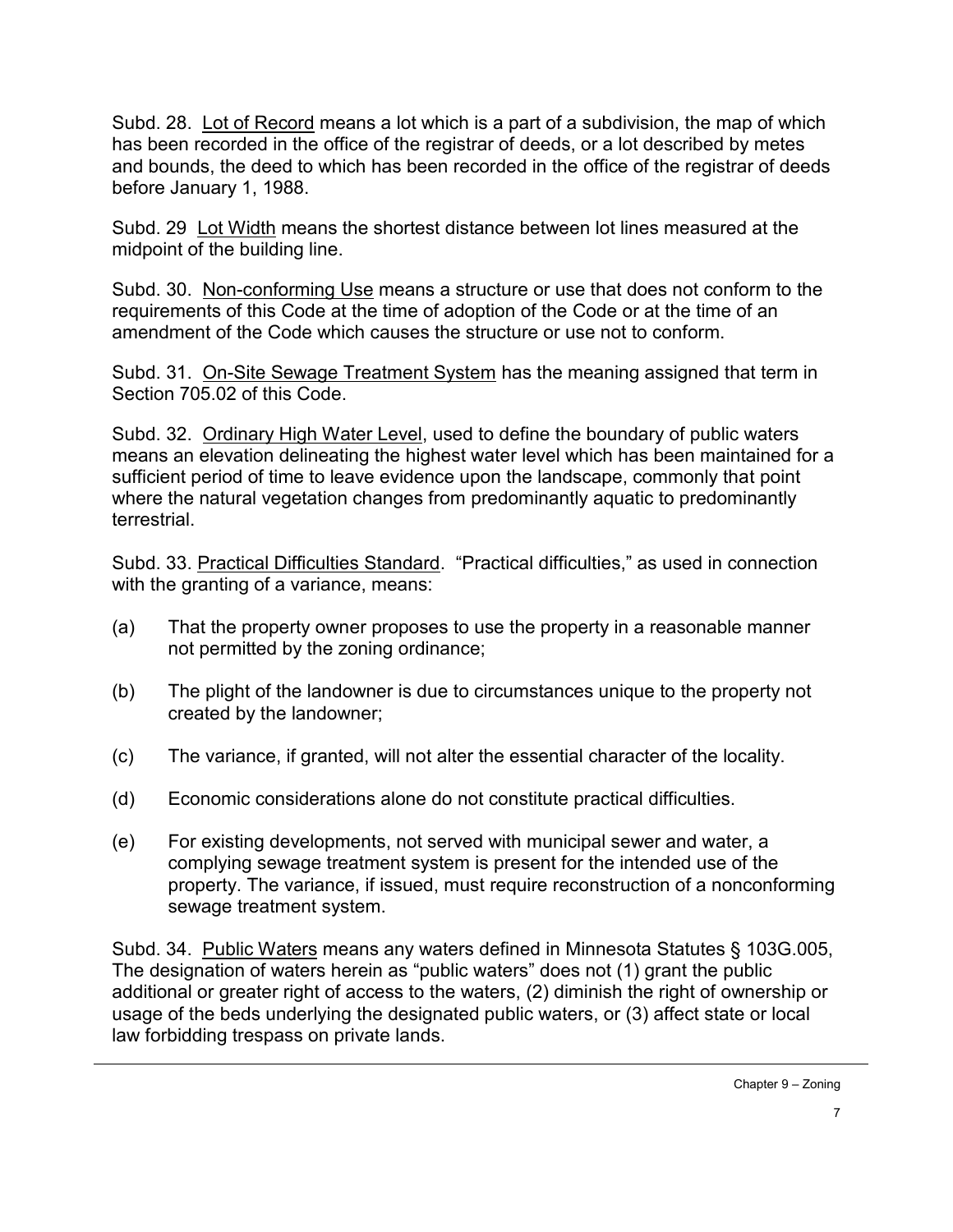Subd. 28. Lot of Record means a lot which is a part of a subdivision, the map of which has been recorded in the office of the registrar of deeds, or a lot described by metes and bounds, the deed to which has been recorded in the office of the registrar of deeds before January 1, 1988.

Subd. 29 Lot Width means the shortest distance between lot lines measured at the midpoint of the building line.

Subd. 30. Non-conforming Use means a structure or use that does not conform to the requirements of this Code at the time of adoption of the Code or at the time of an amendment of the Code which causes the structure or use not to conform.

Subd. 31. On-Site Sewage Treatment System has the meaning assigned that term in Section 705.02 of this Code.

Subd. 32. Ordinary High Water Level, used to define the boundary of public waters means an elevation delineating the highest water level which has been maintained for a sufficient period of time to leave evidence upon the landscape, commonly that point where the natural vegetation changes from predominantly aquatic to predominantly terrestrial.

Subd. 33. Practical Difficulties Standard. "Practical difficulties," as used in connection with the granting of a variance, means:

(a) That the property owner proposes to use the property in a reasonable manner not permitted by the zoning ordinance;

(b) The plight of the landowner is due to circumstances unique to the property not created by the landowner;

(c) The variance, if granted, will not alter the essential character of the locality.

(d) Economic considerations alone do not constitute practical difficulties.

(e) For existing developments, not served with municipal sewer and water, a complying sewage treatment system is present for the intended use of the property. The variance, if issued, must require reconstruction of a nonconforming sewage treatment system.

Subd. 34. Public Waters means any waters defined in Minnesota Statutes § 103G.005, The designation of waters herein as "public waters" does not (1) grant the public additional or greater right of access to the waters, (2) diminish the right of ownership or usage of the beds underlying the designated public waters, or (3) affect state or local law forbidding trespass on private lands.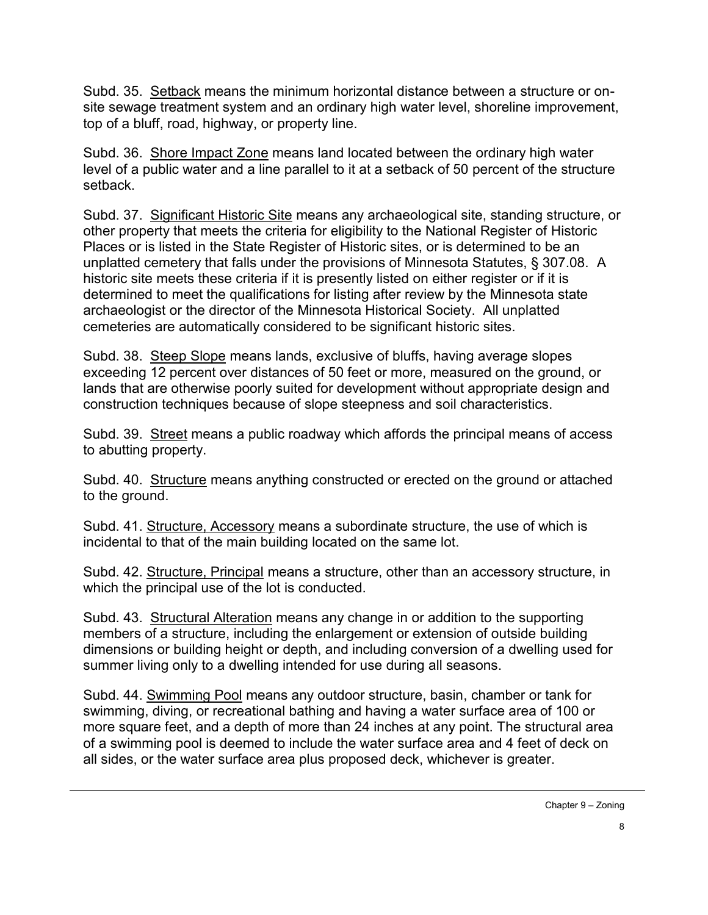Subd. 35. Setback means the minimum horizontal distance between a structure or on-site sewage treatment system and an ordinary high water level, shoreline improvement, top of a bluff, road, highway, or property line.

Subd. 36. Shore Impact Zone means land located between the ordinary high water level of a public water and a line parallel to it at a setback of 50 percent of the structure setback.

Subd. 37. Significant Historic Site means any archaeological site, standing structure, or other property that meets the criteria for eligibility to the National Register of Historic Places or is listed in the State Register of Historic sites, or is determined to be an unplatted cemetery that falls under the provisions of Minnesota Statutes, § 307.08. A historic site meets these criteria if it is presently listed on either register or if it is determined to meet the qualifications for listing after review by the Minnesota state archaeologist or the director of the Minnesota Historical Society. All unplatted cemeteries are automatically considered to be significant historic sites.

Subd. 38. Steep Slope means lands, exclusive of bluffs, having average slopes exceeding 12 percent over distances of 50 feet or more, measured on the ground, or lands that are otherwise poorly suited for development without appropriate design and construction techniques because of slope steepness and soil characteristics.

Subd. 39. Street means a public roadway which affords the principal means of access to abutting property.

Subd. 40. Structure means anything constructed or erected on the ground or attached to the ground.

Subd. 41. Structure, Accessory means a subordinate structure, the use of which is incidental to that of the main building located on the same lot.

Subd. 42. Structure, Principal means a structure, other than an accessory structure, in which the principal use of the lot is conducted.

Subd. 43. Structural Alteration means any change in or addition to the supporting members of a structure, including the enlargement or extension of outside building dimensions or building height or depth, and including conversion of a dwelling used for summer living only to a dwelling intended for use during all seasons.

Subd. 44. Swimming Pool means any outdoor structure, basin, chamber or tank for swimming, diving, or recreational bathing and having a water surface area of 100 or more square feet, and a depth of more than 24 inches at any point. The structural area of a swimming pool is deemed to include the water surface area and 4 feet of deck on all sides, or the water surface area plus proposed deck, whichever is greater.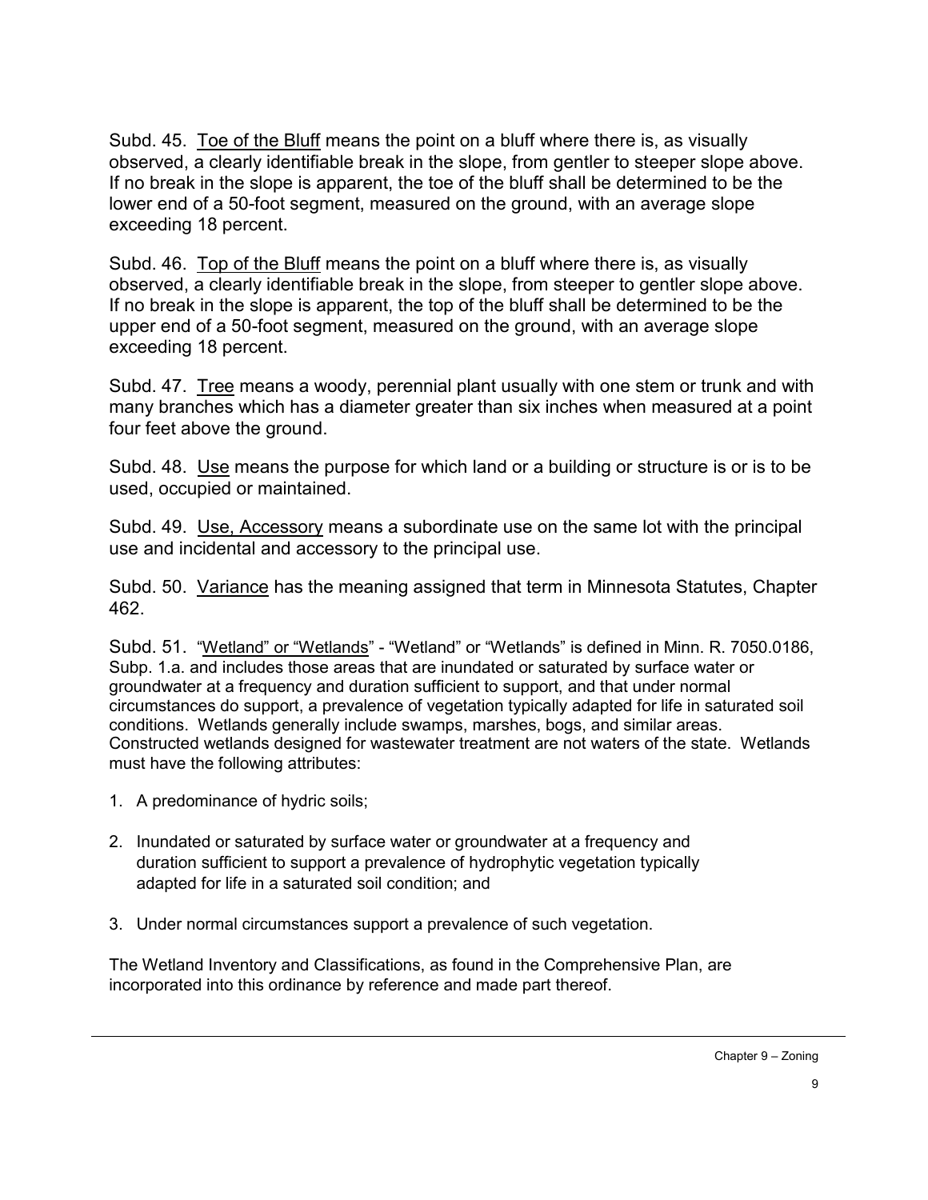Subd. 45. Toe of the Bluff means the point on a bluff where there is, as visually observed, a clearly identifiable break in the slope, from gentler to steeper slope above. If no break in the slope is apparent, the toe of the bluff shall be determined to be the lower end of a 50-foot segment, measured on the ground, with an average slope exceeding 18 percent.

Subd. 46. Top of the Bluff means the point on a bluff where there is, as visually observed, a clearly identifiable break in the slope, from steeper to gentler slope above. If no break in the slope is apparent, the top of the bluff shall be determined to be the upper end of a 50-foot segment, measured on the ground, with an average slope exceeding 18 percent.

Subd. 47. Tree means a woody, perennial plant usually with one stem or trunk and with many branches which has a diameter greater than six inches when measured at a point four feet above the ground.

Subd. 48. Use means the purpose for which land or a building or structure is or is to be used, occupied or maintained.

Subd. 49. Use, Accessory means a subordinate use on the same lot with the principal use and incidental and accessory to the principal use.

Subd. 50. Variance has the meaning assigned that term in Minnesota Statutes, Chapter 462.

Subd. 51. "Wetland" or "Wetlands" - "Wetland" or "Wetlands" is defined in Minn. R. 7050.0186, Subp. 1.a. and includes those areas that are inundated or saturated by surface water or groundwater at a frequency and duration sufficient to support, and that under normal circumstances do support, a prevalence of vegetation typically adapted for life in saturated soil conditions. Wetlands generally include swamps, marshes, bogs, and similar areas. Constructed wetlands designed for wastewater treatment are not waters of the state. Wetlands must have the following attributes:

1. A predominance of hydric soils;
2. Inundated or saturated by surface water or groundwater at a frequency and duration sufficient to support a prevalence of hydrophytic vegetation typically adapted for life in a saturated soil condition; and
3. Under normal circumstances support a prevalence of such vegetation.

The Wetland Inventory and Classifications, as found in the Comprehensive Plan, are incorporated into this ordinance by reference and made part thereof.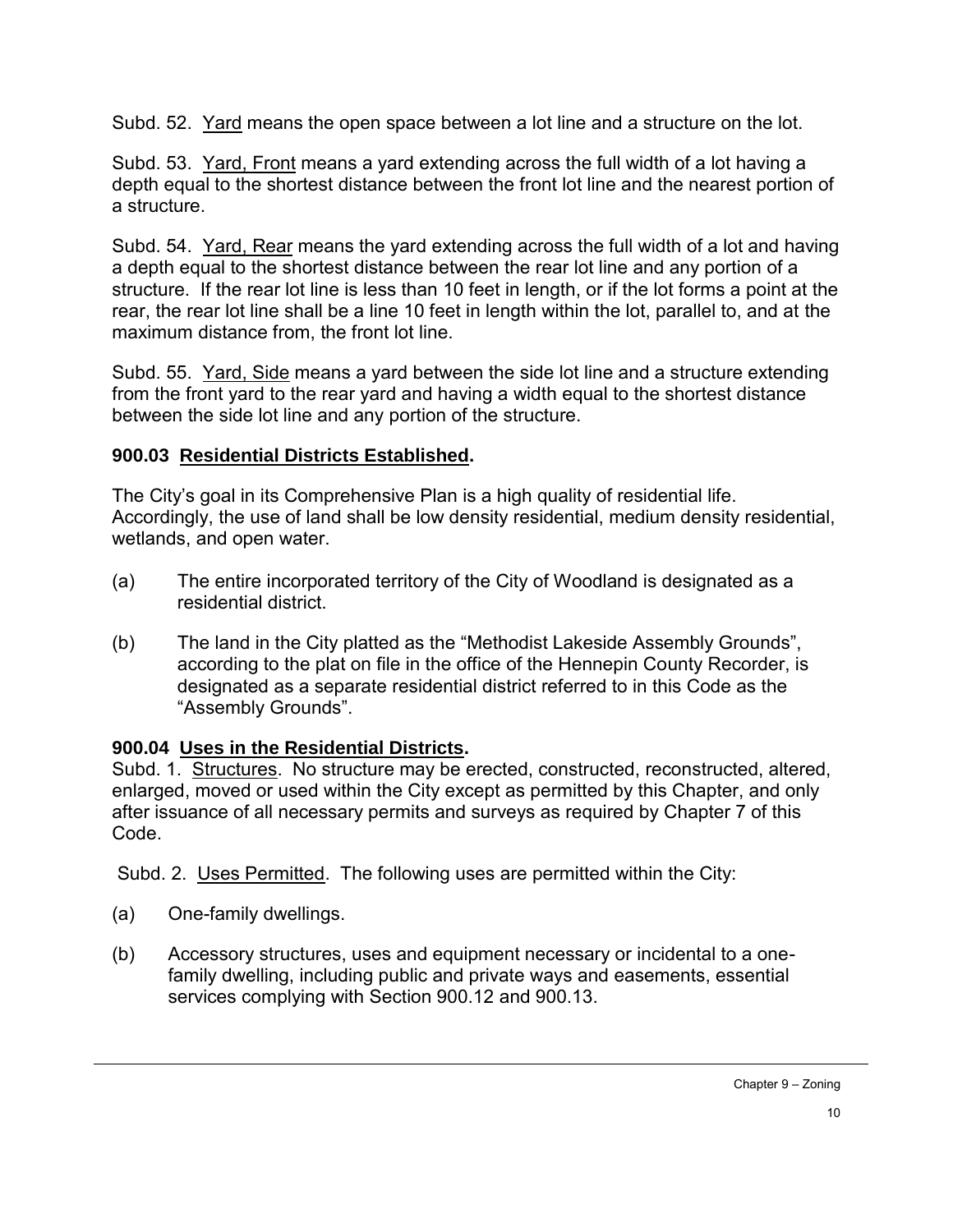Subd. 52. Yard means the open space between a lot line and a structure on the lot.

Subd. 53. Yard, Front means a yard extending across the full width of a lot having a depth equal to the shortest distance between the front lot line and the nearest portion of a structure.

Subd. 54. Yard, Rear means the yard extending across the full width of a lot and having a depth equal to the shortest distance between the rear lot line and any portion of a structure. If the rear lot line is less than 10 feet in length, or if the lot forms a point at the rear, the rear lot line shall be a line 10 feet in length within the lot, parallel to, and at the maximum distance from, the front lot line.

Subd. 55. Yard, Side means a yard between the side lot line and a structure extending from the front yard to the rear yard and having a width equal to the shortest distance between the side lot line and any portion of the structure.

## 900.03 Residential Districts Established.

The City's goal in its Comprehensive Plan is a high quality of residential life. Accordingly, the use of land shall be low density residential, medium density residential, wetlands, and open water.

(a) The entire incorporated territory of the City of Woodland is designated as a residential district.

(b) The land in the City platted as the "Methodist Lakeside Assembly Grounds", according to the plat on file in the office of the Hennepin County Recorder, is designated as a separate residential district referred to in this Code as the "Assembly Grounds".

## 900.04 Uses in the Residential Districts.

Subd. 1. Structures. No structure may be erected, constructed, reconstructed, altered, enlarged, moved or used within the City except as permitted by this Chapter, and only after issuance of all necessary permits and surveys as required by Chapter 7 of this Code.

Subd. 2. Uses Permitted. The following uses are permitted within the City:

(a) One-family dwellings.

(b) Accessory structures, uses and equipment necessary or incidental to a one-family dwelling, including public and private ways and easements, essential services complying with Section 900.12 and 900.13.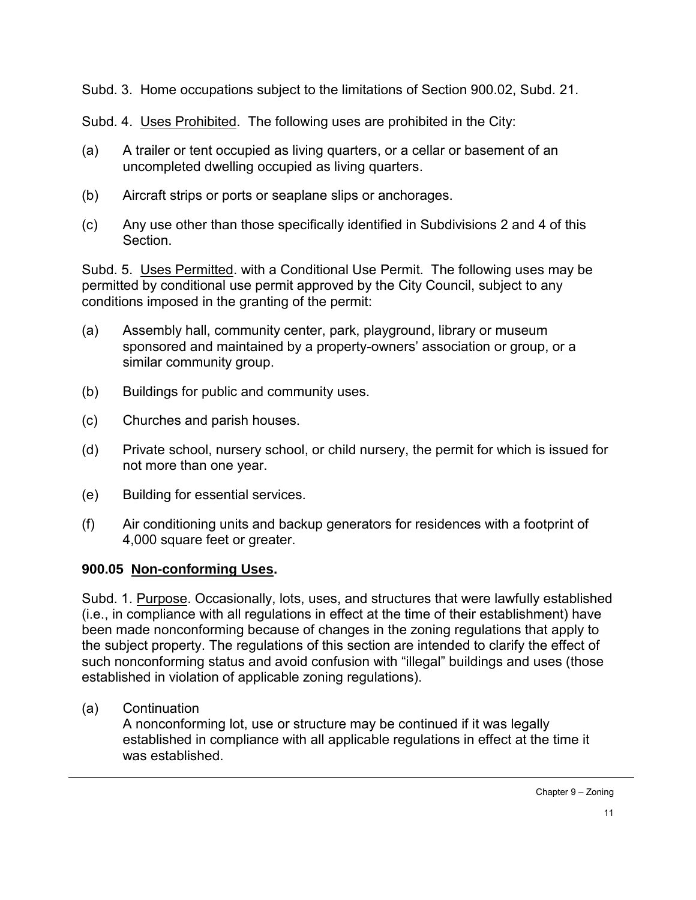Subd. 3. Home occupations subject to the limitations of Section 900.02, Subd. 21.

Subd. 4. Uses Prohibited. The following uses are prohibited in the City:

(a) A trailer or tent occupied as living quarters, or a cellar or basement of an uncompleted dwelling occupied as living quarters.

(b) Aircraft strips or ports or seaplane slips or anchorages.

(c) Any use other than those specifically identified in Subdivisions 2 and 4 of this Section.

Subd. 5. Uses Permitted. with a Conditional Use Permit. The following uses may be permitted by conditional use permit approved by the City Council, subject to any conditions imposed in the granting of the permit:

(a) Assembly hall, community center, park, playground, library or museum sponsored and maintained by a property-owners' association or group, or a similar community group.

(b) Buildings for public and community uses.

(c) Churches and parish houses.

(d) Private school, nursery school, or child nursery, the permit for which is issued for not more than one year.

(e) Building for essential services.

(f) Air conditioning units and backup generators for residences with a footprint of 4,000 square feet or greater.

### 900.05 Non-conforming Uses.

Subd. 1. Purpose. Occasionally, lots, uses, and structures that were lawfully established (i.e., in compliance with all regulations in effect at the time of their establishment) have been made nonconforming because of changes in the zoning regulations that apply to the subject property. The regulations of this section are intended to clarify the effect of such nonconforming status and avoid confusion with "illegal" buildings and uses (those established in violation of applicable zoning regulations).

(a) Continuation
A nonconforming lot, use or structure may be continued if it was legally established in compliance with all applicable regulations in effect at the time it was established.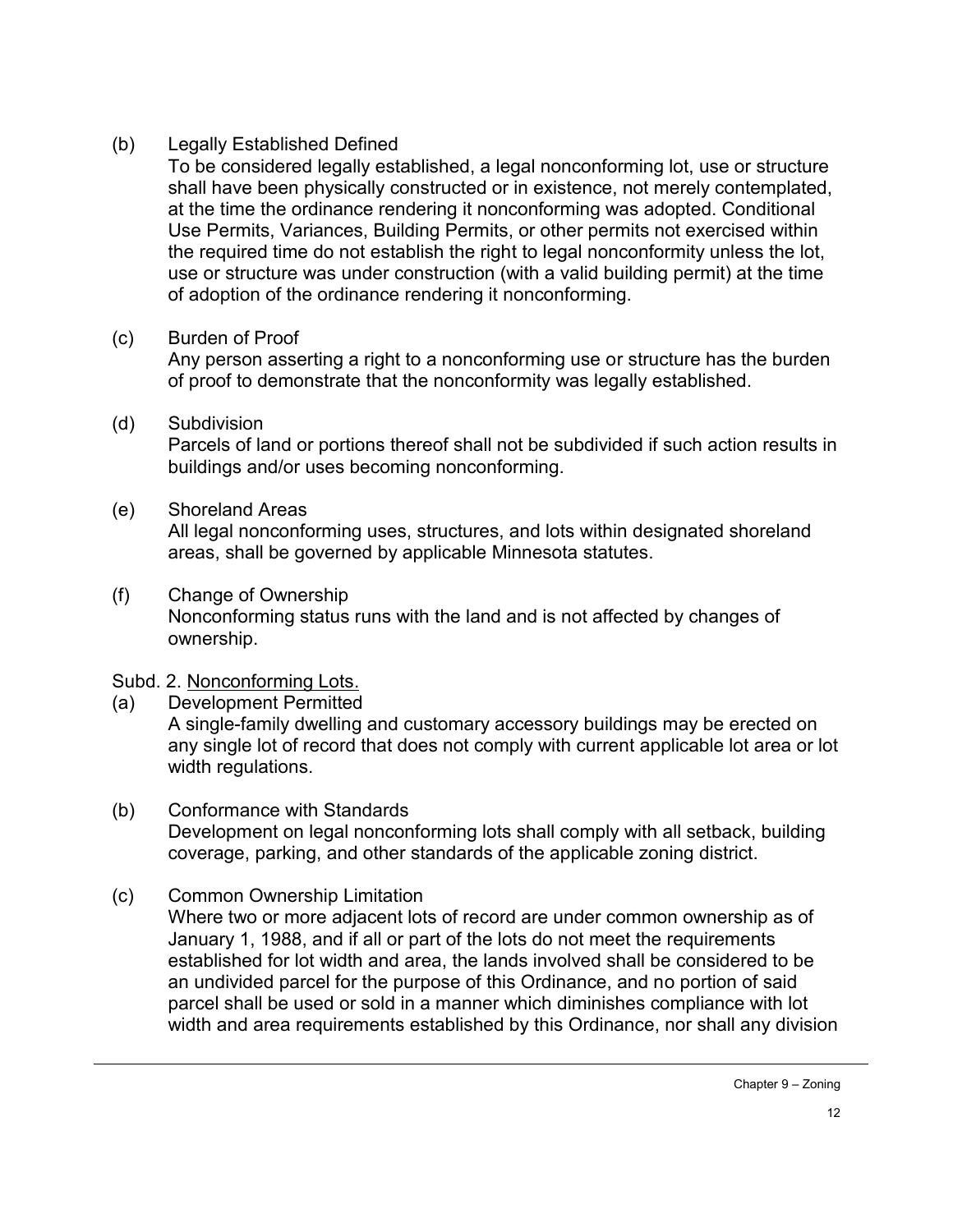(b) Legally Established Defined

To be considered legally established, a legal nonconforming lot, use or structure shall have been physically constructed or in existence, not merely contemplated, at the time the ordinance rendering it nonconforming was adopted. Conditional Use Permits, Variances, Building Permits, or other permits not exercised within the required time do not establish the right to legal nonconformity unless the lot, use or structure was under construction (with a valid building permit) at the time of adoption of the ordinance rendering it nonconforming.

(c) Burden of Proof

Any person asserting a right to a nonconforming use or structure has the burden of proof to demonstrate that the nonconformity was legally established.

(d) Subdivision

Parcels of land or portions thereof shall not be subdivided if such action results in buildings and/or uses becoming nonconforming.

(e) Shoreland Areas

All legal nonconforming uses, structures, and lots within designated shoreland areas, shall be governed by applicable Minnesota statutes.

(f) Change of Ownership

Nonconforming status runs with the land and is not affected by changes of ownership.

Subd. 2. Nonconforming Lots.

(a) Development Permitted

A single-family dwelling and customary accessory buildings may be erected on any single lot of record that does not comply with current applicable lot area or lot width regulations.

(b) Conformance with Standards

Development on legal nonconforming lots shall comply with all setback, building coverage, parking, and other standards of the applicable zoning district.

(c) Common Ownership Limitation

Where two or more adjacent lots of record are under common ownership as of January 1, 1988, and if all or part of the lots do not meet the requirements established for lot width and area, the lands involved shall be considered to be an undivided parcel for the purpose of this Ordinance, and no portion of said parcel shall be used or sold in a manner which diminishes compliance with lot width and area requirements established by this Ordinance, nor shall any division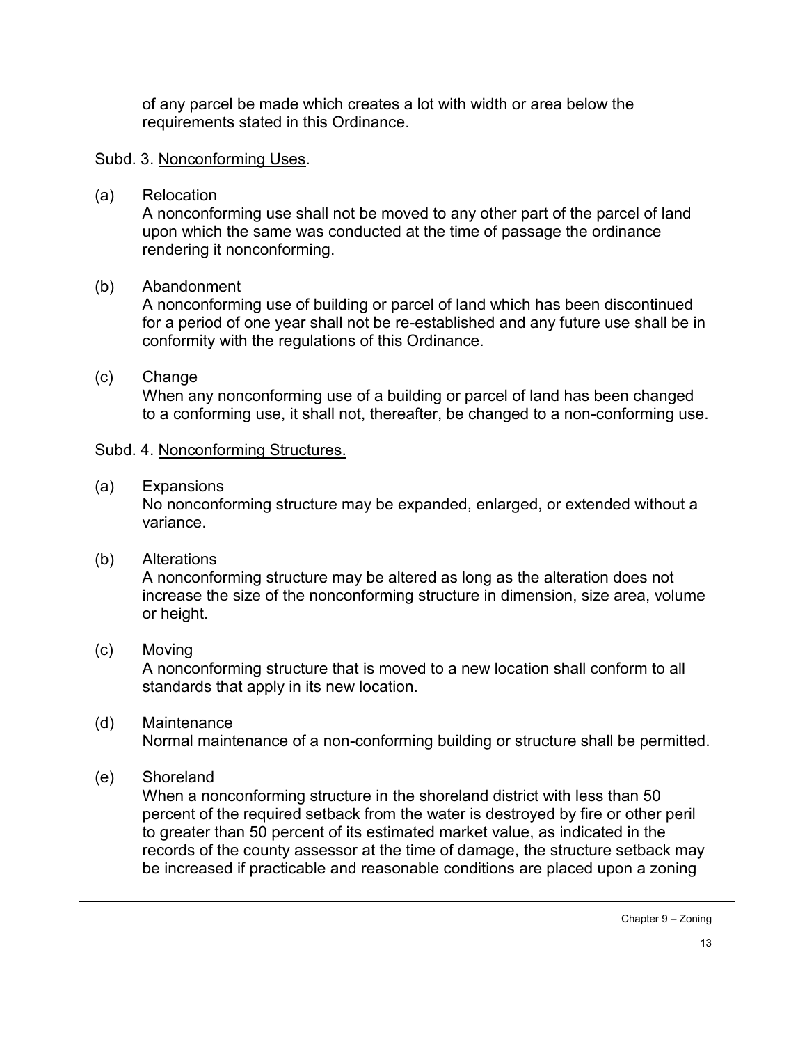of any parcel be made which creates a lot with width or area below the requirements stated in this Ordinance.

Subd. 3. Nonconforming Uses.

(a) Relocation
A nonconforming use shall not be moved to any other part of the parcel of land upon which the same was conducted at the time of passage the ordinance rendering it nonconforming.

(b) Abandonment
A nonconforming use of building or parcel of land which has been discontinued for a period of one year shall not be re-established and any future use shall be in conformity with the regulations of this Ordinance.

(c) Change
When any nonconforming use of a building or parcel of land has been changed to a conforming use, it shall not, thereafter, be changed to a non-conforming use.

Subd. 4. Nonconforming Structures.

(a) Expansions
No nonconforming structure may be expanded, enlarged, or extended without a variance.

(b) Alterations
A nonconforming structure may be altered as long as the alteration does not increase the size of the nonconforming structure in dimension, size area, volume or height.

(c) Moving
A nonconforming structure that is moved to a new location shall conform to all standards that apply in its new location.

(d) Maintenance
Normal maintenance of a non-conforming building or structure shall be permitted.

(e) Shoreland
When a nonconforming structure in the shoreland district with less than 50 percent of the required setback from the water is destroyed by fire or other peril to greater than 50 percent of its estimated market value, as indicated in the records of the county assessor at the time of damage, the structure setback may be increased if practicable and reasonable conditions are placed upon a zoning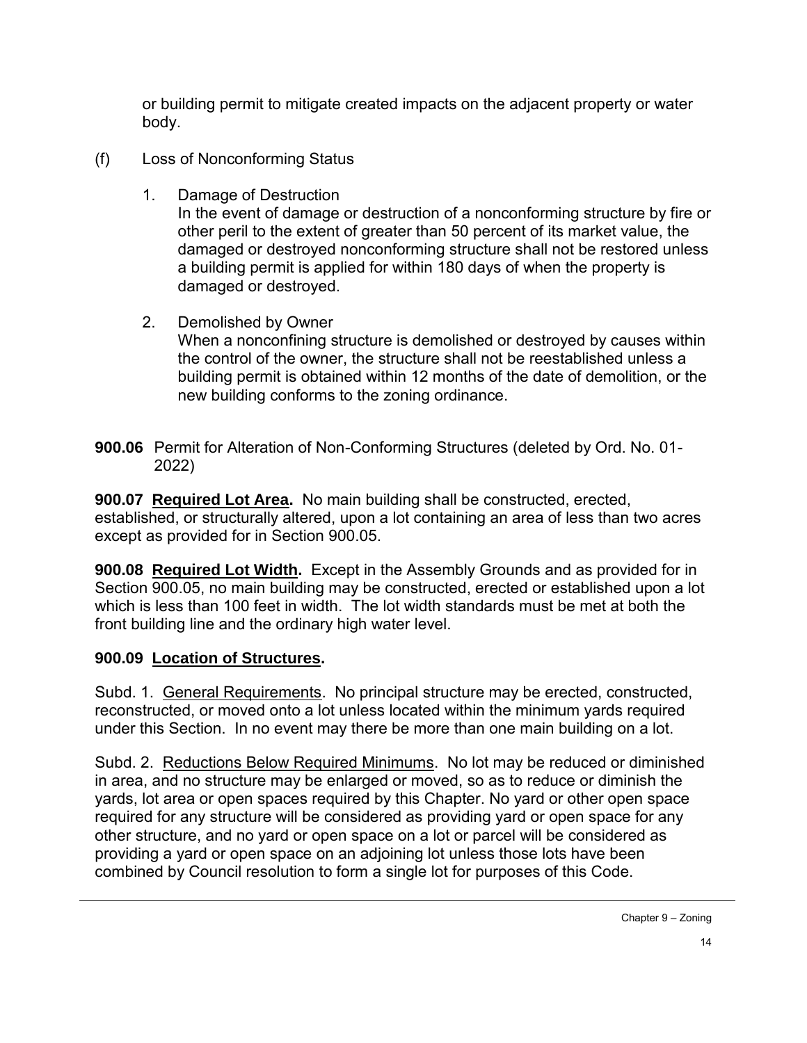or building permit to mitigate created impacts on the adjacent property or water body.

(f) Loss of Nonconforming Status

1. Damage of Destruction
   In the event of damage or destruction of a nonconforming structure by fire or other peril to the extent of greater than 50 percent of its market value, the damaged or destroyed nonconforming structure shall not be restored unless a building permit is applied for within 180 days of when the property is damaged or destroyed.

2. Demolished by Owner
   When a nonconfining structure is demolished or destroyed by causes within the control of the owner, the structure shall not be reestablished unless a building permit is obtained within 12 months of the date of demolition, or the new building conforms to the zoning ordinance.

**900.06** Permit for Alteration of Non-Conforming Structures (deleted by Ord. No. 01-2022)

**900.07 Required Lot Area.** No main building shall be constructed, erected, established, or structurally altered, upon a lot containing an area of less than two acres except as provided for in Section 900.05.

**900.08 Required Lot Width.** Except in the Assembly Grounds and as provided for in Section 900.05, no main building may be constructed, erected or established upon a lot which is less than 100 feet in width. The lot width standards must be met at both the front building line and the ordinary high water level.

**900.09 Location of Structures.**

Subd. 1. General Requirements. No principal structure may be erected, constructed, reconstructed, or moved onto a lot unless located within the minimum yards required under this Section. In no event may there be more than one main building on a lot.

Subd. 2. Reductions Below Required Minimums. No lot may be reduced or diminished in area, and no structure may be enlarged or moved, so as to reduce or diminish the yards, lot area or open spaces required by this Chapter. No yard or other open space required for any structure will be considered as providing yard or open space for any other structure, and no yard or open space on a lot or parcel will be considered as providing a yard or open space on an adjoining lot unless those lots have been combined by Council resolution to form a single lot for purposes of this Code.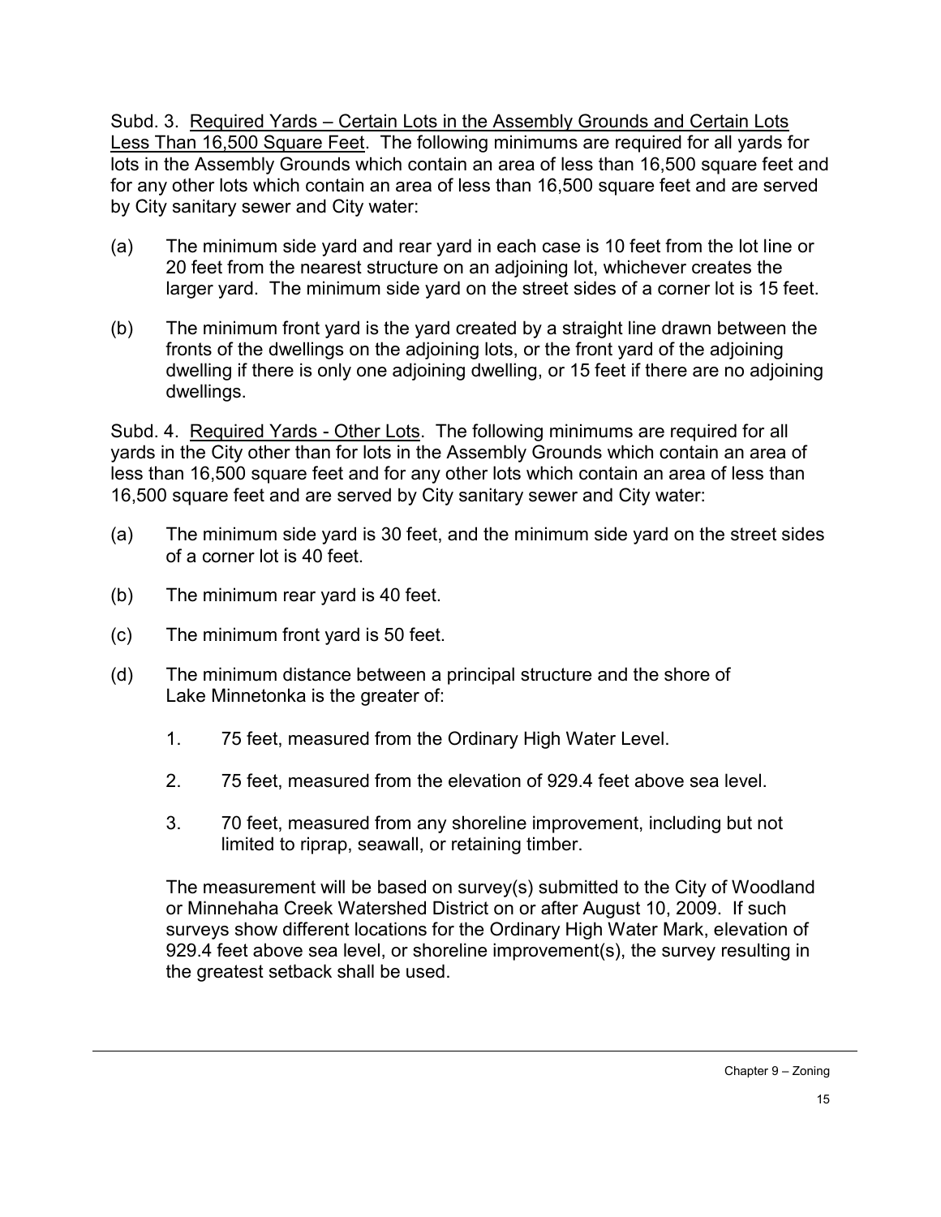Subd. 3. Required Yards – Certain Lots in the Assembly Grounds and Certain Lots Less Than 16,500 Square Feet. The following minimums are required for all yards for lots in the Assembly Grounds which contain an area of less than 16,500 square feet and for any other lots which contain an area of less than 16,500 square feet and are served by City sanitary sewer and City water:

(a) The minimum side yard and rear yard in each case is 10 feet from the lot line or 20 feet from the nearest structure on an adjoining lot, whichever creates the larger yard. The minimum side yard on the street sides of a corner lot is 15 feet.

(b) The minimum front yard is the yard created by a straight line drawn between the fronts of the dwellings on the adjoining lots, or the front yard of the adjoining dwelling if there is only one adjoining dwelling, or 15 feet if there are no adjoining dwellings.

Subd. 4. Required Yards - Other Lots. The following minimums are required for all yards in the City other than for lots in the Assembly Grounds which contain an area of less than 16,500 square feet and for any other lots which contain an area of less than 16,500 square feet and are served by City sanitary sewer and City water:

(a) The minimum side yard is 30 feet, and the minimum side yard on the street sides of a corner lot is 40 feet.

(b) The minimum rear yard is 40 feet.

(c) The minimum front yard is 50 feet.

(d) The minimum distance between a principal structure and the shore of Lake Minnetonka is the greater of:

1. 75 feet, measured from the Ordinary High Water Level.

2. 75 feet, measured from the elevation of 929.4 feet above sea level.

3. 70 feet, measured from any shoreline improvement, including but not limited to riprap, seawall, or retaining timber.

The measurement will be based on survey(s) submitted to the City of Woodland or Minnehaha Creek Watershed District on or after August 10, 2009. If such surveys show different locations for the Ordinary High Water Mark, elevation of 929.4 feet above sea level, or shoreline improvement(s), the survey resulting in the greatest setback shall be used.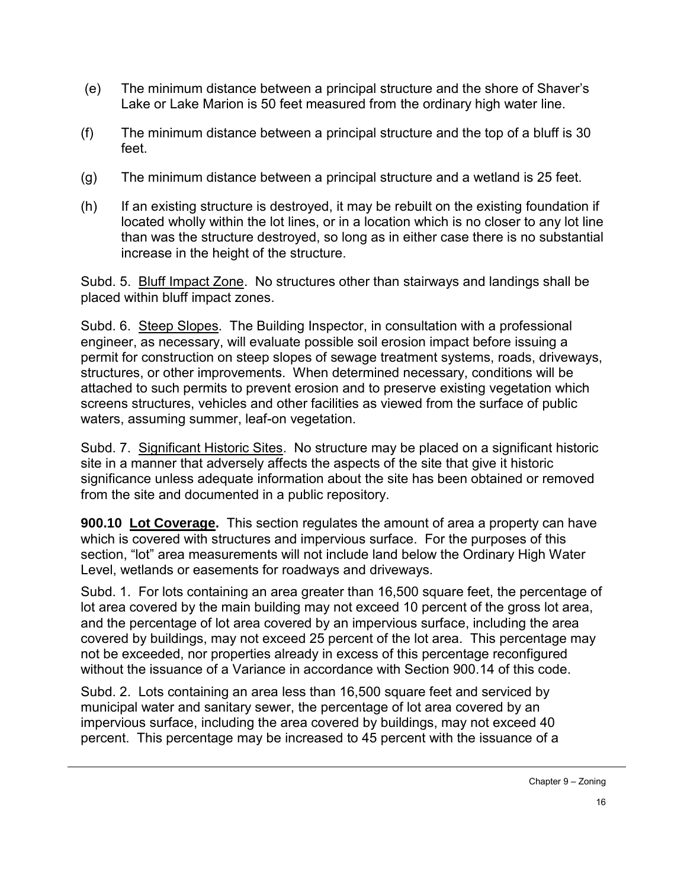(e) The minimum distance between a principal structure and the shore of Shaver's Lake or Lake Marion is 50 feet measured from the ordinary high water line.

(f) The minimum distance between a principal structure and the top of a bluff is 30 feet.

(g) The minimum distance between a principal structure and a wetland is 25 feet.

(h) If an existing structure is destroyed, it may be rebuilt on the existing foundation if located wholly within the lot lines, or in a location which is no closer to any lot line than was the structure destroyed, so long as in either case there is no substantial increase in the height of the structure.

Subd. 5. Bluff Impact Zone. No structures other than stairways and landings shall be placed within bluff impact zones.

Subd. 6. Steep Slopes. The Building Inspector, in consultation with a professional engineer, as necessary, will evaluate possible soil erosion impact before issuing a permit for construction on steep slopes of sewage treatment systems, roads, driveways, structures, or other improvements. When determined necessary, conditions will be attached to such permits to prevent erosion and to preserve existing vegetation which screens structures, vehicles and other facilities as viewed from the surface of public waters, assuming summer, leaf-on vegetation.

Subd. 7. Significant Historic Sites. No structure may be placed on a significant historic site in a manner that adversely affects the aspects of the site that give it historic significance unless adequate information about the site has been obtained or removed from the site and documented in a public repository.

**900.10 Lot Coverage.** This section regulates the amount of area a property can have which is covered with structures and impervious surface. For the purposes of this section, "lot" area measurements will not include land below the Ordinary High Water Level, wetlands or easements for roadways and driveways.

Subd. 1. For lots containing an area greater than 16,500 square feet, the percentage of lot area covered by the main building may not exceed 10 percent of the gross lot area, and the percentage of lot area covered by an impervious surface, including the area covered by buildings, may not exceed 25 percent of the lot area. This percentage may not be exceeded, nor properties already in excess of this percentage reconfigured without the issuance of a Variance in accordance with Section 900.14 of this code.

Subd. 2. Lots containing an area less than 16,500 square feet and serviced by municipal water and sanitary sewer, the percentage of lot area covered by an impervious surface, including the area covered by buildings, may not exceed 40 percent. This percentage may be increased to 45 percent with the issuance of a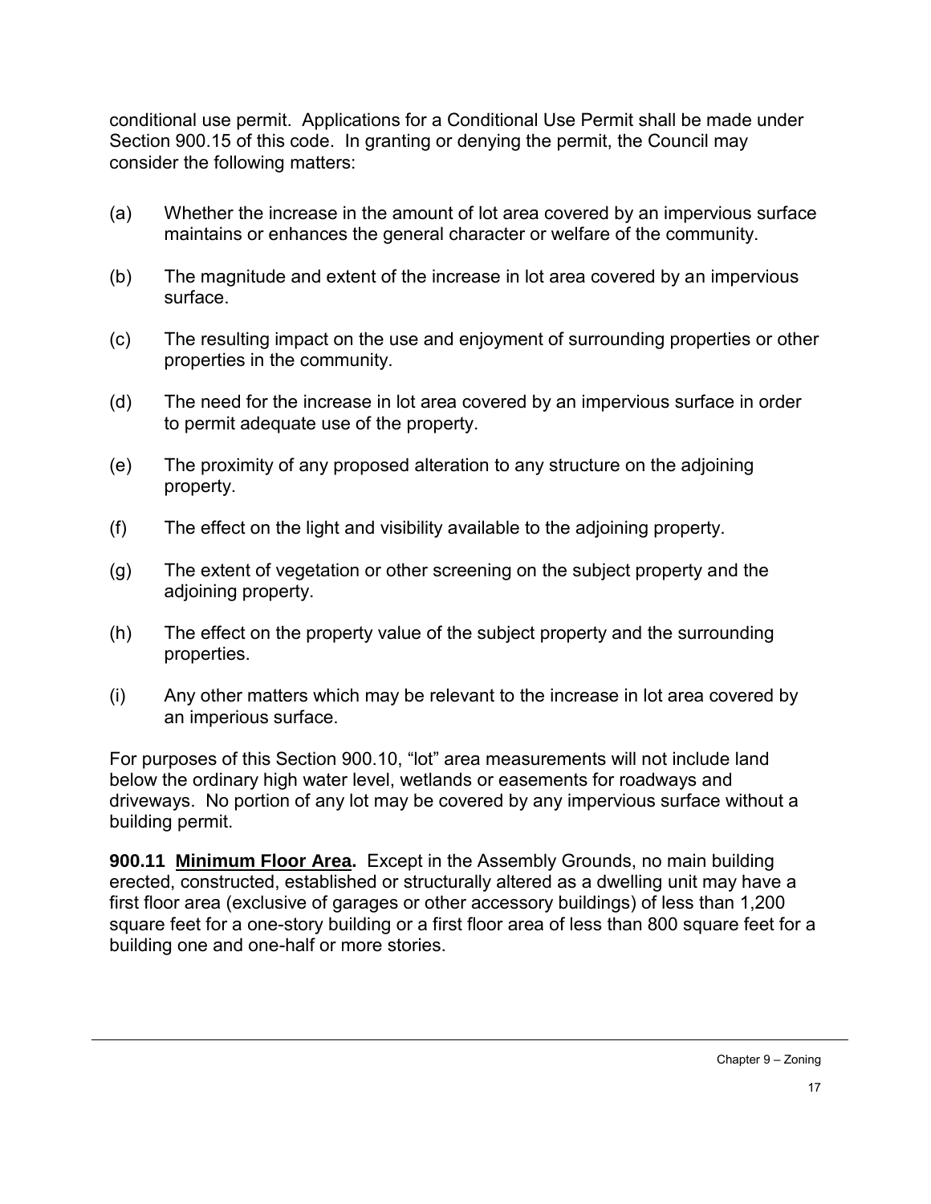conditional use permit. Applications for a Conditional Use Permit shall be made under Section 900.15 of this code. In granting or denying the permit, the Council may consider the following matters:

(a) Whether the increase in the amount of lot area covered by an impervious surface maintains or enhances the general character or welfare of the community.

(b) The magnitude and extent of the increase in lot area covered by an impervious surface.

(c) The resulting impact on the use and enjoyment of surrounding properties or other properties in the community.

(d) The need for the increase in lot area covered by an impervious surface in order to permit adequate use of the property.

(e) The proximity of any proposed alteration to any structure on the adjoining property.

(f) The effect on the light and visibility available to the adjoining property.

(g) The extent of vegetation or other screening on the subject property and the adjoining property.

(h) The effect on the property value of the subject property and the surrounding properties.

(i) Any other matters which may be relevant to the increase in lot area covered by an imperious surface.

For purposes of this Section 900.10, "lot" area measurements will not include land below the ordinary high water level, wetlands or easements for roadways and driveways. No portion of any lot may be covered by any impervious surface without a building permit.

**900.11 Minimum Floor Area.** Except in the Assembly Grounds, no main building erected, constructed, established or structurally altered as a dwelling unit may have a first floor area (exclusive of garages or other accessory buildings) of less than 1,200 square feet for a one-story building or a first floor area of less than 800 square feet for a building one and one-half or more stories.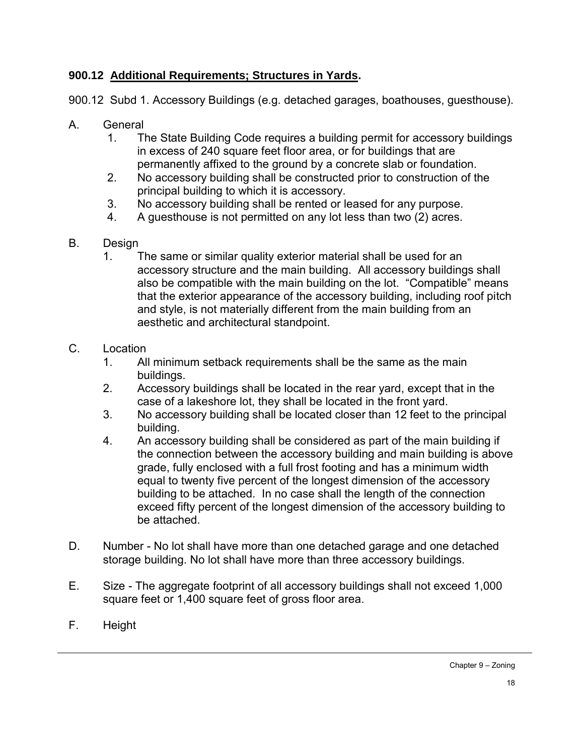### 900.12 Additional Requirements; Structures in Yards.

900.12 Subd 1. Accessory Buildings (e.g. detached garages, boathouses, guesthouse).

A. General
   1. The State Building Code requires a building permit for accessory buildings in excess of 240 square feet floor area, or for buildings that are permanently affixed to the ground by a concrete slab or foundation.
   2. No accessory building shall be constructed prior to construction of the principal building to which it is accessory.
   3. No accessory building shall be rented or leased for any purpose.
   4. A guesthouse is not permitted on any lot less than two (2) acres.

B. Design
   1. The same or similar quality exterior material shall be used for an accessory structure and the main building. All accessory buildings shall also be compatible with the main building on the lot. "Compatible" means that the exterior appearance of the accessory building, including roof pitch and style, is not materially different from the main building from an aesthetic and architectural standpoint.

C. Location
   1. All minimum setback requirements shall be the same as the main buildings.
   2. Accessory buildings shall be located in the rear yard, except that in the case of a lakeshore lot, they shall be located in the front yard.
   3. No accessory building shall be located closer than 12 feet to the principal building.
   4. An accessory building shall be considered as part of the main building if the connection between the accessory building and main building is above grade, fully enclosed with a full frost footing and has a minimum width equal to twenty five percent of the longest dimension of the accessory building to be attached. In no case shall the length of the connection exceed fifty percent of the longest dimension of the accessory building to be attached.

D. Number - No lot shall have more than one detached garage and one detached storage building. No lot shall have more than three accessory buildings.

E. Size - The aggregate footprint of all accessory buildings shall not exceed 1,000 square feet or 1,400 square feet of gross floor area.

F. Height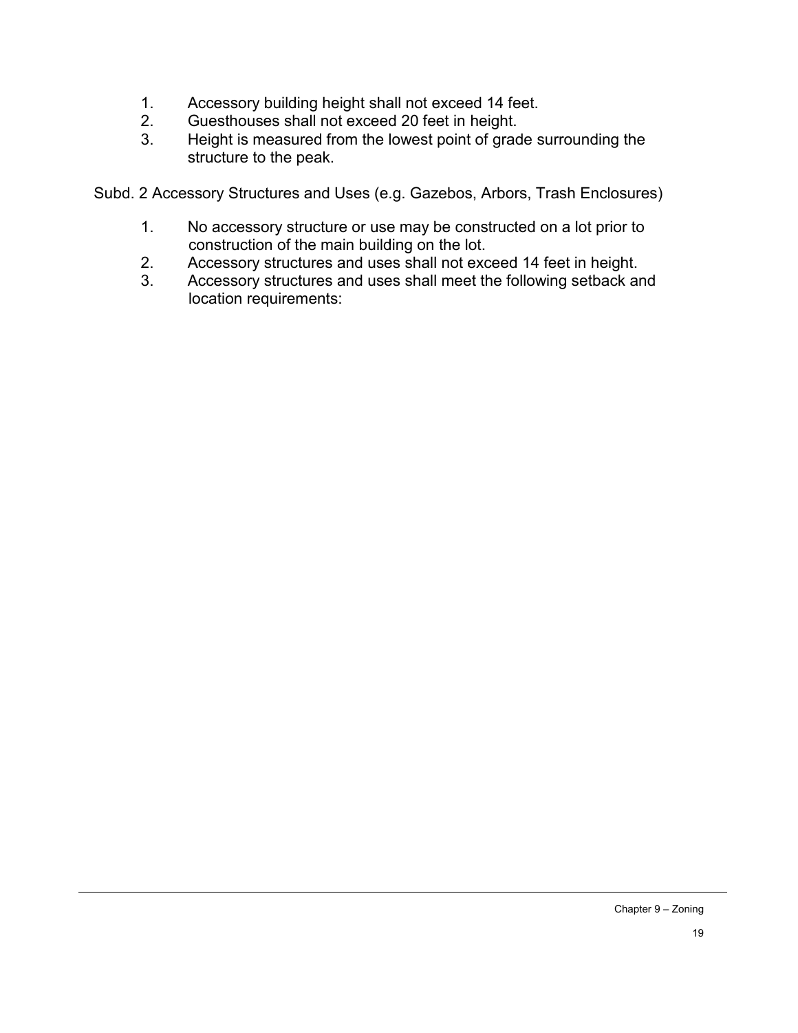1. Accessory building height shall not exceed 14 feet.
2. Guesthouses shall not exceed 20 feet in height.
3. Height is measured from the lowest point of grade surrounding the structure to the peak.

Subd. 2 Accessory Structures and Uses (e.g. Gazebos, Arbors, Trash Enclosures)

1. No accessory structure or use may be constructed on a lot prior to construction of the main building on the lot.
2. Accessory structures and uses shall not exceed 14 feet in height.
3. Accessory structures and uses shall meet the following setback and location requirements: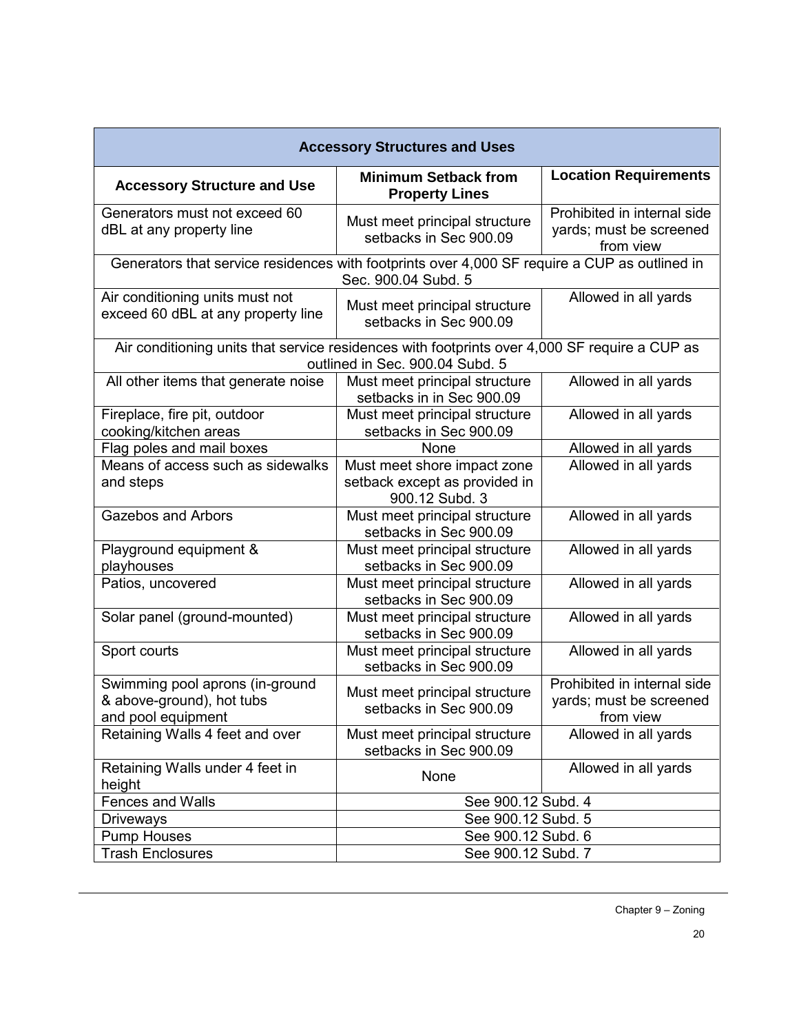| Accessory Structures and Uses | | |
|---|---|---|
| **Accessory Structure and Use** | **Minimum Setback from Property Lines** | **Location Requirements** |
| Generators must not exceed 60 dBL at any property line | Must meet principal structure setbacks in Sec 900.09 | Prohibited in internal side yards; must be screened from view |
| Generators that service residences with footprints over 4,000 SF require a CUP as outlined in Sec. 900.04 Subd. 5 | | |
| Air conditioning units must not exceed 60 dBL at any property line | Must meet principal structure setbacks in Sec 900.09 | Allowed in all yards |
| Air conditioning units that service residences with footprints over 4,000 SF require a CUP as outlined in Sec. 900.04 Subd. 5 | | |
| All other items that generate noise | Must meet principal structure setbacks in in Sec 900.09 | Allowed in all yards |
| Fireplace, fire pit, outdoor cooking/kitchen areas | Must meet principal structure setbacks in Sec 900.09 | Allowed in all yards |
| Flag poles and mail boxes | None | Allowed in all yards |
| Means of access such as sidewalks and steps | Must meet shore impact zone setback except as provided in 900.12 Subd. 3 | Allowed in all yards |
| Gazebos and Arbors | Must meet principal structure setbacks in Sec 900.09 | Allowed in all yards |
| Playground equipment & playhouses | Must meet principal structure setbacks in Sec 900.09 | Allowed in all yards |
| Patios, uncovered | Must meet principal structure setbacks in Sec 900.09 | Allowed in all yards |
| Solar panel (ground-mounted) | Must meet principal structure setbacks in Sec 900.09 | Allowed in all yards |
| Sport courts | Must meet principal structure setbacks in Sec 900.09 | Allowed in all yards |
| Swimming pool aprons (in-ground & above-ground), hot tubs and pool equipment | Must meet principal structure setbacks in Sec 900.09 | Prohibited in internal side yards; must be screened from view |
| Retaining Walls 4 feet and over | Must meet principal structure setbacks in Sec 900.09 | Allowed in all yards |
| Retaining Walls under 4 feet in height | None | Allowed in all yards |
| Fences and Walls | See 900.12 Subd. 4 | |
| Driveways | See 900.12 Subd. 5 | |
| Pump Houses | See 900.12 Subd. 6 | |
| Trash Enclosures | See 900.12 Subd. 7 | |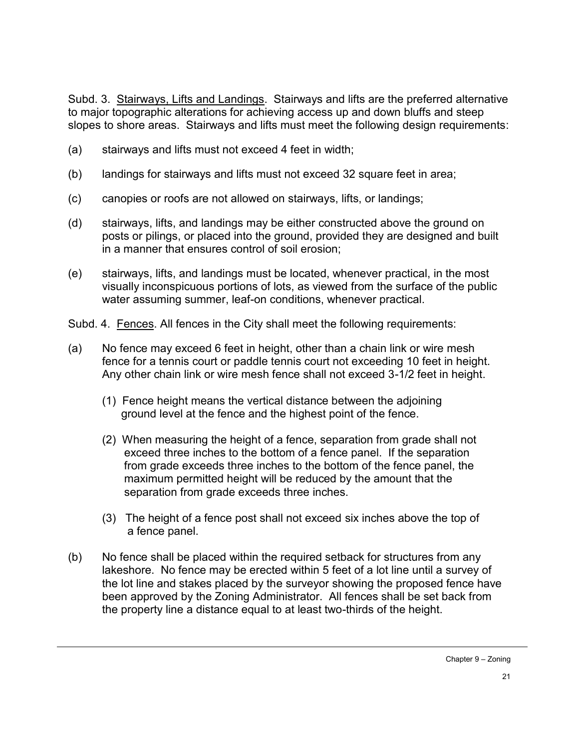Subd. 3. Stairways, Lifts and Landings. Stairways and lifts are the preferred alternative to major topographic alterations for achieving access up and down bluffs and steep slopes to shore areas. Stairways and lifts must meet the following design requirements:

(a) stairways and lifts must not exceed 4 feet in width;

(b) landings for stairways and lifts must not exceed 32 square feet in area;

(c) canopies or roofs are not allowed on stairways, lifts, or landings;

(d) stairways, lifts, and landings may be either constructed above the ground on posts or pilings, or placed into the ground, provided they are designed and built in a manner that ensures control of soil erosion;

(e) stairways, lifts, and landings must be located, whenever practical, in the most visually inconspicuous portions of lots, as viewed from the surface of the public water assuming summer, leaf-on conditions, whenever practical.

Subd. 4. Fences. All fences in the City shall meet the following requirements:

(a) No fence may exceed 6 feet in height, other than a chain link or wire mesh fence for a tennis court or paddle tennis court not exceeding 10 feet in height. Any other chain link or wire mesh fence shall not exceed 3-1/2 feet in height.

   (1) Fence height means the vertical distance between the adjoining ground level at the fence and the highest point of the fence.

   (2) When measuring the height of a fence, separation from grade shall not exceed three inches to the bottom of a fence panel. If the separation from grade exceeds three inches to the bottom of the fence panel, the maximum permitted height will be reduced by the amount that the separation from grade exceeds three inches.

   (3) The height of a fence post shall not exceed six inches above the top of a fence panel.

(b) No fence shall be placed within the required setback for structures from any lakeshore. No fence may be erected within 5 feet of a lot line until a survey of the lot line and stakes placed by the surveyor showing the proposed fence have been approved by the Zoning Administrator. All fences shall be set back from the property line a distance equal to at least two-thirds of the height.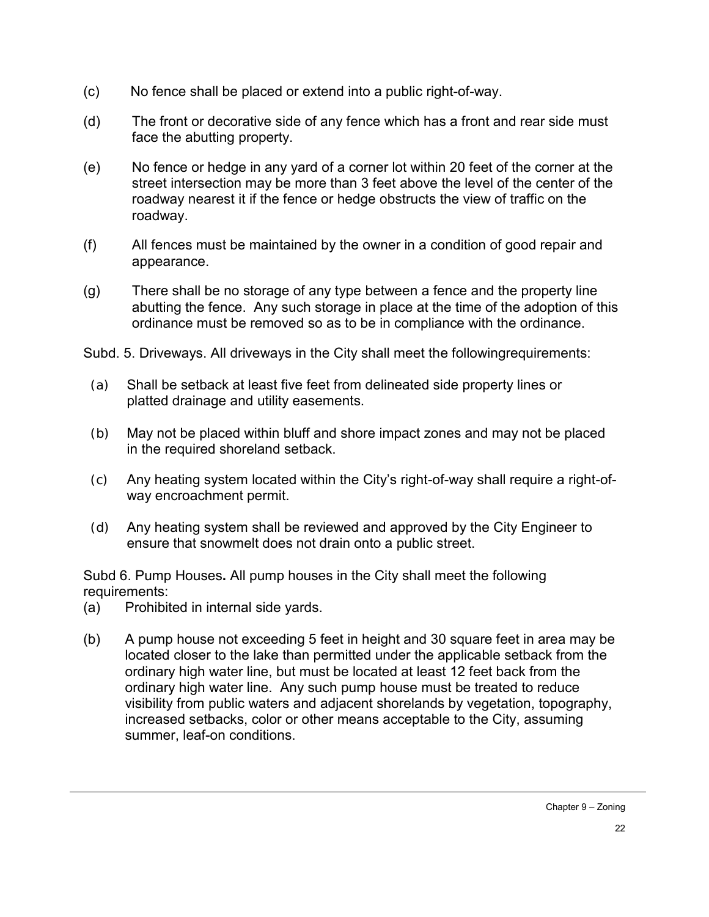(c) No fence shall be placed or extend into a public right-of-way.

(d) The front or decorative side of any fence which has a front and rear side must face the abutting property.

(e) No fence or hedge in any yard of a corner lot within 20 feet of the corner at the street intersection may be more than 3 feet above the level of the center of the roadway nearest it if the fence or hedge obstructs the view of traffic on the roadway.

(f) All fences must be maintained by the owner in a condition of good repair and appearance.

(g) There shall be no storage of any type between a fence and the property line abutting the fence. Any such storage in place at the time of the adoption of this ordinance must be removed so as to be in compliance with the ordinance.

Subd. 5. Driveways. All driveways in the City shall meet the followingrequirements:

(a) Shall be setback at least five feet from delineated side property lines or platted drainage and utility easements.

(b) May not be placed within bluff and shore impact zones and may not be placed in the required shoreland setback.

(c) Any heating system located within the City's right-of-way shall require a right-of-way encroachment permit.

(d) Any heating system shall be reviewed and approved by the City Engineer to ensure that snowmelt does not drain onto a public street.

Subd 6. Pump Houses**.** All pump houses in the City shall meet the following requirements:

(a) Prohibited in internal side yards.

(b) A pump house not exceeding 5 feet in height and 30 square feet in area may be located closer to the lake than permitted under the applicable setback from the ordinary high water line, but must be located at least 12 feet back from the ordinary high water line. Any such pump house must be treated to reduce visibility from public waters and adjacent shorelands by vegetation, topography, increased setbacks, color or other means acceptable to the City, assuming summer, leaf-on conditions.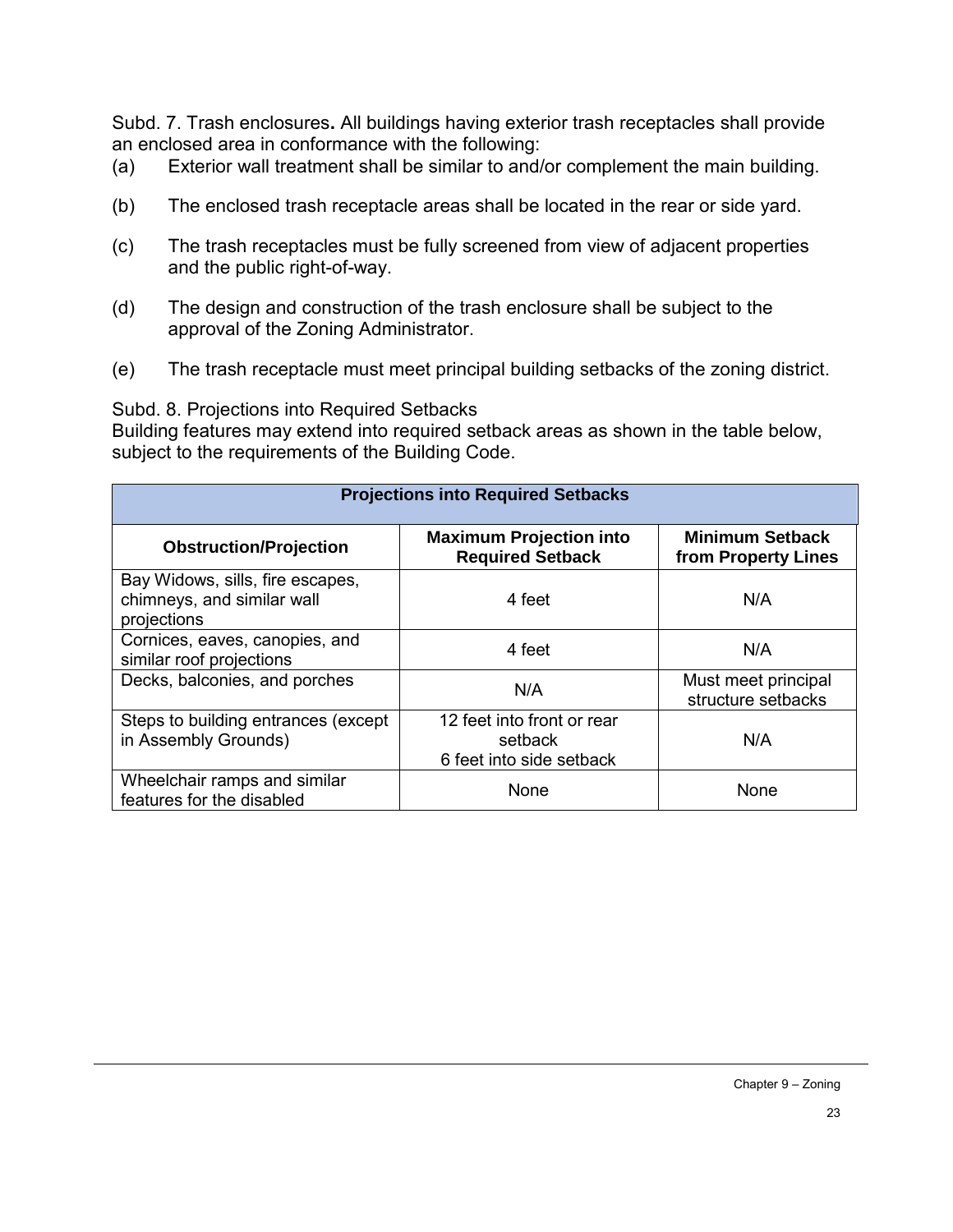Subd. 7. Trash enclosures**.** All buildings having exterior trash receptacles shall provide an enclosed area in conformance with the following:

(a) Exterior wall treatment shall be similar to and/or complement the main building.

(b) The enclosed trash receptacle areas shall be located in the rear or side yard.

(c) The trash receptacles must be fully screened from view of adjacent properties and the public right-of-way.

(d) The design and construction of the trash enclosure shall be subject to the approval of the Zoning Administrator.

(e) The trash receptacle must meet principal building setbacks of the zoning district.

Subd. 8. Projections into Required Setbacks

Building features may extend into required setback areas as shown in the table below, subject to the requirements of the Building Code.

| Projections into Required Setbacks | | |
|---|---|---|
| **Obstruction/Projection** | **Maximum Projection into Required Setback** | **Minimum Setback from Property Lines** |
| Bay Widows, sills, fire escapes, chimneys, and similar wall projections | 4 feet | N/A |
| Cornices, eaves, canopies, and similar roof projections | 4 feet | N/A |
| Decks, balconies, and porches | N/A | Must meet principal structure setbacks |
| Steps to building entrances (except in Assembly Grounds) | 12 feet into front or rear setback<br>6 feet into side setback | N/A |
| Wheelchair ramps and similar features for the disabled | None | None |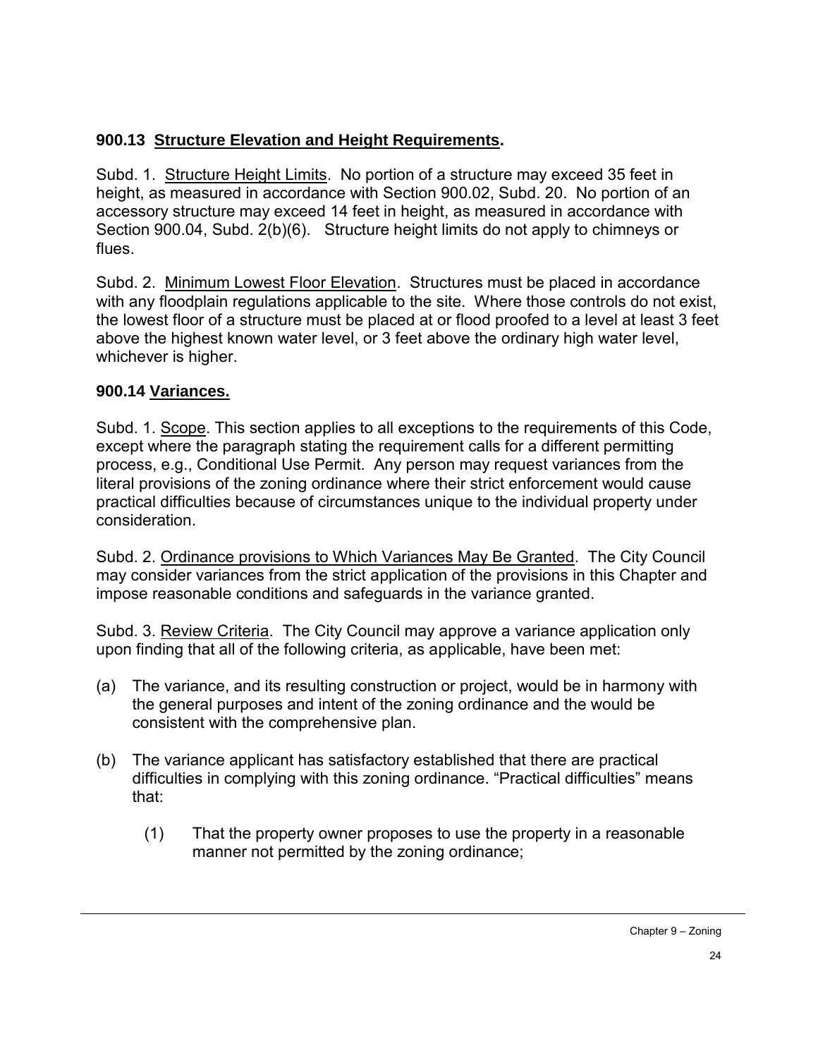**900.13 Structure Elevation and Height Requirements.**

Subd. 1. Structure Height Limits. No portion of a structure may exceed 35 feet in height, as measured in accordance with Section 900.02, Subd. 20. No portion of an accessory structure may exceed 14 feet in height, as measured in accordance with Section 900.04, Subd. 2(b)(6). Structure height limits do not apply to chimneys or flues.

Subd. 2. Minimum Lowest Floor Elevation. Structures must be placed in accordance with any floodplain regulations applicable to the site. Where those controls do not exist, the lowest floor of a structure must be placed at or flood proofed to a level at least 3 feet above the highest known water level, or 3 feet above the ordinary high water level, whichever is higher.

**900.14 Variances.**

Subd. 1. Scope. This section applies to all exceptions to the requirements of this Code, except where the paragraph stating the requirement calls for a different permitting process, e.g., Conditional Use Permit. Any person may request variances from the literal provisions of the zoning ordinance where their strict enforcement would cause practical difficulties because of circumstances unique to the individual property under consideration.

Subd. 2. Ordinance provisions to Which Variances May Be Granted. The City Council may consider variances from the strict application of the provisions in this Chapter and impose reasonable conditions and safeguards in the variance granted.

Subd. 3. Review Criteria. The City Council may approve a variance application only upon finding that all of the following criteria, as applicable, have been met:

(a) The variance, and its resulting construction or project, would be in harmony with the general purposes and intent of the zoning ordinance and the would be consistent with the comprehensive plan.

(b) The variance applicant has satisfactory established that there are practical difficulties in complying with this zoning ordinance. "Practical difficulties" means that:

 (1) That the property owner proposes to use the property in a reasonable manner not permitted by the zoning ordinance;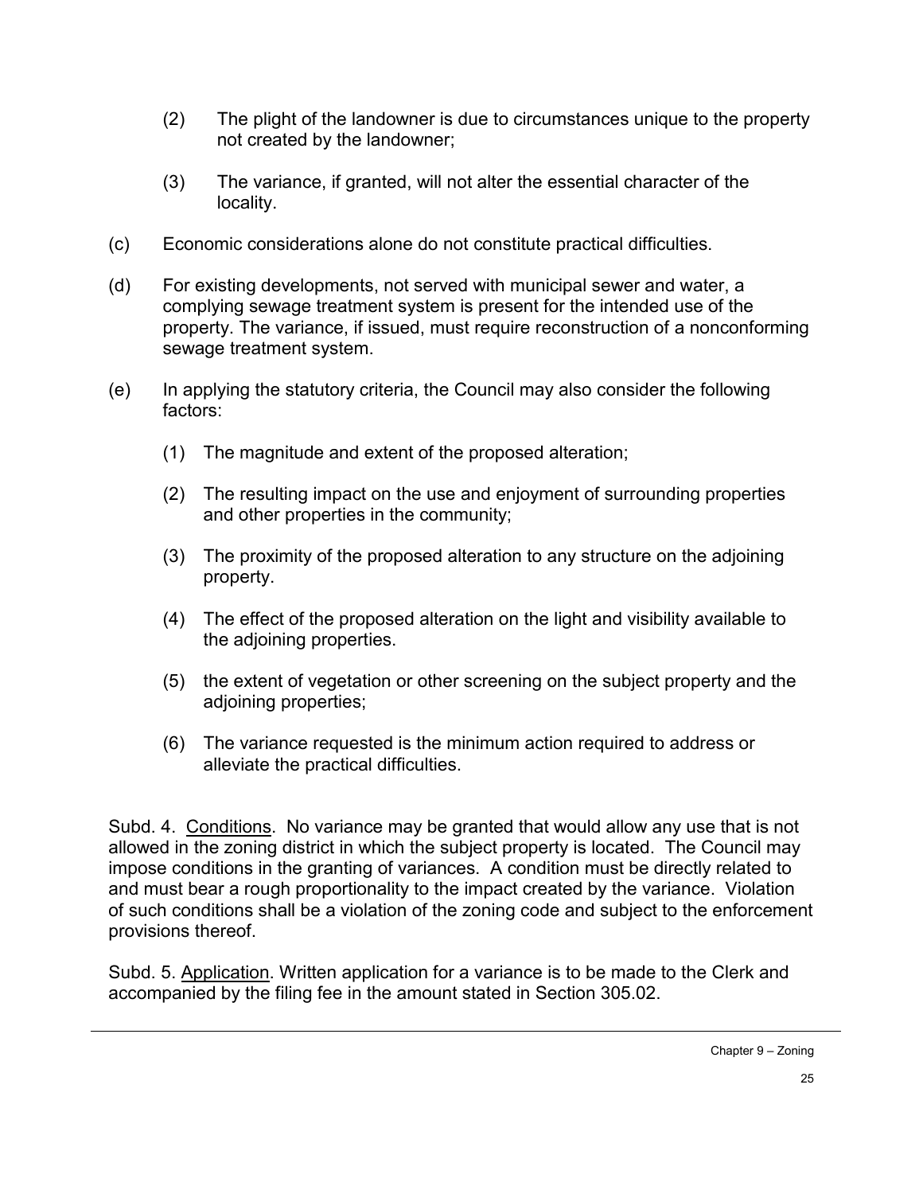(2) The plight of the landowner is due to circumstances unique to the property not created by the landowner;

(3) The variance, if granted, will not alter the essential character of the locality.

(c) Economic considerations alone do not constitute practical difficulties.

(d) For existing developments, not served with municipal sewer and water, a complying sewage treatment system is present for the intended use of the property. The variance, if issued, must require reconstruction of a nonconforming sewage treatment system.

(e) In applying the statutory criteria, the Council may also consider the following factors:

(1) The magnitude and extent of the proposed alteration;

(2) The resulting impact on the use and enjoyment of surrounding properties and other properties in the community;

(3) The proximity of the proposed alteration to any structure on the adjoining property.

(4) The effect of the proposed alteration on the light and visibility available to the adjoining properties.

(5) the extent of vegetation or other screening on the subject property and the adjoining properties;

(6) The variance requested is the minimum action required to address or alleviate the practical difficulties.

Subd. 4. Conditions. No variance may be granted that would allow any use that is not allowed in the zoning district in which the subject property is located. The Council may impose conditions in the granting of variances. A condition must be directly related to and must bear a rough proportionality to the impact created by the variance. Violation of such conditions shall be a violation of the zoning code and subject to the enforcement provisions thereof.

Subd. 5. Application. Written application for a variance is to be made to the Clerk and accompanied by the filing fee in the amount stated in Section 305.02.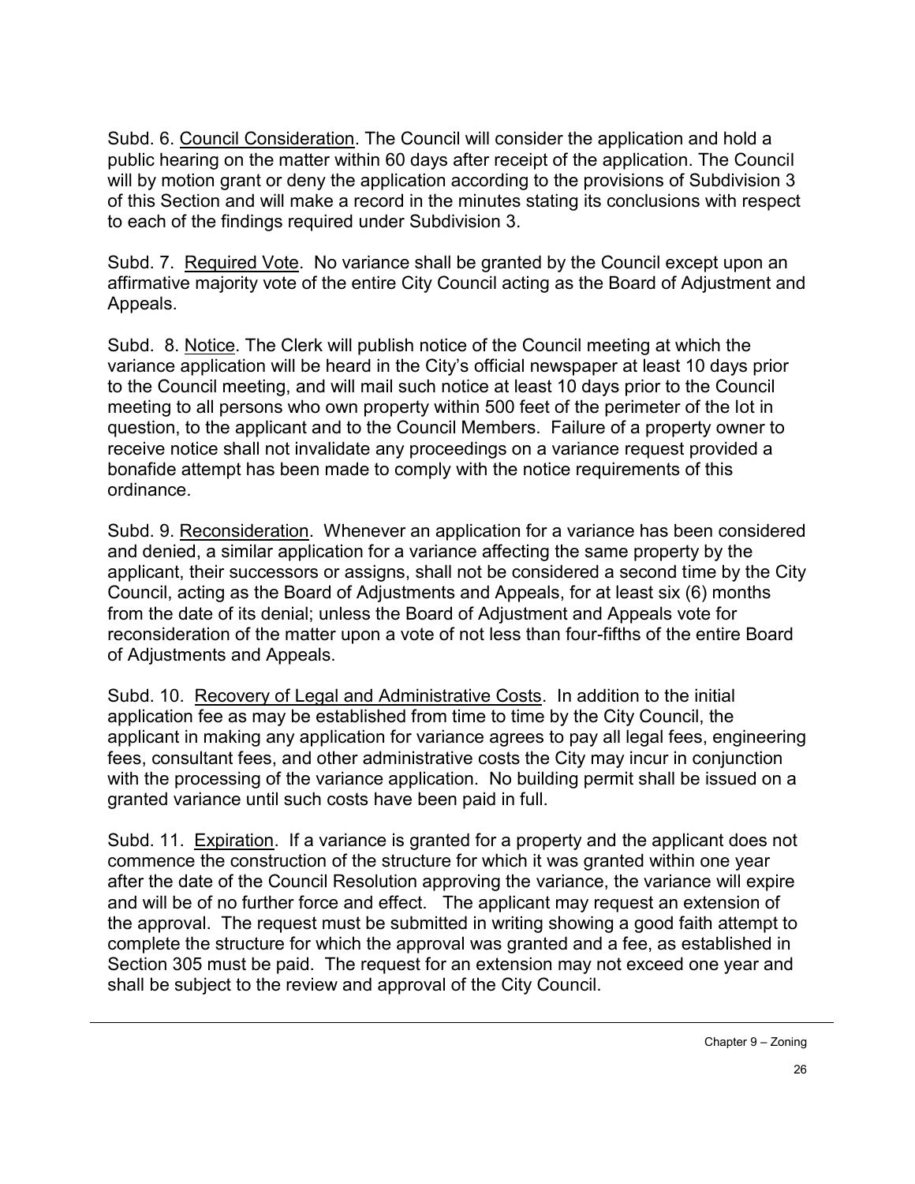Subd. 6. Council Consideration. The Council will consider the application and hold a public hearing on the matter within 60 days after receipt of the application. The Council will by motion grant or deny the application according to the provisions of Subdivision 3 of this Section and will make a record in the minutes stating its conclusions with respect to each of the findings required under Subdivision 3.

Subd. 7. Required Vote. No variance shall be granted by the Council except upon an affirmative majority vote of the entire City Council acting as the Board of Adjustment and Appeals.

Subd. 8. Notice. The Clerk will publish notice of the Council meeting at which the variance application will be heard in the City's official newspaper at least 10 days prior to the Council meeting, and will mail such notice at least 10 days prior to the Council meeting to all persons who own property within 500 feet of the perimeter of the lot in question, to the applicant and to the Council Members. Failure of a property owner to receive notice shall not invalidate any proceedings on a variance request provided a bonafide attempt has been made to comply with the notice requirements of this ordinance.

Subd. 9. Reconsideration. Whenever an application for a variance has been considered and denied, a similar application for a variance affecting the same property by the applicant, their successors or assigns, shall not be considered a second time by the City Council, acting as the Board of Adjustments and Appeals, for at least six (6) months from the date of its denial; unless the Board of Adjustment and Appeals vote for reconsideration of the matter upon a vote of not less than four-fifths of the entire Board of Adjustments and Appeals.

Subd. 10. Recovery of Legal and Administrative Costs. In addition to the initial application fee as may be established from time to time by the City Council, the applicant in making any application for variance agrees to pay all legal fees, engineering fees, consultant fees, and other administrative costs the City may incur in conjunction with the processing of the variance application. No building permit shall be issued on a granted variance until such costs have been paid in full.

Subd. 11. Expiration. If a variance is granted for a property and the applicant does not commence the construction of the structure for which it was granted within one year after the date of the Council Resolution approving the variance, the variance will expire and will be of no further force and effect. The applicant may request an extension of the approval. The request must be submitted in writing showing a good faith attempt to complete the structure for which the approval was granted and a fee, as established in Section 305 must be paid. The request for an extension may not exceed one year and shall be subject to the review and approval of the City Council.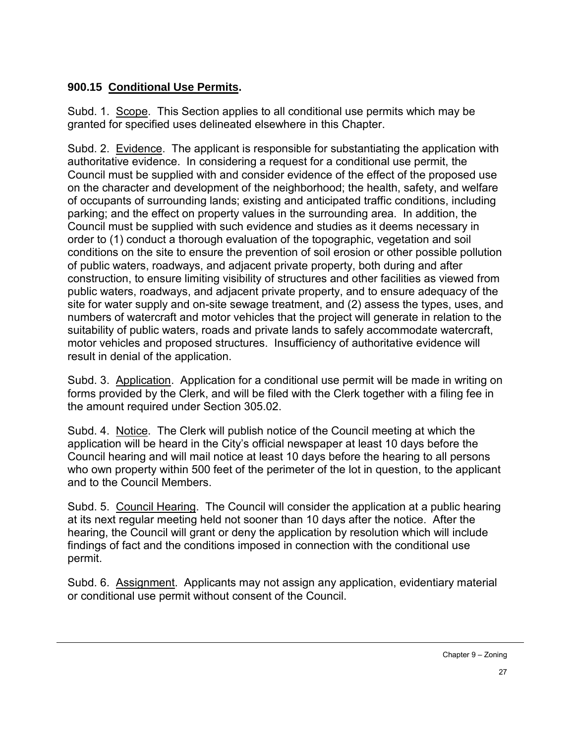## 900.15 Conditional Use Permits.

Subd. 1. Scope. This Section applies to all conditional use permits which may be granted for specified uses delineated elsewhere in this Chapter.

Subd. 2. Evidence. The applicant is responsible for substantiating the application with authoritative evidence. In considering a request for a conditional use permit, the Council must be supplied with and consider evidence of the effect of the proposed use on the character and development of the neighborhood; the health, safety, and welfare of occupants of surrounding lands; existing and anticipated traffic conditions, including parking; and the effect on property values in the surrounding area. In addition, the Council must be supplied with such evidence and studies as it deems necessary in order to (1) conduct a thorough evaluation of the topographic, vegetation and soil conditions on the site to ensure the prevention of soil erosion or other possible pollution of public waters, roadways, and adjacent private property, both during and after construction, to ensure limiting visibility of structures and other facilities as viewed from public waters, roadways, and adjacent private property, and to ensure adequacy of the site for water supply and on-site sewage treatment, and (2) assess the types, uses, and numbers of watercraft and motor vehicles that the project will generate in relation to the suitability of public waters, roads and private lands to safely accommodate watercraft, motor vehicles and proposed structures. Insufficiency of authoritative evidence will result in denial of the application.

Subd. 3. Application. Application for a conditional use permit will be made in writing on forms provided by the Clerk, and will be filed with the Clerk together with a filing fee in the amount required under Section 305.02.

Subd. 4. Notice. The Clerk will publish notice of the Council meeting at which the application will be heard in the City's official newspaper at least 10 days before the Council hearing and will mail notice at least 10 days before the hearing to all persons who own property within 500 feet of the perimeter of the lot in question, to the applicant and to the Council Members.

Subd. 5. Council Hearing. The Council will consider the application at a public hearing at its next regular meeting held not sooner than 10 days after the notice. After the hearing, the Council will grant or deny the application by resolution which will include findings of fact and the conditions imposed in connection with the conditional use permit.

Subd. 6. Assignment. Applicants may not assign any application, evidentiary material or conditional use permit without consent of the Council.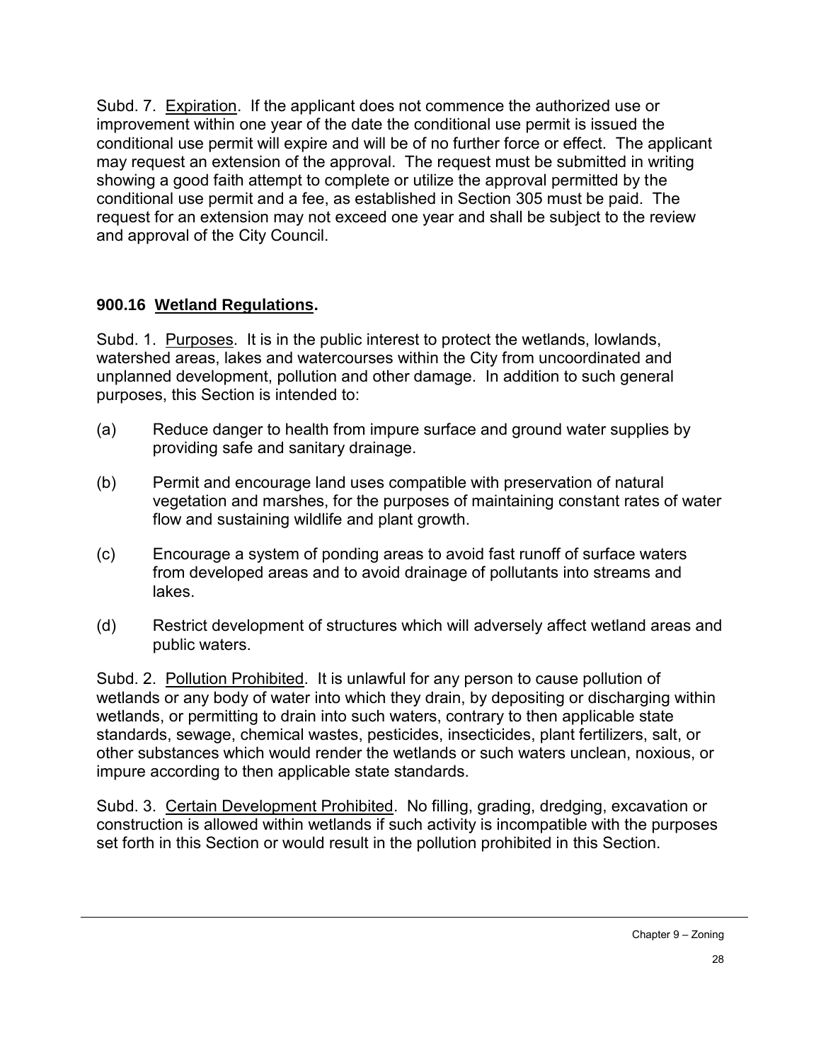Subd. 7. Expiration. If the applicant does not commence the authorized use or improvement within one year of the date the conditional use permit is issued the conditional use permit will expire and will be of no further force or effect. The applicant may request an extension of the approval. The request must be submitted in writing showing a good faith attempt to complete or utilize the approval permitted by the conditional use permit and a fee, as established in Section 305 must be paid. The request for an extension may not exceed one year and shall be subject to the review and approval of the City Council.

### 900.16 Wetland Regulations.

Subd. 1. Purposes. It is in the public interest to protect the wetlands, lowlands, watershed areas, lakes and watercourses within the City from uncoordinated and unplanned development, pollution and other damage. In addition to such general purposes, this Section is intended to:

(a) Reduce danger to health from impure surface and ground water supplies by providing safe and sanitary drainage.

(b) Permit and encourage land uses compatible with preservation of natural vegetation and marshes, for the purposes of maintaining constant rates of water flow and sustaining wildlife and plant growth.

(c) Encourage a system of ponding areas to avoid fast runoff of surface waters from developed areas and to avoid drainage of pollutants into streams and lakes.

(d) Restrict development of structures which will adversely affect wetland areas and public waters.

Subd. 2. Pollution Prohibited. It is unlawful for any person to cause pollution of wetlands or any body of water into which they drain, by depositing or discharging within wetlands, or permitting to drain into such waters, contrary to then applicable state standards, sewage, chemical wastes, pesticides, insecticides, plant fertilizers, salt, or other substances which would render the wetlands or such waters unclean, noxious, or impure according to then applicable state standards.

Subd. 3. Certain Development Prohibited. No filling, grading, dredging, excavation or construction is allowed within wetlands if such activity is incompatible with the purposes set forth in this Section or would result in the pollution prohibited in this Section.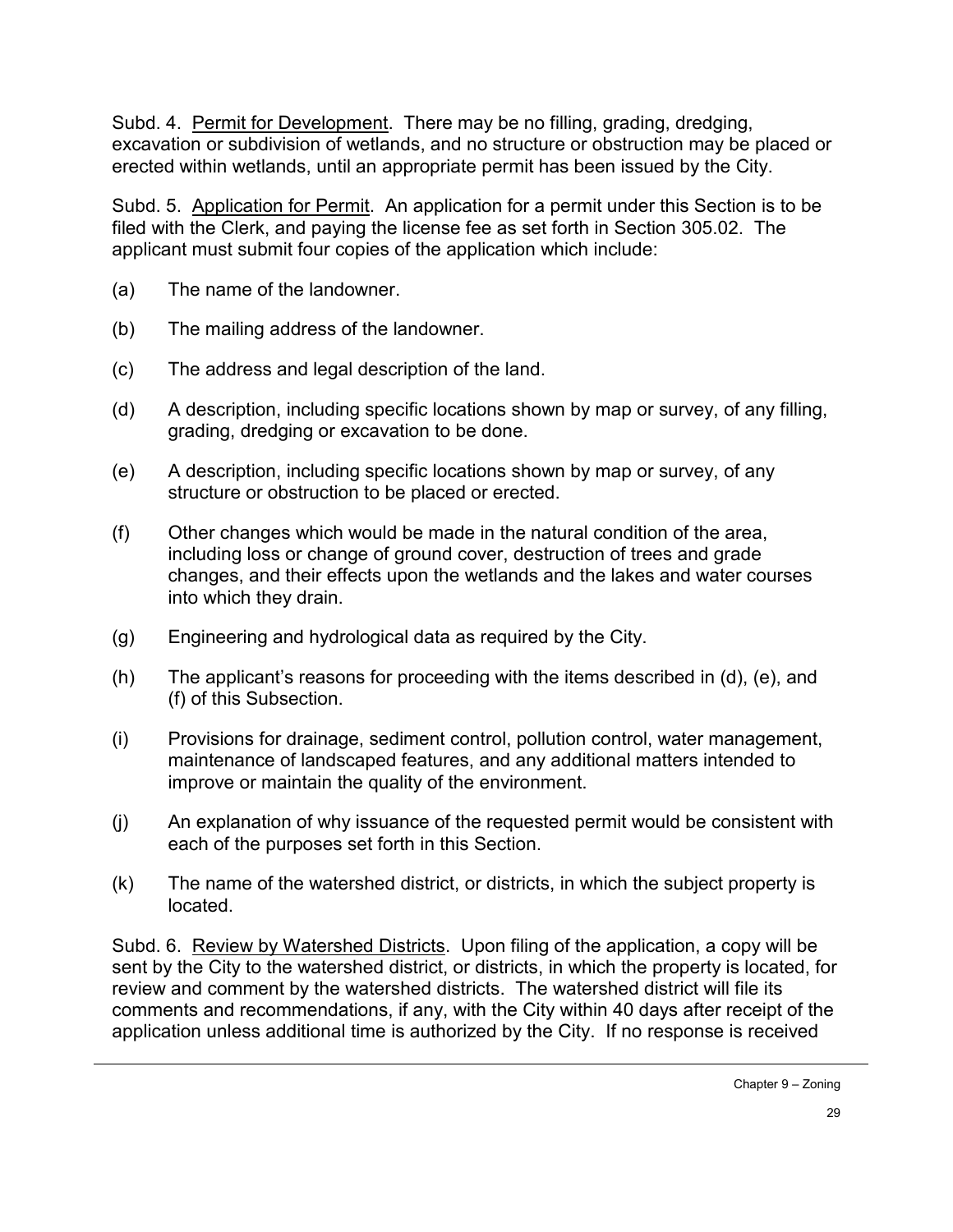Subd. 4. Permit for Development. There may be no filling, grading, dredging, excavation or subdivision of wetlands, and no structure or obstruction may be placed or erected within wetlands, until an appropriate permit has been issued by the City.

Subd. 5. Application for Permit. An application for a permit under this Section is to be filed with the Clerk, and paying the license fee as set forth in Section 305.02. The applicant must submit four copies of the application which include:

(a) The name of the landowner.

(b) The mailing address of the landowner.

(c) The address and legal description of the land.

(d) A description, including specific locations shown by map or survey, of any filling, grading, dredging or excavation to be done.

(e) A description, including specific locations shown by map or survey, of any structure or obstruction to be placed or erected.

(f) Other changes which would be made in the natural condition of the area, including loss or change of ground cover, destruction of trees and grade changes, and their effects upon the wetlands and the lakes and water courses into which they drain.

(g) Engineering and hydrological data as required by the City.

(h) The applicant's reasons for proceeding with the items described in (d), (e), and (f) of this Subsection.

(i) Provisions for drainage, sediment control, pollution control, water management, maintenance of landscaped features, and any additional matters intended to improve or maintain the quality of the environment.

(j) An explanation of why issuance of the requested permit would be consistent with each of the purposes set forth in this Section.

(k) The name of the watershed district, or districts, in which the subject property is located.

Subd. 6. Review by Watershed Districts. Upon filing of the application, a copy will be sent by the City to the watershed district, or districts, in which the property is located, for review and comment by the watershed districts. The watershed district will file its comments and recommendations, if any, with the City within 40 days after receipt of the application unless additional time is authorized by the City. If no response is received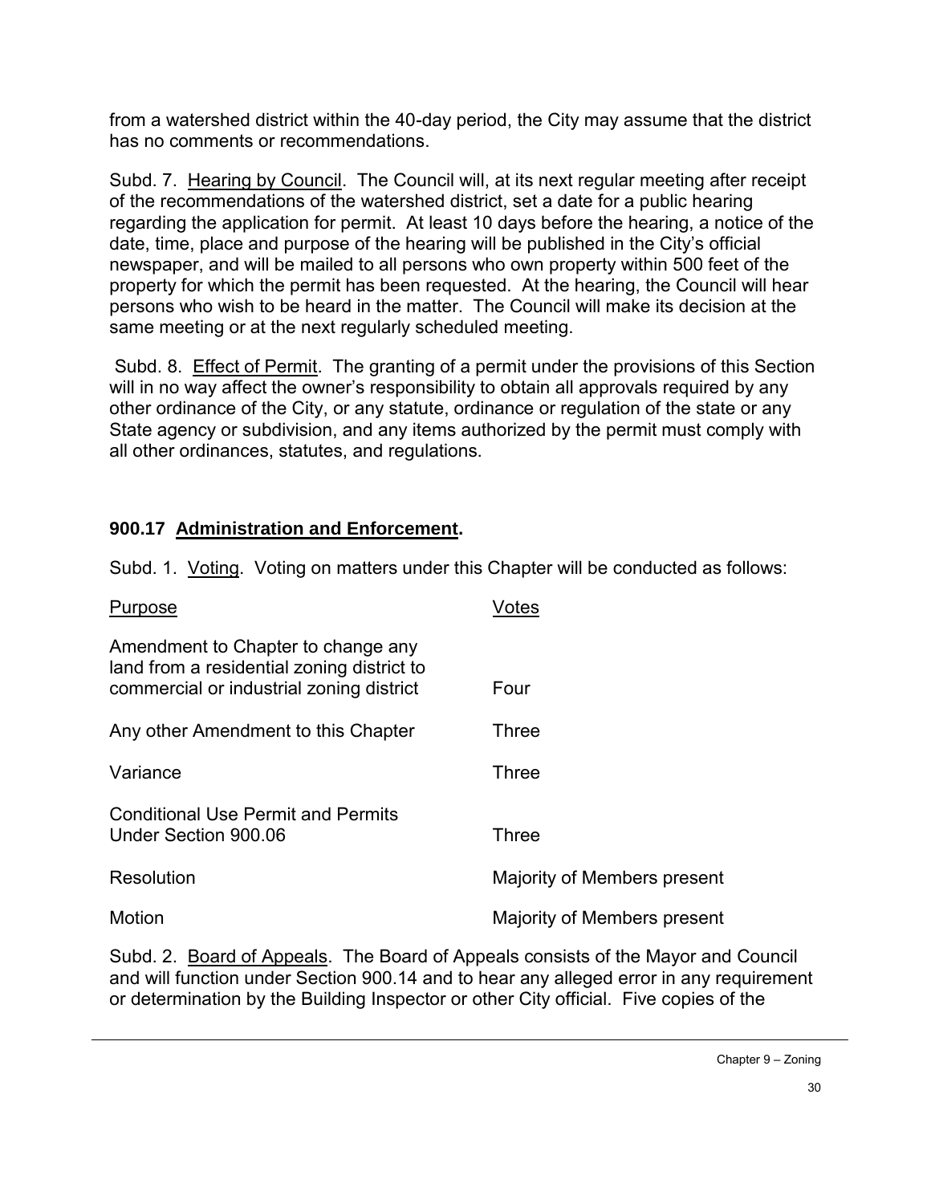from a watershed district within the 40-day period, the City may assume that the district has no comments or recommendations.

Subd. 7. Hearing by Council. The Council will, at its next regular meeting after receipt of the recommendations of the watershed district, set a date for a public hearing regarding the application for permit. At least 10 days before the hearing, a notice of the date, time, place and purpose of the hearing will be published in the City's official newspaper, and will be mailed to all persons who own property within 500 feet of the property for which the permit has been requested. At the hearing, the Council will hear persons who wish to be heard in the matter. The Council will make its decision at the same meeting or at the next regularly scheduled meeting.

Subd. 8. Effect of Permit. The granting of a permit under the provisions of this Section will in no way affect the owner's responsibility to obtain all approvals required by any other ordinance of the City, or any statute, ordinance or regulation of the state or any State agency or subdivision, and any items authorized by the permit must comply with all other ordinances, statutes, and regulations.

## 900.17 Administration and Enforcement.

Subd. 1. Voting. Voting on matters under this Chapter will be conducted as follows:

| Purpose | Votes |
|---|---|
| Amendment to Chapter to change any land from a residential zoning district to commercial or industrial zoning district | Four |
| Any other Amendment to this Chapter | Three |
| Variance | Three |
| Conditional Use Permit and Permits Under Section 900.06 | Three |
| Resolution | Majority of Members present |
| Motion | Majority of Members present |

Subd. 2. Board of Appeals. The Board of Appeals consists of the Mayor and Council and will function under Section 900.14 and to hear any alleged error in any requirement or determination by the Building Inspector or other City official. Five copies of the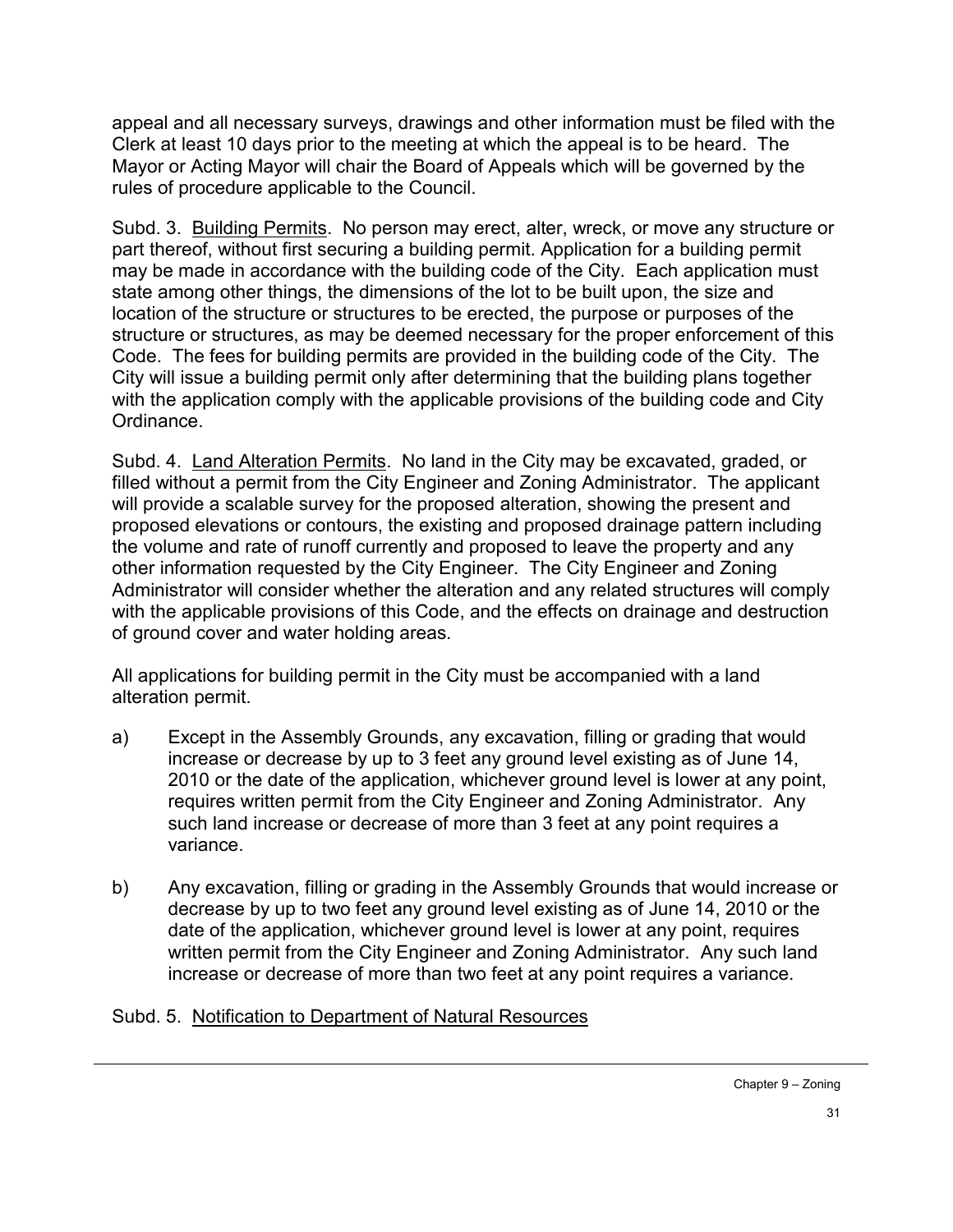appeal and all necessary surveys, drawings and other information must be filed with the Clerk at least 10 days prior to the meeting at which the appeal is to be heard. The Mayor or Acting Mayor will chair the Board of Appeals which will be governed by the rules of procedure applicable to the Council.

Subd. 3. Building Permits. No person may erect, alter, wreck, or move any structure or part thereof, without first securing a building permit. Application for a building permit may be made in accordance with the building code of the City. Each application must state among other things, the dimensions of the lot to be built upon, the size and location of the structure or structures to be erected, the purpose or purposes of the structure or structures, as may be deemed necessary for the proper enforcement of this Code. The fees for building permits are provided in the building code of the City. The City will issue a building permit only after determining that the building plans together with the application comply with the applicable provisions of the building code and City Ordinance.

Subd. 4. Land Alteration Permits. No land in the City may be excavated, graded, or filled without a permit from the City Engineer and Zoning Administrator. The applicant will provide a scalable survey for the proposed alteration, showing the present and proposed elevations or contours, the existing and proposed drainage pattern including the volume and rate of runoff currently and proposed to leave the property and any other information requested by the City Engineer. The City Engineer and Zoning Administrator will consider whether the alteration and any related structures will comply with the applicable provisions of this Code, and the effects on drainage and destruction of ground cover and water holding areas.

All applications for building permit in the City must be accompanied with a land alteration permit.

a) Except in the Assembly Grounds, any excavation, filling or grading that would increase or decrease by up to 3 feet any ground level existing as of June 14, 2010 or the date of the application, whichever ground level is lower at any point, requires written permit from the City Engineer and Zoning Administrator. Any such land increase or decrease of more than 3 feet at any point requires a variance.

b) Any excavation, filling or grading in the Assembly Grounds that would increase or decrease by up to two feet any ground level existing as of June 14, 2010 or the date of the application, whichever ground level is lower at any point, requires written permit from the City Engineer and Zoning Administrator. Any such land increase or decrease of more than two feet at any point requires a variance.

Subd. 5. Notification to Department of Natural Resources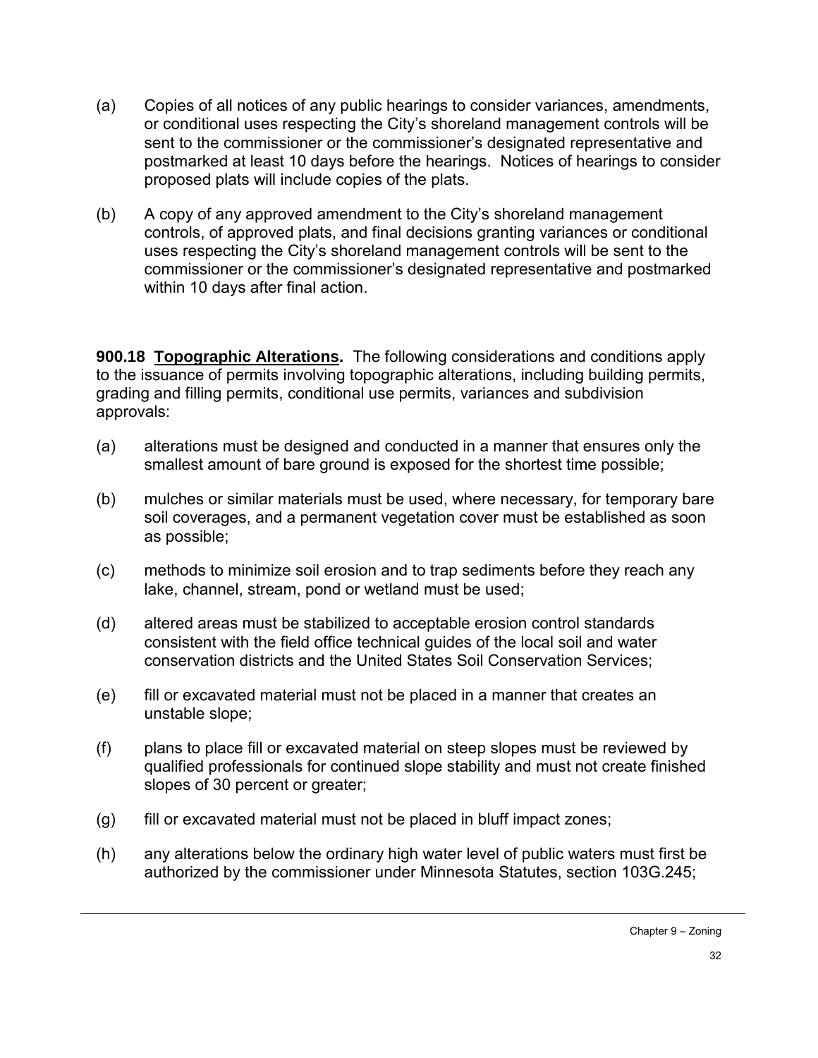(a) Copies of all notices of any public hearings to consider variances, amendments, or conditional uses respecting the City's shoreland management controls will be sent to the commissioner or the commissioner's designated representative and postmarked at least 10 days before the hearings. Notices of hearings to consider proposed plats will include copies of the plats.

(b) A copy of any approved amendment to the City's shoreland management controls, of approved plats, and final decisions granting variances or conditional uses respecting the City's shoreland management controls will be sent to the commissioner or the commissioner's designated representative and postmarked within 10 days after final action.

**900.18 Topographic Alterations.** The following considerations and conditions apply to the issuance of permits involving topographic alterations, including building permits, grading and filling permits, conditional use permits, variances and subdivision approvals:

(a) alterations must be designed and conducted in a manner that ensures only the smallest amount of bare ground is exposed for the shortest time possible;

(b) mulches or similar materials must be used, where necessary, for temporary bare soil coverages, and a permanent vegetation cover must be established as soon as possible;

(c) methods to minimize soil erosion and to trap sediments before they reach any lake, channel, stream, pond or wetland must be used;

(d) altered areas must be stabilized to acceptable erosion control standards consistent with the field office technical guides of the local soil and water conservation districts and the United States Soil Conservation Services;

(e) fill or excavated material must not be placed in a manner that creates an unstable slope;

(f) plans to place fill or excavated material on steep slopes must be reviewed by qualified professionals for continued slope stability and must not create finished slopes of 30 percent or greater;

(g) fill or excavated material must not be placed in bluff impact zones;

(h) any alterations below the ordinary high water level of public waters must first be authorized by the commissioner under Minnesota Statutes, section 103G.245;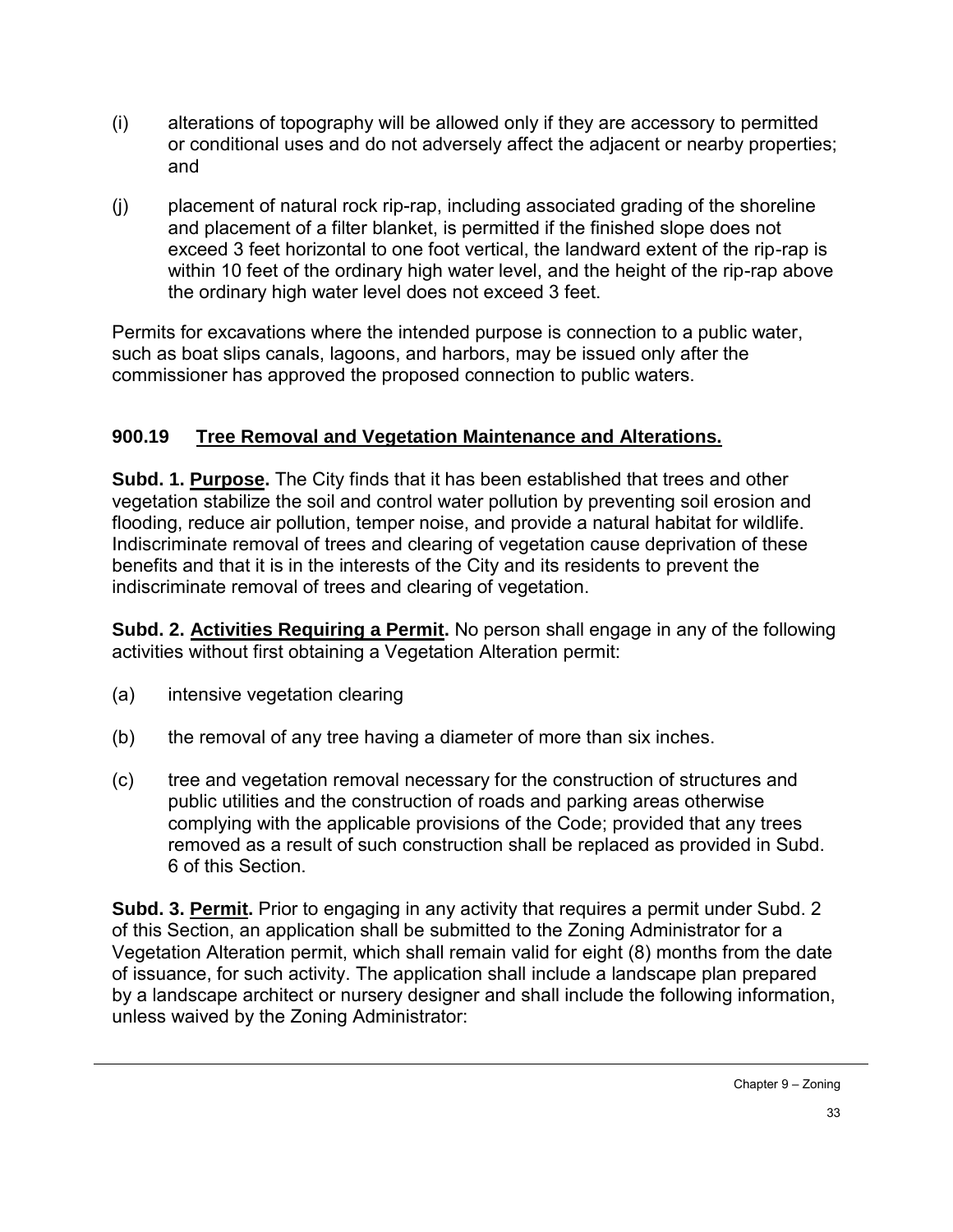(i) alterations of topography will be allowed only if they are accessory to permitted or conditional uses and do not adversely affect the adjacent or nearby properties; and

(j) placement of natural rock rip-rap, including associated grading of the shoreline and placement of a filter blanket, is permitted if the finished slope does not exceed 3 feet horizontal to one foot vertical, the landward extent of the rip-rap is within 10 feet of the ordinary high water level, and the height of the rip-rap above the ordinary high water level does not exceed 3 feet.

Permits for excavations where the intended purpose is connection to a public water, such as boat slips canals, lagoons, and harbors, may be issued only after the commissioner has approved the proposed connection to public waters.

### 900.19 Tree Removal and Vegetation Maintenance and Alterations.

**Subd. 1. Purpose.** The City finds that it has been established that trees and other vegetation stabilize the soil and control water pollution by preventing soil erosion and flooding, reduce air pollution, temper noise, and provide a natural habitat for wildlife. Indiscriminate removal of trees and clearing of vegetation cause deprivation of these benefits and that it is in the interests of the City and its residents to prevent the indiscriminate removal of trees and clearing of vegetation.

**Subd. 2. Activities Requiring a Permit.** No person shall engage in any of the following activities without first obtaining a Vegetation Alteration permit:

(a) intensive vegetation clearing

(b) the removal of any tree having a diameter of more than six inches.

(c) tree and vegetation removal necessary for the construction of structures and public utilities and the construction of roads and parking areas otherwise complying with the applicable provisions of the Code; provided that any trees removed as a result of such construction shall be replaced as provided in Subd. 6 of this Section.

**Subd. 3. Permit.** Prior to engaging in any activity that requires a permit under Subd. 2 of this Section, an application shall be submitted to the Zoning Administrator for a Vegetation Alteration permit, which shall remain valid for eight (8) months from the date of issuance, for such activity. The application shall include a landscape plan prepared by a landscape architect or nursery designer and shall include the following information, unless waived by the Zoning Administrator: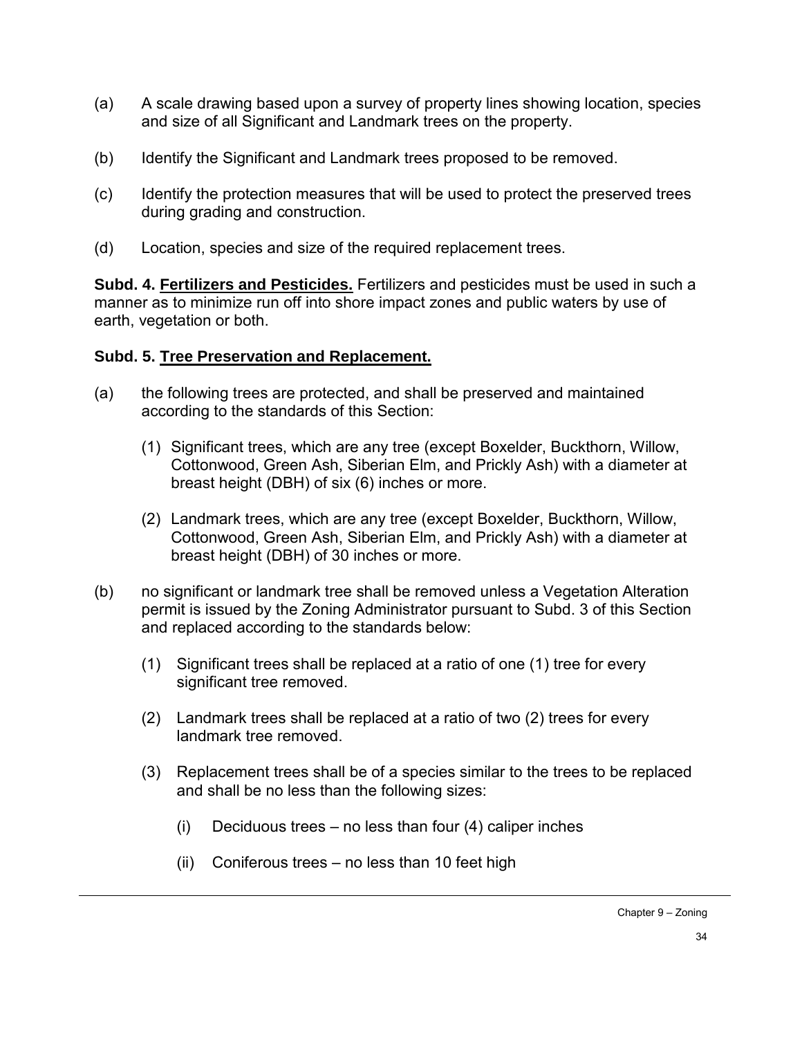(a) A scale drawing based upon a survey of property lines showing location, species and size of all Significant and Landmark trees on the property.

(b) Identify the Significant and Landmark trees proposed to be removed.

(c) Identify the protection measures that will be used to protect the preserved trees during grading and construction.

(d) Location, species and size of the required replacement trees.

**Subd. 4. <u>Fertilizers and Pesticides.</u>** Fertilizers and pesticides must be used in such a manner as to minimize run off into shore impact zones and public waters by use of earth, vegetation or both.

**Subd. 5. <u>Tree Preservation and Replacement.</u>**

(a) the following trees are protected, and shall be preserved and maintained according to the standards of this Section:

  (1) Significant trees, which are any tree (except Boxelder, Buckthorn, Willow, Cottonwood, Green Ash, Siberian Elm, and Prickly Ash) with a diameter at breast height (DBH) of six (6) inches or more.

  (2) Landmark trees, which are any tree (except Boxelder, Buckthorn, Willow, Cottonwood, Green Ash, Siberian Elm, and Prickly Ash) with a diameter at breast height (DBH) of 30 inches or more.

(b) no significant or landmark tree shall be removed unless a Vegetation Alteration permit is issued by the Zoning Administrator pursuant to Subd. 3 of this Section and replaced according to the standards below:

  (1) Significant trees shall be replaced at a ratio of one (1) tree for every significant tree removed.

  (2) Landmark trees shall be replaced at a ratio of two (2) trees for every landmark tree removed.

  (3) Replacement trees shall be of a species similar to the trees to be replaced and shall be no less than the following sizes:

    (i) Deciduous trees – no less than four (4) caliper inches

    (ii) Coniferous trees – no less than 10 feet high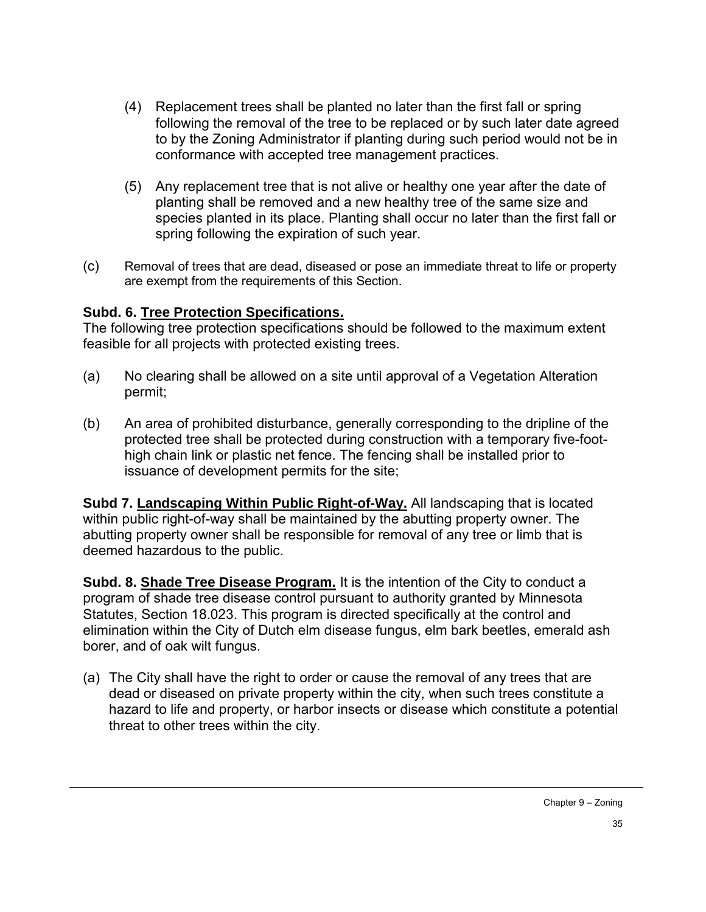(4) Replacement trees shall be planted no later than the first fall or spring following the removal of the tree to be replaced or by such later date agreed to by the Zoning Administrator if planting during such period would not be in conformance with accepted tree management practices.

(5) Any replacement tree that is not alive or healthy one year after the date of planting shall be removed and a new healthy tree of the same size and species planted in its place. Planting shall occur no later than the first fall or spring following the expiration of such year.

(c) Removal of trees that are dead, diseased or pose an immediate threat to life or property are exempt from the requirements of this Section.

**Subd. 6. Tree Protection Specifications.**
The following tree protection specifications should be followed to the maximum extent feasible for all projects with protected existing trees.

(a) No clearing shall be allowed on a site until approval of a Vegetation Alteration permit;

(b) An area of prohibited disturbance, generally corresponding to the dripline of the protected tree shall be protected during construction with a temporary five-foot-high chain link or plastic net fence. The fencing shall be installed prior to issuance of development permits for the site;

**Subd 7. Landscaping Within Public Right-of-Way.** All landscaping that is located within public right-of-way shall be maintained by the abutting property owner. The abutting property owner shall be responsible for removal of any tree or limb that is deemed hazardous to the public.

**Subd. 8. Shade Tree Disease Program.** It is the intention of the City to conduct a program of shade tree disease control pursuant to authority granted by Minnesota Statutes, Section 18.023. This program is directed specifically at the control and elimination within the City of Dutch elm disease fungus, elm bark beetles, emerald ash borer, and of oak wilt fungus.

(a) The City shall have the right to order or cause the removal of any trees that are dead or diseased on private property within the city, when such trees constitute a hazard to life and property, or harbor insects or disease which constitute a potential threat to other trees within the city.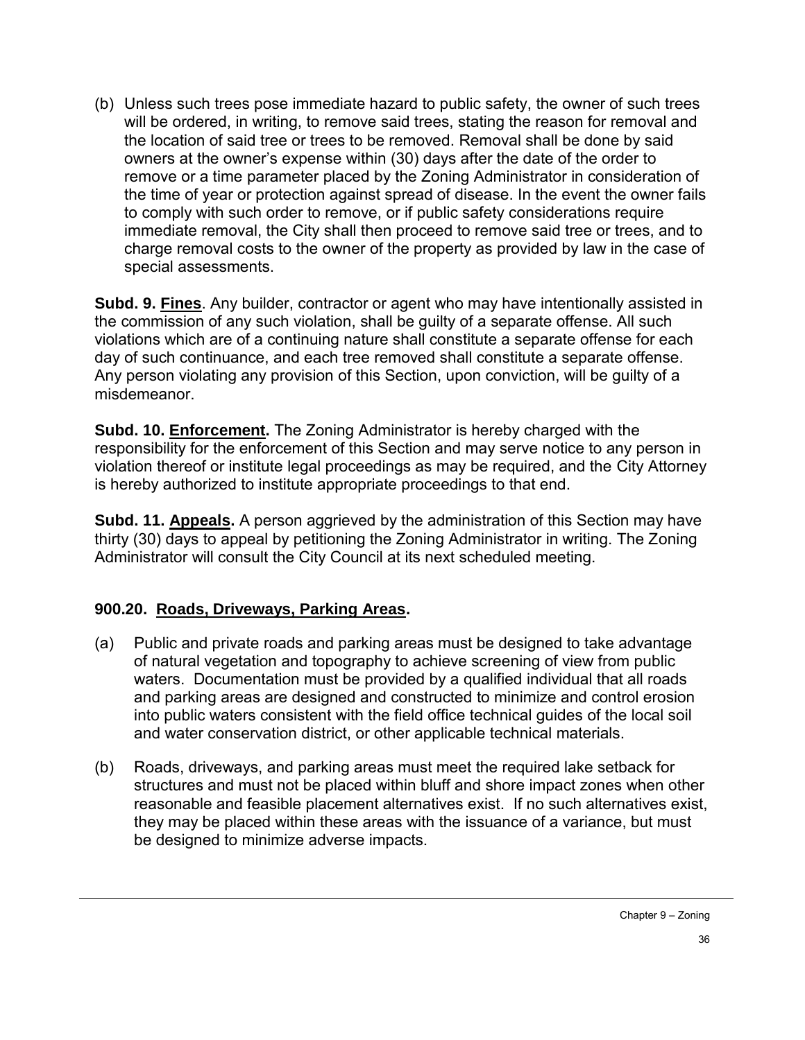(b) Unless such trees pose immediate hazard to public safety, the owner of such trees will be ordered, in writing, to remove said trees, stating the reason for removal and the location of said tree or trees to be removed. Removal shall be done by said owners at the owner's expense within (30) days after the date of the order to remove or a time parameter placed by the Zoning Administrator in consideration of the time of year or protection against spread of disease. In the event the owner fails to comply with such order to remove, or if public safety considerations require immediate removal, the City shall then proceed to remove said tree or trees, and to charge removal costs to the owner of the property as provided by law in the case of special assessments.

**Subd. 9. Fines**. Any builder, contractor or agent who may have intentionally assisted in the commission of any such violation, shall be guilty of a separate offense. All such violations which are of a continuing nature shall constitute a separate offense for each day of such continuance, and each tree removed shall constitute a separate offense. Any person violating any provision of this Section, upon conviction, will be guilty of a misdemeanor.

**Subd. 10. Enforcement.** The Zoning Administrator is hereby charged with the responsibility for the enforcement of this Section and may serve notice to any person in violation thereof or institute legal proceedings as may be required, and the City Attorney is hereby authorized to institute appropriate proceedings to that end.

**Subd. 11. Appeals.** A person aggrieved by the administration of this Section may have thirty (30) days to appeal by petitioning the Zoning Administrator in writing. The Zoning Administrator will consult the City Council at its next scheduled meeting.

### 900.20. Roads, Driveways, Parking Areas.

(a) Public and private roads and parking areas must be designed to take advantage of natural vegetation and topography to achieve screening of view from public waters. Documentation must be provided by a qualified individual that all roads and parking areas are designed and constructed to minimize and control erosion into public waters consistent with the field office technical guides of the local soil and water conservation district, or other applicable technical materials.

(b) Roads, driveways, and parking areas must meet the required lake setback for structures and must not be placed within bluff and shore impact zones when other reasonable and feasible placement alternatives exist. If no such alternatives exist, they may be placed within these areas with the issuance of a variance, but must be designed to minimize adverse impacts.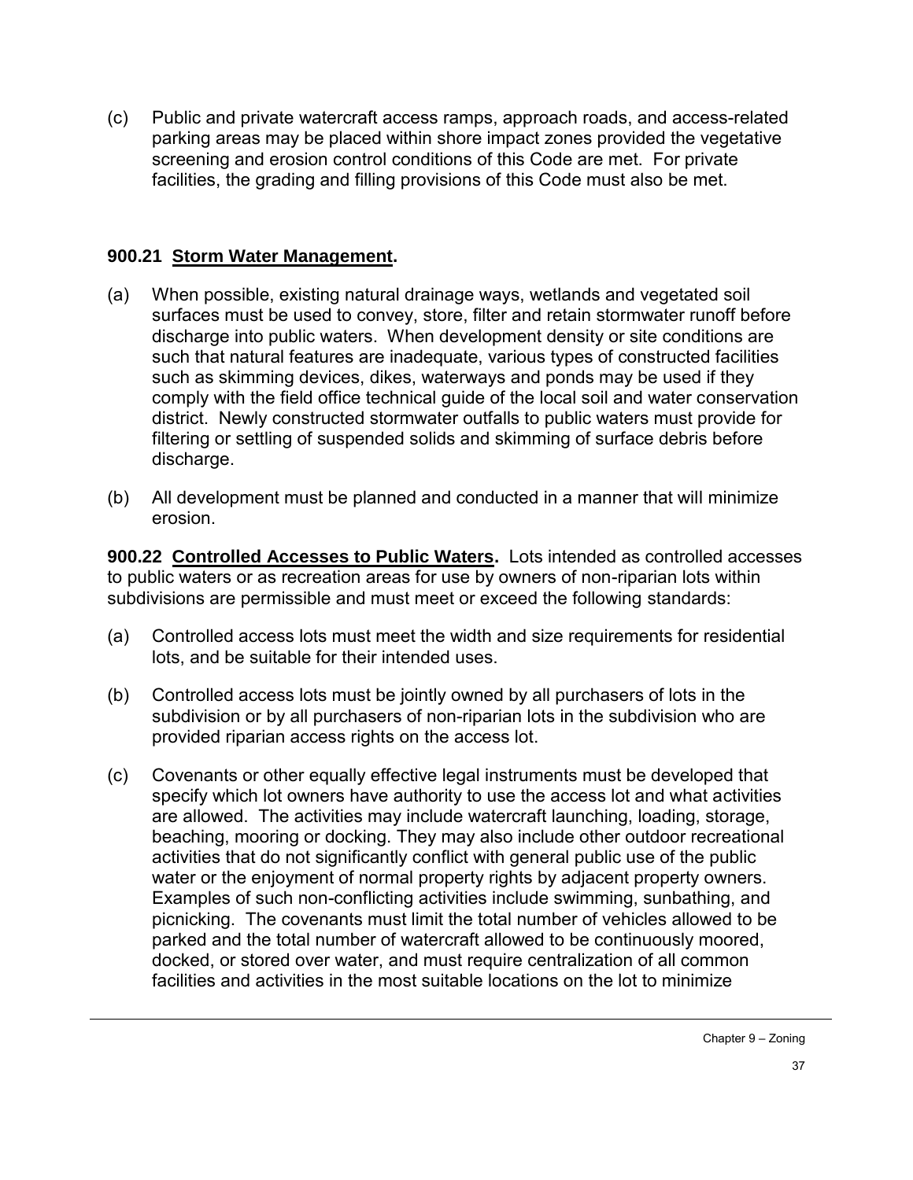(c) Public and private watercraft access ramps, approach roads, and access-related parking areas may be placed within shore impact zones provided the vegetative screening and erosion control conditions of this Code are met. For private facilities, the grading and filling provisions of this Code must also be met.

**900.21 Storm Water Management.**

(a) When possible, existing natural drainage ways, wetlands and vegetated soil surfaces must be used to convey, store, filter and retain stormwater runoff before discharge into public waters. When development density or site conditions are such that natural features are inadequate, various types of constructed facilities such as skimming devices, dikes, waterways and ponds may be used if they comply with the field office technical guide of the local soil and water conservation district. Newly constructed stormwater outfalls to public waters must provide for filtering or settling of suspended solids and skimming of surface debris before discharge.

(b) All development must be planned and conducted in a manner that will minimize erosion.

**900.22 Controlled Accesses to Public Waters.** Lots intended as controlled accesses to public waters or as recreation areas for use by owners of non-riparian lots within subdivisions are permissible and must meet or exceed the following standards:

(a) Controlled access lots must meet the width and size requirements for residential lots, and be suitable for their intended uses.

(b) Controlled access lots must be jointly owned by all purchasers of lots in the subdivision or by all purchasers of non-riparian lots in the subdivision who are provided riparian access rights on the access lot.

(c) Covenants or other equally effective legal instruments must be developed that specify which lot owners have authority to use the access lot and what activities are allowed. The activities may include watercraft launching, loading, storage, beaching, mooring or docking. They may also include other outdoor recreational activities that do not significantly conflict with general public use of the public water or the enjoyment of normal property rights by adjacent property owners. Examples of such non-conflicting activities include swimming, sunbathing, and picnicking. The covenants must limit the total number of vehicles allowed to be parked and the total number of watercraft allowed to be continuously moored, docked, or stored over water, and must require centralization of all common facilities and activities in the most suitable locations on the lot to minimize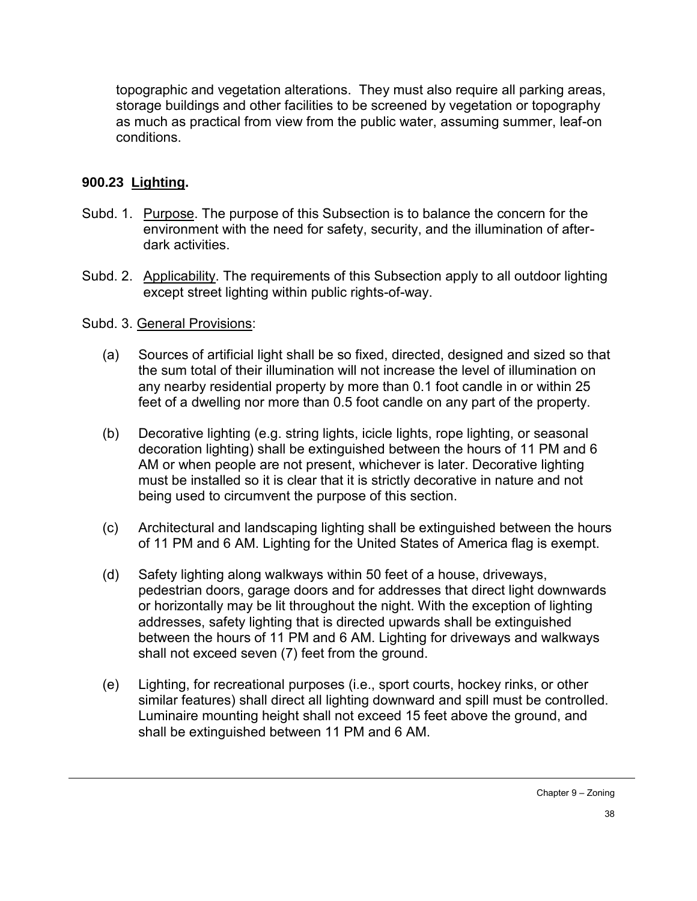topographic and vegetation alterations. They must also require all parking areas, storage buildings and other facilities to be screened by vegetation or topography as much as practical from view from the public water, assuming summer, leaf-on conditions.

### 900.23 Lighting.

Subd. 1. Purpose. The purpose of this Subsection is to balance the concern for the environment with the need for safety, security, and the illumination of after-dark activities.

Subd. 2. Applicability. The requirements of this Subsection apply to all outdoor lighting except street lighting within public rights-of-way.

Subd. 3. General Provisions:

(a) Sources of artificial light shall be so fixed, directed, designed and sized so that the sum total of their illumination will not increase the level of illumination on any nearby residential property by more than 0.1 foot candle in or within 25 feet of a dwelling nor more than 0.5 foot candle on any part of the property.

(b) Decorative lighting (e.g. string lights, icicle lights, rope lighting, or seasonal decoration lighting) shall be extinguished between the hours of 11 PM and 6 AM or when people are not present, whichever is later. Decorative lighting must be installed so it is clear that it is strictly decorative in nature and not being used to circumvent the purpose of this section.

(c) Architectural and landscaping lighting shall be extinguished between the hours of 11 PM and 6 AM. Lighting for the United States of America flag is exempt.

(d) Safety lighting along walkways within 50 feet of a house, driveways, pedestrian doors, garage doors and for addresses that direct light downwards or horizontally may be lit throughout the night. With the exception of lighting addresses, safety lighting that is directed upwards shall be extinguished between the hours of 11 PM and 6 AM. Lighting for driveways and walkways shall not exceed seven (7) feet from the ground.

(e) Lighting, for recreational purposes (i.e., sport courts, hockey rinks, or other similar features) shall direct all lighting downward and spill must be controlled. Luminaire mounting height shall not exceed 15 feet above the ground, and shall be extinguished between 11 PM and 6 AM.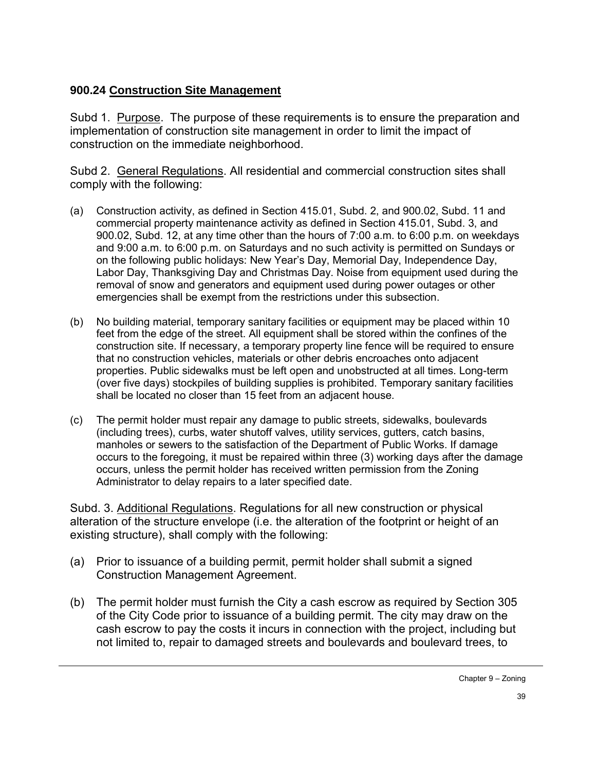## 900.24 Construction Site Management

Subd 1. Purpose. The purpose of these requirements is to ensure the preparation and implementation of construction site management in order to limit the impact of construction on the immediate neighborhood.

Subd 2. General Regulations. All residential and commercial construction sites shall comply with the following:

(a) Construction activity, as defined in Section 415.01, Subd. 2, and 900.02, Subd. 11 and commercial property maintenance activity as defined in Section 415.01, Subd. 3, and 900.02, Subd. 12, at any time other than the hours of 7:00 a.m. to 6:00 p.m. on weekdays and 9:00 a.m. to 6:00 p.m. on Saturdays and no such activity is permitted on Sundays or on the following public holidays: New Year's Day, Memorial Day, Independence Day, Labor Day, Thanksgiving Day and Christmas Day. Noise from equipment used during the removal of snow and generators and equipment used during power outages or other emergencies shall be exempt from the restrictions under this subsection.

(b) No building material, temporary sanitary facilities or equipment may be placed within 10 feet from the edge of the street. All equipment shall be stored within the confines of the construction site. If necessary, a temporary property line fence will be required to ensure that no construction vehicles, materials or other debris encroaches onto adjacent properties. Public sidewalks must be left open and unobstructed at all times. Long-term (over five days) stockpiles of building supplies is prohibited. Temporary sanitary facilities shall be located no closer than 15 feet from an adjacent house.

(c) The permit holder must repair any damage to public streets, sidewalks, boulevards (including trees), curbs, water shutoff valves, utility services, gutters, catch basins, manholes or sewers to the satisfaction of the Department of Public Works. If damage occurs to the foregoing, it must be repaired within three (3) working days after the damage occurs, unless the permit holder has received written permission from the Zoning Administrator to delay repairs to a later specified date.

Subd. 3. Additional Regulations. Regulations for all new construction or physical alteration of the structure envelope (i.e. the alteration of the footprint or height of an existing structure), shall comply with the following:

(a) Prior to issuance of a building permit, permit holder shall submit a signed Construction Management Agreement.

(b) The permit holder must furnish the City a cash escrow as required by Section 305 of the City Code prior to issuance of a building permit. The city may draw on the cash escrow to pay the costs it incurs in connection with the project, including but not limited to, repair to damaged streets and boulevards and boulevard trees, to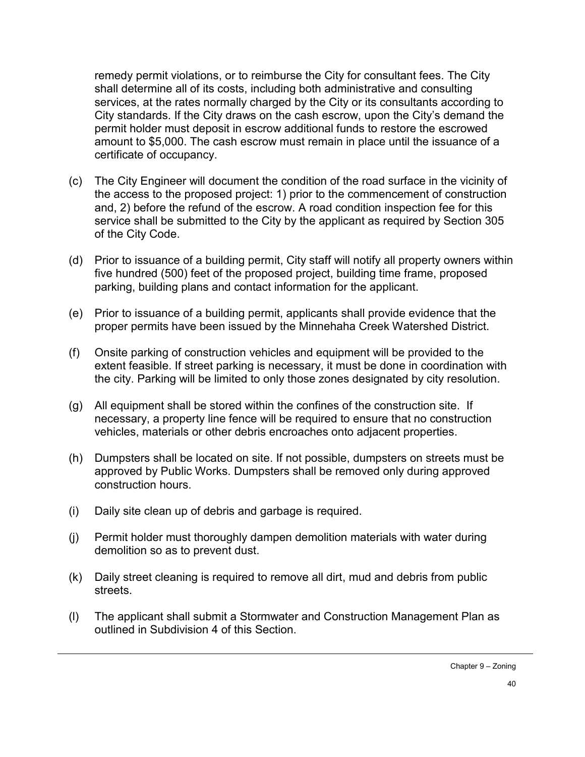remedy permit violations, or to reimburse the City for consultant fees. The City shall determine all of its costs, including both administrative and consulting services, at the rates normally charged by the City or its consultants according to City standards. If the City draws on the cash escrow, upon the City's demand the permit holder must deposit in escrow additional funds to restore the escrowed amount to $5,000. The cash escrow must remain in place until the issuance of a certificate of occupancy.

(c) The City Engineer will document the condition of the road surface in the vicinity of the access to the proposed project: 1) prior to the commencement of construction and, 2) before the refund of the escrow. A road condition inspection fee for this service shall be submitted to the City by the applicant as required by Section 305 of the City Code.

(d) Prior to issuance of a building permit, City staff will notify all property owners within five hundred (500) feet of the proposed project, building time frame, proposed parking, building plans and contact information for the applicant.

(e) Prior to issuance of a building permit, applicants shall provide evidence that the proper permits have been issued by the Minnehaha Creek Watershed District.

(f) Onsite parking of construction vehicles and equipment will be provided to the extent feasible. If street parking is necessary, it must be done in coordination with the city. Parking will be limited to only those zones designated by city resolution.

(g) All equipment shall be stored within the confines of the construction site. If necessary, a property line fence will be required to ensure that no construction vehicles, materials or other debris encroaches onto adjacent properties.

(h) Dumpsters shall be located on site. If not possible, dumpsters on streets must be approved by Public Works. Dumpsters shall be removed only during approved construction hours.

(i) Daily site clean up of debris and garbage is required.

(j) Permit holder must thoroughly dampen demolition materials with water during demolition so as to prevent dust.

(k) Daily street cleaning is required to remove all dirt, mud and debris from public streets.

(l) The applicant shall submit a Stormwater and Construction Management Plan as outlined in Subdivision 4 of this Section.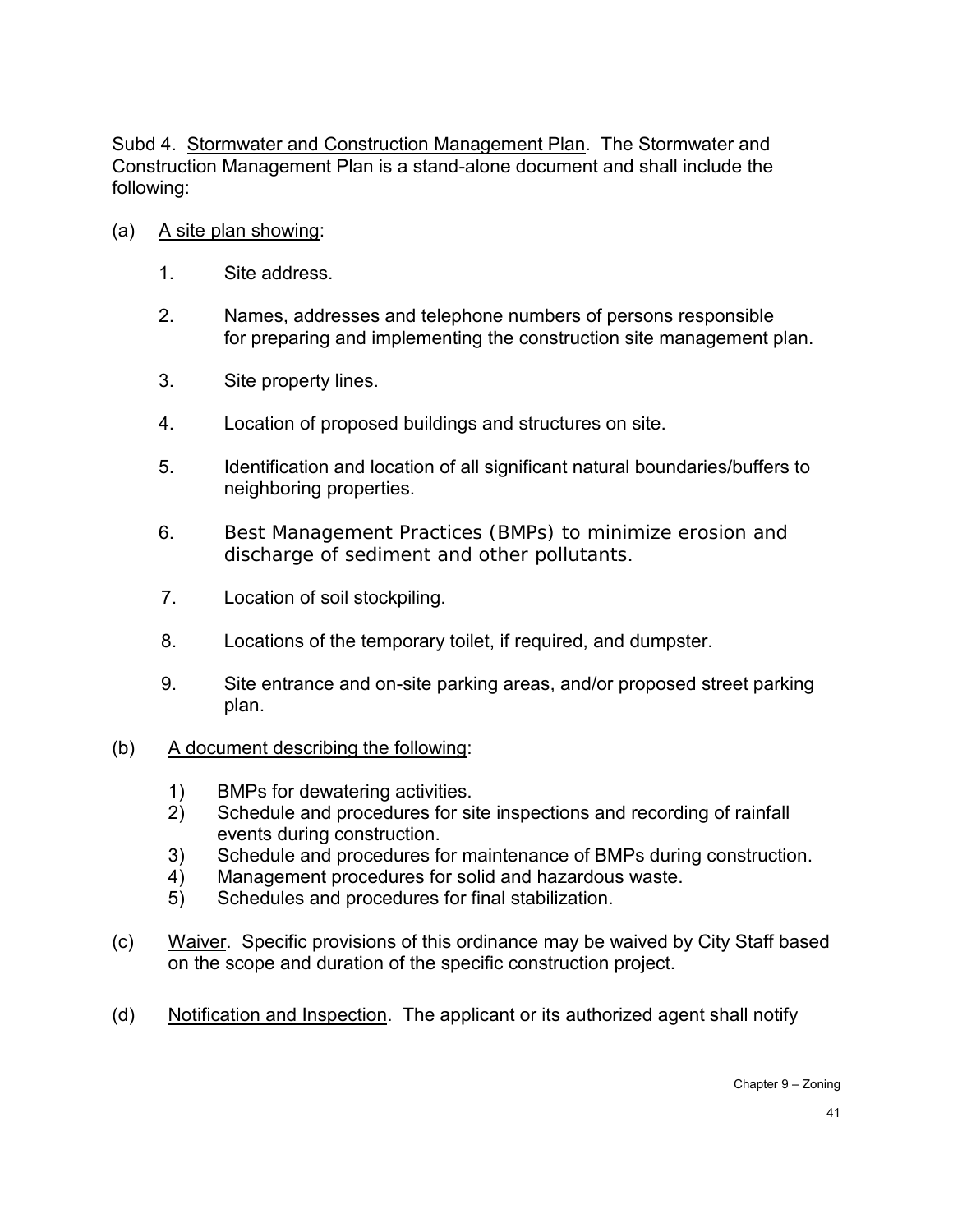Subd 4. <u>Stormwater and Construction Management Plan</u>. The Stormwater and Construction Management Plan is a stand-alone document and shall include the following:

(a) <u>A site plan showing</u>:

1. Site address.

2. Names, addresses and telephone numbers of persons responsible for preparing and implementing the construction site management plan.

3. Site property lines.

4. Location of proposed buildings and structures on site.

5. Identification and location of all significant natural boundaries/buffers to neighboring properties.

6. Best Management Practices (BMPs) to minimize erosion and discharge of sediment and other pollutants.

7. Location of soil stockpiling.

8. Locations of the temporary toilet, if required, and dumpster.

9. Site entrance and on-site parking areas, and/or proposed street parking plan.

(b) <u>A document describing the following</u>:

1) BMPs for dewatering activities.
2) Schedule and procedures for site inspections and recording of rainfall events during construction.
3) Schedule and procedures for maintenance of BMPs during construction.
4) Management procedures for solid and hazardous waste.
5) Schedules and procedures for final stabilization.

(c) <u>Waiver</u>. Specific provisions of this ordinance may be waived by City Staff based on the scope and duration of the specific construction project.

(d) <u>Notification and Inspection</u>. The applicant or its authorized agent shall notify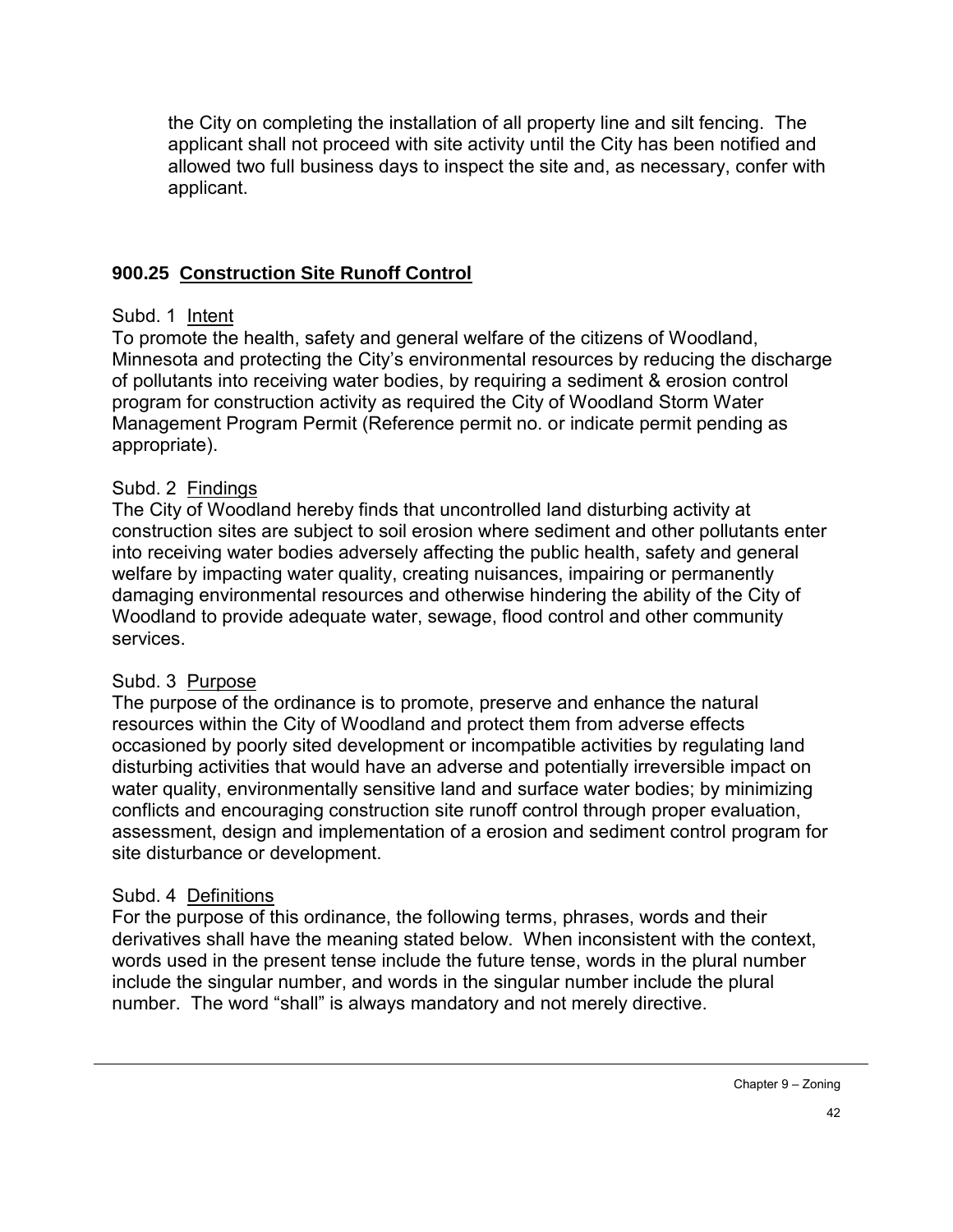the City on completing the installation of all property line and silt fencing. The applicant shall not proceed with site activity until the City has been notified and allowed two full business days to inspect the site and, as necessary, confer with applicant.

## 900.25 Construction Site Runoff Control

Subd. 1 Intent
To promote the health, safety and general welfare of the citizens of Woodland, Minnesota and protecting the City's environmental resources by reducing the discharge of pollutants into receiving water bodies, by requiring a sediment & erosion control program for construction activity as required the City of Woodland Storm Water Management Program Permit (Reference permit no. or indicate permit pending as appropriate).

Subd. 2 Findings
The City of Woodland hereby finds that uncontrolled land disturbing activity at construction sites are subject to soil erosion where sediment and other pollutants enter into receiving water bodies adversely affecting the public health, safety and general welfare by impacting water quality, creating nuisances, impairing or permanently damaging environmental resources and otherwise hindering the ability of the City of Woodland to provide adequate water, sewage, flood control and other community services.

Subd. 3 Purpose
The purpose of the ordinance is to promote, preserve and enhance the natural resources within the City of Woodland and protect them from adverse effects occasioned by poorly sited development or incompatible activities by regulating land disturbing activities that would have an adverse and potentially irreversible impact on water quality, environmentally sensitive land and surface water bodies; by minimizing conflicts and encouraging construction site runoff control through proper evaluation, assessment, design and implementation of a erosion and sediment control program for site disturbance or development.

Subd. 4 Definitions
For the purpose of this ordinance, the following terms, phrases, words and their derivatives shall have the meaning stated below. When inconsistent with the context, words used in the present tense include the future tense, words in the plural number include the singular number, and words in the singular number include the plural number. The word "shall" is always mandatory and not merely directive.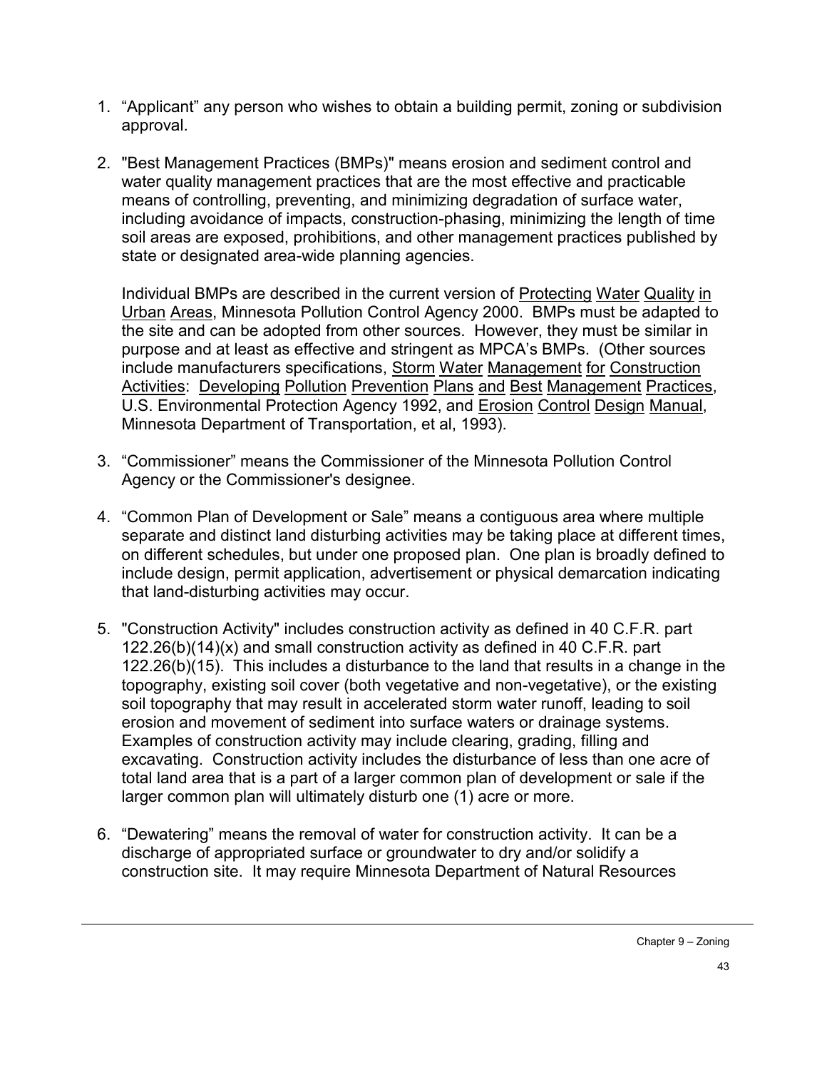1. "Applicant" any person who wishes to obtain a building permit, zoning or subdivision approval.

2. "Best Management Practices (BMPs)" means erosion and sediment control and water quality management practices that are the most effective and practicable means of controlling, preventing, and minimizing degradation of surface water, including avoidance of impacts, construction-phasing, minimizing the length of time soil areas are exposed, prohibitions, and other management practices published by state or designated area-wide planning agencies.

   Individual BMPs are described in the current version of Protecting Water Quality in Urban Areas, Minnesota Pollution Control Agency 2000. BMPs must be adapted to the site and can be adopted from other sources. However, they must be similar in purpose and at least as effective and stringent as MPCA's BMPs. (Other sources include manufacturers specifications, Storm Water Management for Construction Activities: Developing Pollution Prevention Plans and Best Management Practices, U.S. Environmental Protection Agency 1992, and Erosion Control Design Manual, Minnesota Department of Transportation, et al, 1993).

3. "Commissioner" means the Commissioner of the Minnesota Pollution Control Agency or the Commissioner's designee.

4. "Common Plan of Development or Sale" means a contiguous area where multiple separate and distinct land disturbing activities may be taking place at different times, on different schedules, but under one proposed plan. One plan is broadly defined to include design, permit application, advertisement or physical demarcation indicating that land-disturbing activities may occur.

5. "Construction Activity" includes construction activity as defined in 40 C.F.R. part 122.26(b)(14)(x) and small construction activity as defined in 40 C.F.R. part 122.26(b)(15). This includes a disturbance to the land that results in a change in the topography, existing soil cover (both vegetative and non-vegetative), or the existing soil topography that may result in accelerated storm water runoff, leading to soil erosion and movement of sediment into surface waters or drainage systems. Examples of construction activity may include clearing, grading, filling and excavating. Construction activity includes the disturbance of less than one acre of total land area that is a part of a larger common plan of development or sale if the larger common plan will ultimately disturb one (1) acre or more.

6. "Dewatering" means the removal of water for construction activity. It can be a discharge of appropriated surface or groundwater to dry and/or solidify a construction site. It may require Minnesota Department of Natural Resources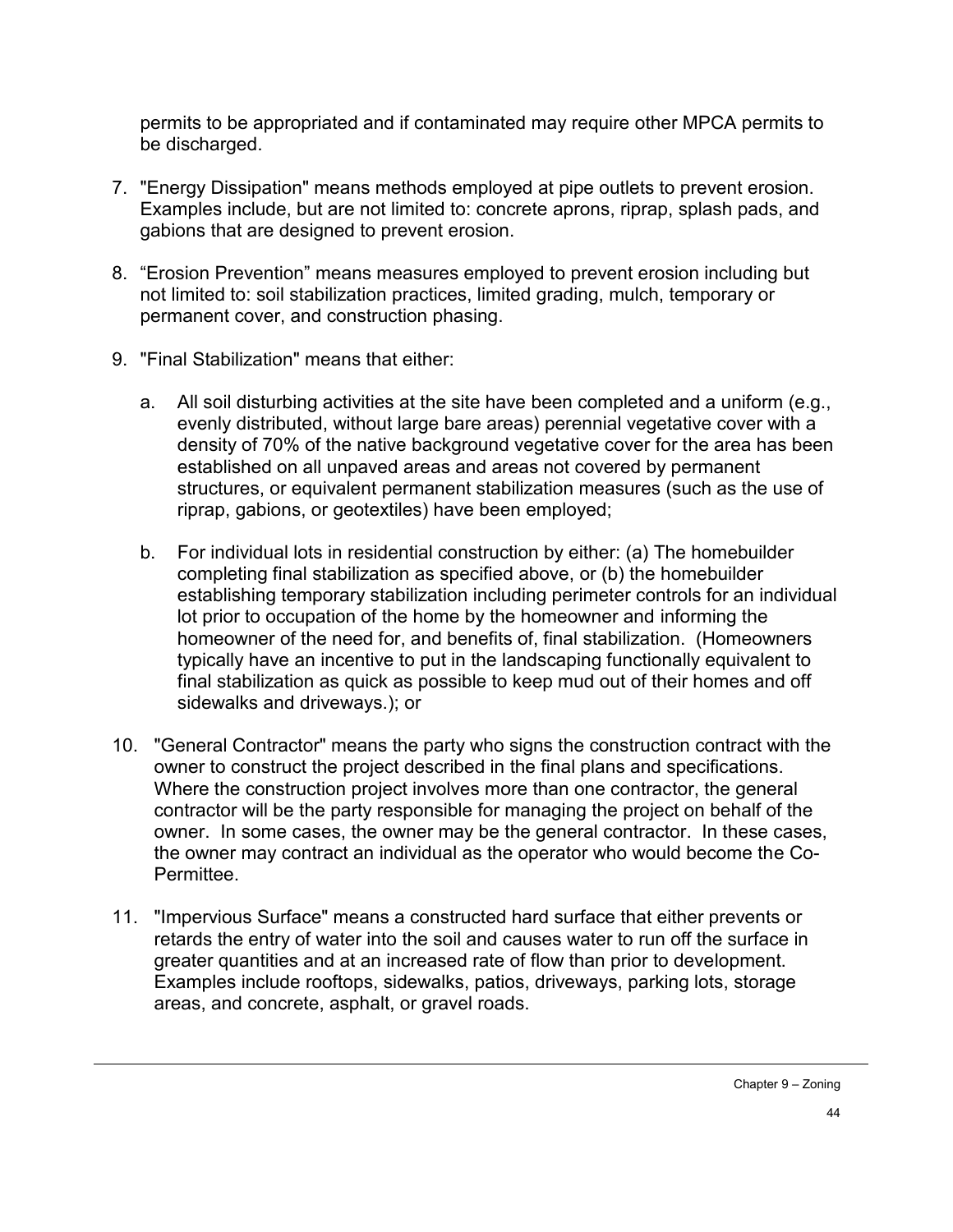permits to be appropriated and if contaminated may require other MPCA permits to be discharged.

7. "Energy Dissipation" means methods employed at pipe outlets to prevent erosion. Examples include, but are not limited to: concrete aprons, riprap, splash pads, and gabions that are designed to prevent erosion.

8. “Erosion Prevention” means measures employed to prevent erosion including but not limited to: soil stabilization practices, limited grading, mulch, temporary or permanent cover, and construction phasing.

9. "Final Stabilization" means that either:

   a. All soil disturbing activities at the site have been completed and a uniform (e.g., evenly distributed, without large bare areas) perennial vegetative cover with a density of 70% of the native background vegetative cover for the area has been established on all unpaved areas and areas not covered by permanent structures, or equivalent permanent stabilization measures (such as the use of riprap, gabions, or geotextiles) have been employed;

   b. For individual lots in residential construction by either: (a) The homebuilder completing final stabilization as specified above, or (b) the homebuilder establishing temporary stabilization including perimeter controls for an individual lot prior to occupation of the home by the homeowner and informing the homeowner of the need for, and benefits of, final stabilization. (Homeowners typically have an incentive to put in the landscaping functionally equivalent to final stabilization as quick as possible to keep mud out of their homes and off sidewalks and driveways.); or

10. "General Contractor" means the party who signs the construction contract with the owner to construct the project described in the final plans and specifications. Where the construction project involves more than one contractor, the general contractor will be the party responsible for managing the project on behalf of the owner. In some cases, the owner may be the general contractor. In these cases, the owner may contract an individual as the operator who would become the Co-Permittee.

11. "Impervious Surface" means a constructed hard surface that either prevents or retards the entry of water into the soil and causes water to run off the surface in greater quantities and at an increased rate of flow than prior to development. Examples include rooftops, sidewalks, patios, driveways, parking lots, storage areas, and concrete, asphalt, or gravel roads.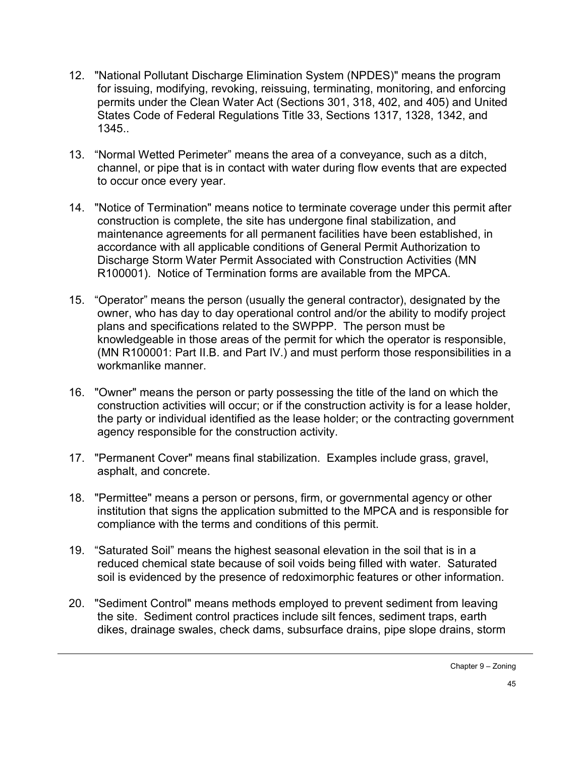12. "National Pollutant Discharge Elimination System (NPDES)" means the program for issuing, modifying, revoking, reissuing, terminating, monitoring, and enforcing permits under the Clean Water Act (Sections 301, 318, 402, and 405) and United States Code of Federal Regulations Title 33, Sections 1317, 1328, 1342, and 1345..

13. "Normal Wetted Perimeter" means the area of a conveyance, such as a ditch, channel, or pipe that is in contact with water during flow events that are expected to occur once every year.

14. "Notice of Termination" means notice to terminate coverage under this permit after construction is complete, the site has undergone final stabilization, and maintenance agreements for all permanent facilities have been established, in accordance with all applicable conditions of General Permit Authorization to Discharge Storm Water Permit Associated with Construction Activities (MN R100001). Notice of Termination forms are available from the MPCA.

15. "Operator" means the person (usually the general contractor), designated by the owner, who has day to day operational control and/or the ability to modify project plans and specifications related to the SWPPP. The person must be knowledgeable in those areas of the permit for which the operator is responsible, (MN R100001: Part II.B. and Part IV.) and must perform those responsibilities in a workmanlike manner.

16. "Owner" means the person or party possessing the title of the land on which the construction activities will occur; or if the construction activity is for a lease holder, the party or individual identified as the lease holder; or the contracting government agency responsible for the construction activity.

17. "Permanent Cover" means final stabilization. Examples include grass, gravel, asphalt, and concrete.

18. "Permittee" means a person or persons, firm, or governmental agency or other institution that signs the application submitted to the MPCA and is responsible for compliance with the terms and conditions of this permit.

19. "Saturated Soil" means the highest seasonal elevation in the soil that is in a reduced chemical state because of soil voids being filled with water. Saturated soil is evidenced by the presence of redoximorphic features or other information.

20. "Sediment Control" means methods employed to prevent sediment from leaving the site. Sediment control practices include silt fences, sediment traps, earth dikes, drainage swales, check dams, subsurface drains, pipe slope drains, storm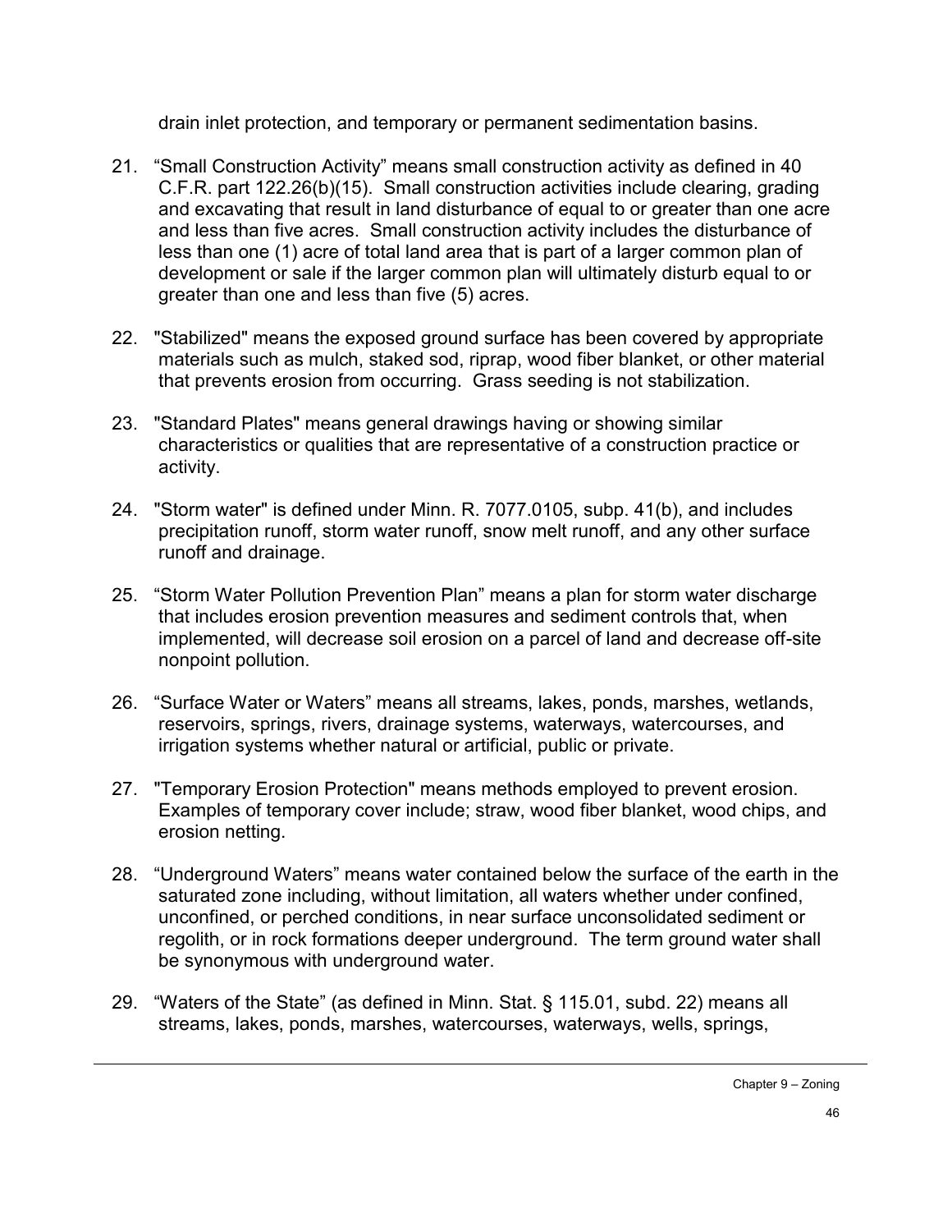drain inlet protection, and temporary or permanent sedimentation basins.

21. “Small Construction Activity” means small construction activity as defined in 40 C.F.R. part 122.26(b)(15). Small construction activities include clearing, grading and excavating that result in land disturbance of equal to or greater than one acre and less than five acres. Small construction activity includes the disturbance of less than one (1) acre of total land area that is part of a larger common plan of development or sale if the larger common plan will ultimately disturb equal to or greater than one and less than five (5) acres.

22. "Stabilized" means the exposed ground surface has been covered by appropriate materials such as mulch, staked sod, riprap, wood fiber blanket, or other material that prevents erosion from occurring. Grass seeding is not stabilization.

23. "Standard Plates" means general drawings having or showing similar characteristics or qualities that are representative of a construction practice or activity.

24. "Storm water" is defined under Minn. R. 7077.0105, subp. 41(b), and includes precipitation runoff, storm water runoff, snow melt runoff, and any other surface runoff and drainage.

25. “Storm Water Pollution Prevention Plan” means a plan for storm water discharge that includes erosion prevention measures and sediment controls that, when implemented, will decrease soil erosion on a parcel of land and decrease off-site nonpoint pollution.

26. “Surface Water or Waters” means all streams, lakes, ponds, marshes, wetlands, reservoirs, springs, rivers, drainage systems, waterways, watercourses, and irrigation systems whether natural or artificial, public or private.

27. "Temporary Erosion Protection" means methods employed to prevent erosion. Examples of temporary cover include; straw, wood fiber blanket, wood chips, and erosion netting.

28. “Underground Waters” means water contained below the surface of the earth in the saturated zone including, without limitation, all waters whether under confined, unconfined, or perched conditions, in near surface unconsolidated sediment or regolith, or in rock formations deeper underground. The term ground water shall be synonymous with underground water.

29. “Waters of the State” (as defined in Minn. Stat. § 115.01, subd. 22) means all streams, lakes, ponds, marshes, watercourses, waterways, wells, springs,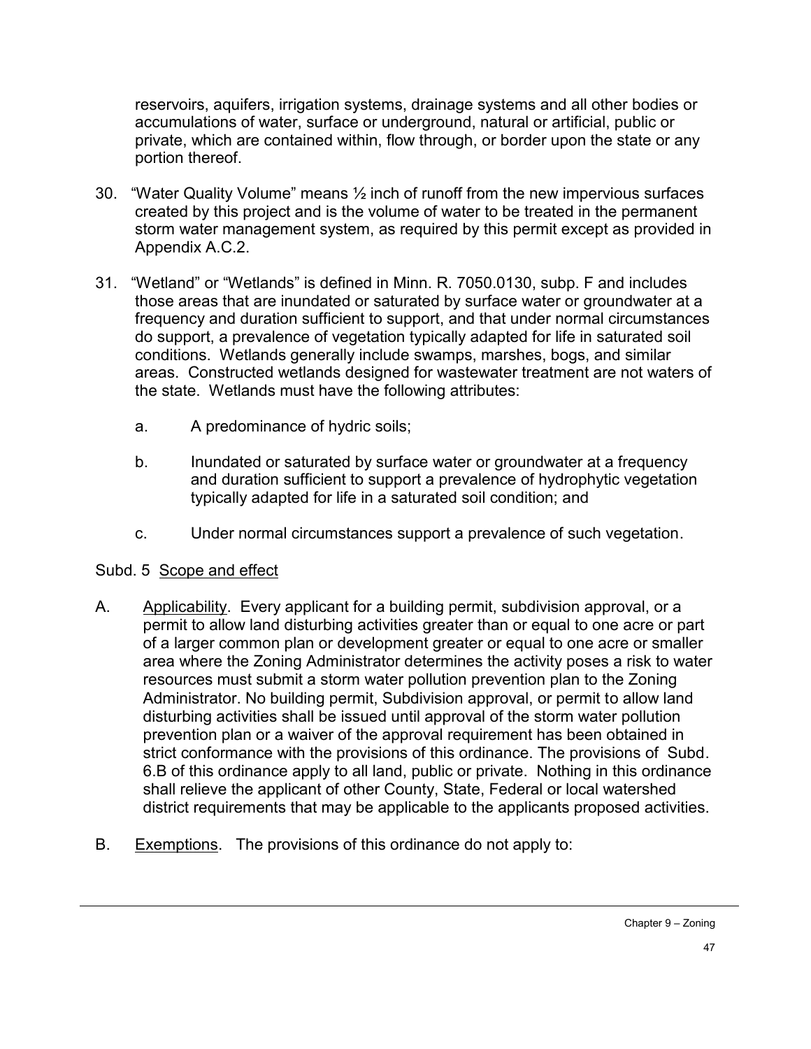reservoirs, aquifers, irrigation systems, drainage systems and all other bodies or accumulations of water, surface or underground, natural or artificial, public or private, which are contained within, flow through, or border upon the state or any portion thereof.

30. "Water Quality Volume" means ½ inch of runoff from the new impervious surfaces created by this project and is the volume of water to be treated in the permanent storm water management system, as required by this permit except as provided in Appendix A.C.2.

31. "Wetland" or "Wetlands" is defined in Minn. R. 7050.0130, subp. F and includes those areas that are inundated or saturated by surface water or groundwater at a frequency and duration sufficient to support, and that under normal circumstances do support, a prevalence of vegetation typically adapted for life in saturated soil conditions. Wetlands generally include swamps, marshes, bogs, and similar areas. Constructed wetlands designed for wastewater treatment are not waters of the state. Wetlands must have the following attributes:

    a. A predominance of hydric soils;

    b. Inundated or saturated by surface water or groundwater at a frequency and duration sufficient to support a prevalence of hydrophytic vegetation typically adapted for life in a saturated soil condition; and

    c. Under normal circumstances support a prevalence of such vegetation.

Subd. 5 Scope and effect

A. Applicability. Every applicant for a building permit, subdivision approval, or a permit to allow land disturbing activities greater than or equal to one acre or part of a larger common plan or development greater or equal to one acre or smaller area where the Zoning Administrator determines the activity poses a risk to water resources must submit a storm water pollution prevention plan to the Zoning Administrator. No building permit, Subdivision approval, or permit to allow land disturbing activities shall be issued until approval of the storm water pollution prevention plan or a waiver of the approval requirement has been obtained in strict conformance with the provisions of this ordinance. The provisions of Subd. 6.B of this ordinance apply to all land, public or private. Nothing in this ordinance shall relieve the applicant of other County, State, Federal or local watershed district requirements that may be applicable to the applicants proposed activities.

B. Exemptions. The provisions of this ordinance do not apply to: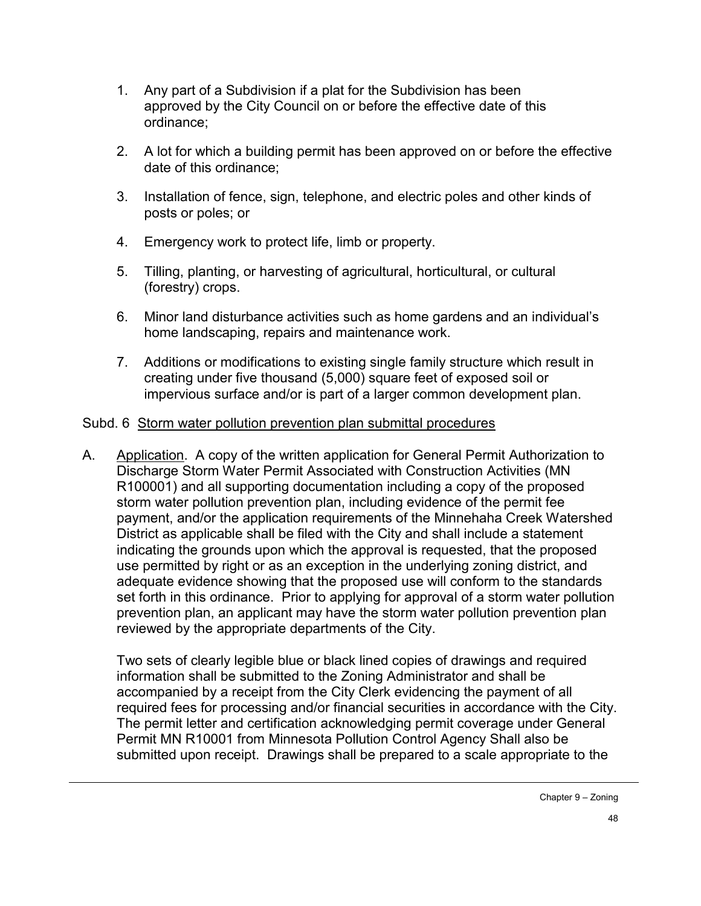1. Any part of a Subdivision if a plat for the Subdivision has been approved by the City Council on or before the effective date of this ordinance;

2. A lot for which a building permit has been approved on or before the effective date of this ordinance;

3. Installation of fence, sign, telephone, and electric poles and other kinds of posts or poles; or

4. Emergency work to protect life, limb or property.

5. Tilling, planting, or harvesting of agricultural, horticultural, or cultural (forestry) crops.

6. Minor land disturbance activities such as home gardens and an individual's home landscaping, repairs and maintenance work.

7. Additions or modifications to existing single family structure which result in creating under five thousand (5,000) square feet of exposed soil or impervious surface and/or is part of a larger common development plan.

Subd. 6 <u>Storm water pollution prevention plan submittal procedures</u>

A. <u>Application</u>. A copy of the written application for General Permit Authorization to Discharge Storm Water Permit Associated with Construction Activities (MN R100001) and all supporting documentation including a copy of the proposed storm water pollution prevention plan, including evidence of the permit fee payment, and/or the application requirements of the Minnehaha Creek Watershed District as applicable shall be filed with the City and shall include a statement indicating the grounds upon which the approval is requested, that the proposed use permitted by right or as an exception in the underlying zoning district, and adequate evidence showing that the proposed use will conform to the standards set forth in this ordinance. Prior to applying for approval of a storm water pollution prevention plan, an applicant may have the storm water pollution prevention plan reviewed by the appropriate departments of the City.

   Two sets of clearly legible blue or black lined copies of drawings and required information shall be submitted to the Zoning Administrator and shall be accompanied by a receipt from the City Clerk evidencing the payment of all required fees for processing and/or financial securities in accordance with the City. The permit letter and certification acknowledging permit coverage under General Permit MN R10001 from Minnesota Pollution Control Agency Shall also be submitted upon receipt. Drawings shall be prepared to a scale appropriate to the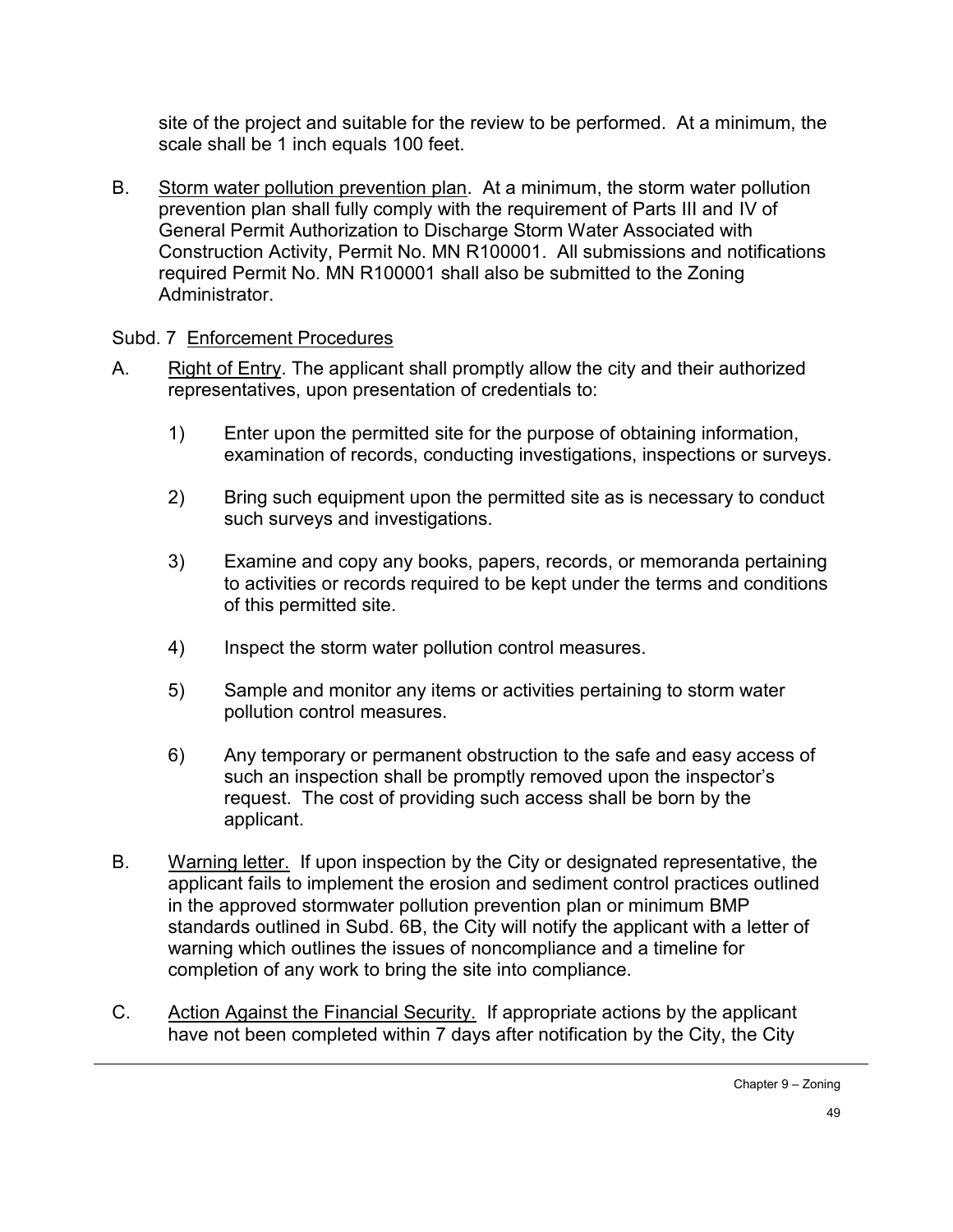site of the project and suitable for the review to be performed. At a minimum, the scale shall be 1 inch equals 100 feet.

B. Storm water pollution prevention plan. At a minimum, the storm water pollution prevention plan shall fully comply with the requirement of Parts III and IV of General Permit Authorization to Discharge Storm Water Associated with Construction Activity, Permit No. MN R100001. All submissions and notifications required Permit No. MN R100001 shall also be submitted to the Zoning Administrator.

Subd. 7 Enforcement Procedures

A. Right of Entry. The applicant shall promptly allow the city and their authorized representatives, upon presentation of credentials to:

1) Enter upon the permitted site for the purpose of obtaining information, examination of records, conducting investigations, inspections or surveys.

2) Bring such equipment upon the permitted site as is necessary to conduct such surveys and investigations.

3) Examine and copy any books, papers, records, or memoranda pertaining to activities or records required to be kept under the terms and conditions of this permitted site.

4) Inspect the storm water pollution control measures.

5) Sample and monitor any items or activities pertaining to storm water pollution control measures.

6) Any temporary or permanent obstruction to the safe and easy access of such an inspection shall be promptly removed upon the inspector's request. The cost of providing such access shall be born by the applicant.

B. Warning letter. If upon inspection by the City or designated representative, the applicant fails to implement the erosion and sediment control practices outlined in the approved stormwater pollution prevention plan or minimum BMP standards outlined in Subd. 6B, the City will notify the applicant with a letter of warning which outlines the issues of noncompliance and a timeline for completion of any work to bring the site into compliance.

C. Action Against the Financial Security. If appropriate actions by the applicant have not been completed within 7 days after notification by the City, the City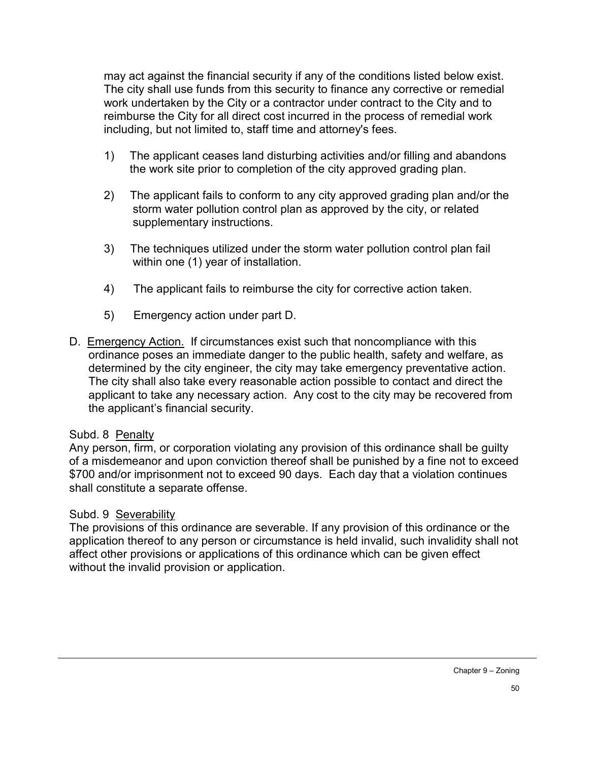may act against the financial security if any of the conditions listed below exist. The city shall use funds from this security to finance any corrective or remedial work undertaken by the City or a contractor under contract to the City and to reimburse the City for all direct cost incurred in the process of remedial work including, but not limited to, staff time and attorney's fees.

1) The applicant ceases land disturbing activities and/or filling and abandons the work site prior to completion of the city approved grading plan.

2) The applicant fails to conform to any city approved grading plan and/or the storm water pollution control plan as approved by the city, or related supplementary instructions.

3) The techniques utilized under the storm water pollution control plan fail within one (1) year of installation.

4) The applicant fails to reimburse the city for corrective action taken.

5) Emergency action under part D.

D. Emergency Action. If circumstances exist such that noncompliance with this ordinance poses an immediate danger to the public health, safety and welfare, as determined by the city engineer, the city may take emergency preventative action. The city shall also take every reasonable action possible to contact and direct the applicant to take any necessary action. Any cost to the city may be recovered from the applicant's financial security.

Subd. 8 Penalty

Any person, firm, or corporation violating any provision of this ordinance shall be guilty of a misdemeanor and upon conviction thereof shall be punished by a fine not to exceed $700 and/or imprisonment not to exceed 90 days. Each day that a violation continues shall constitute a separate offense.

Subd. 9 Severability

The provisions of this ordinance are severable. If any provision of this ordinance or the application thereof to any person or circumstance is held invalid, such invalidity shall not affect other provisions or applications of this ordinance which can be given effect without the invalid provision or application.